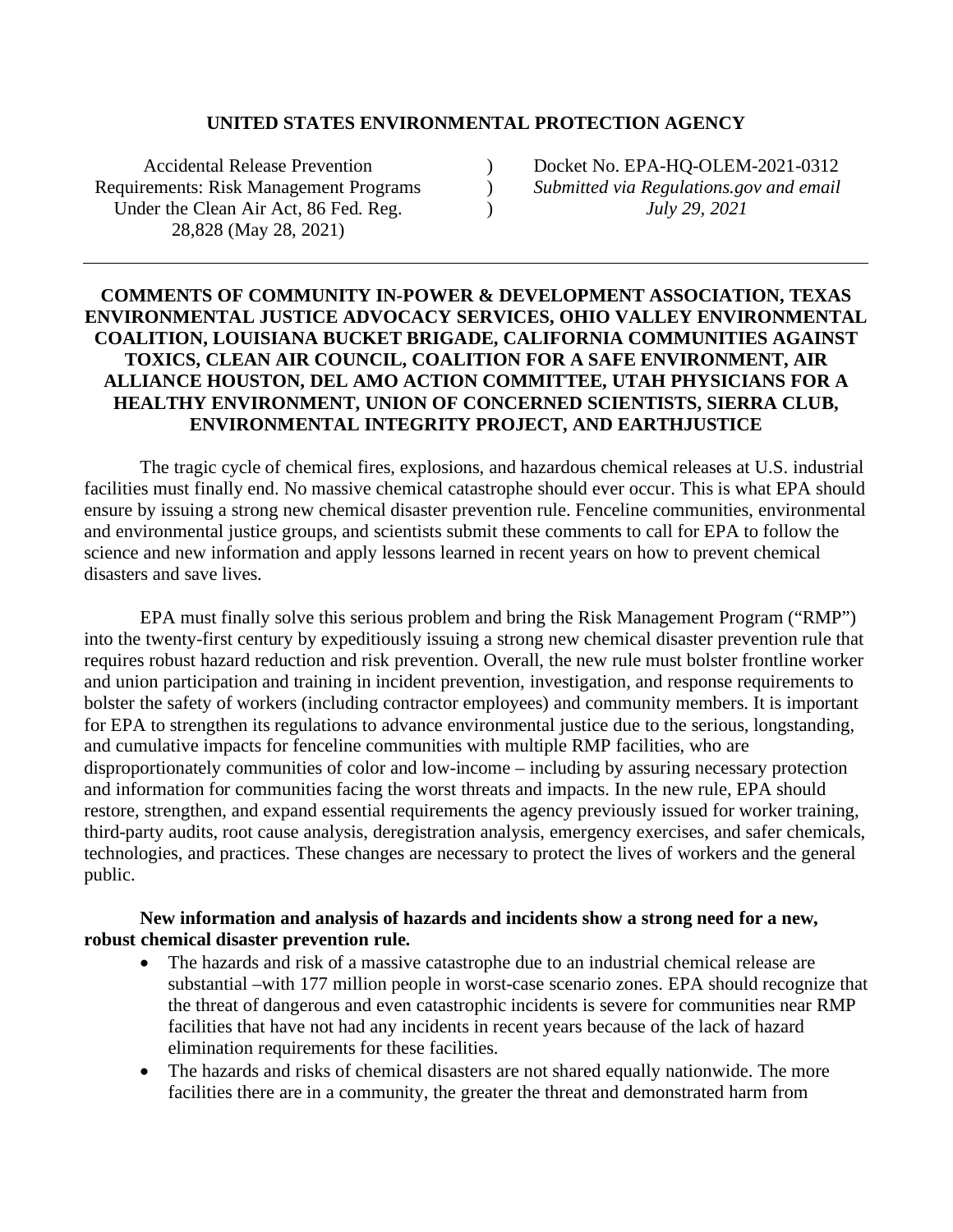**UNITED STATES ENVIRONMENTAL PROTECTION AGENCY**

| | | |
|---|---|---|
| Accidental Release Prevention Requirements: Risk Management Programs Under the Clean Air Act, 86 Fed. Reg. 28,828 (May 28, 2021) | ) ) ) | Docket No. EPA-HQ-OLEM-2021-0312 *Submitted via Regulations.gov and email* *July 29, 2021* |

---

**COMMENTS OF COMMUNITY IN-POWER & DEVELOPMENT ASSOCIATION, TEXAS ENVIRONMENTAL JUSTICE ADVOCACY SERVICES, OHIO VALLEY ENVIRONMENTAL COALITION, LOUISIANA BUCKET BRIGADE, CALIFORNIA COMMUNITIES AGAINST TOXICS, CLEAN AIR COUNCIL, COALITION FOR A SAFE ENVIRONMENT, AIR ALLIANCE HOUSTON, DEL AMO ACTION COMMITTEE, UTAH PHYSICIANS FOR A HEALTHY ENVIRONMENT, UNION OF CONCERNED SCIENTISTS, SIERRA CLUB, ENVIRONMENTAL INTEGRITY PROJECT, AND EARTHJUSTICE**

The tragic cycle of chemical fires, explosions, and hazardous chemical releases at U.S. industrial facilities must finally end. No massive chemical catastrophe should ever occur. This is what EPA should ensure by issuing a strong new chemical disaster prevention rule. Fenceline communities, environmental and environmental justice groups, and scientists submit these comments to call for EPA to follow the science and new information and apply lessons learned in recent years on how to prevent chemical disasters and save lives.

EPA must finally solve this serious problem and bring the Risk Management Program ("RMP") into the twenty-first century by expeditiously issuing a strong new chemical disaster prevention rule that requires robust hazard reduction and risk prevention. Overall, the new rule must bolster frontline worker and union participation and training in incident prevention, investigation, and response requirements to bolster the safety of workers (including contractor employees) and community members. It is important for EPA to strengthen its regulations to advance environmental justice due to the serious, longstanding, and cumulative impacts for fenceline communities with multiple RMP facilities, who are disproportionately communities of color and low-income – including by assuring necessary protection and information for communities facing the worst threats and impacts. In the new rule, EPA should restore, strengthen, and expand essential requirements the agency previously issued for worker training, third-party audits, root cause analysis, deregistration analysis, emergency exercises, and safer chemicals, technologies, and practices. These changes are necessary to protect the lives of workers and the general public.

**New information and analysis of hazards and incidents show a strong need for a new, robust chemical disaster prevention rule.**

- The hazards and risk of a massive catastrophe due to an industrial chemical release are substantial –with 177 million people in worst-case scenario zones. EPA should recognize that the threat of dangerous and even catastrophic incidents is severe for communities near RMP facilities that have not had any incidents in recent years because of the lack of hazard elimination requirements for these facilities.
- The hazards and risks of chemical disasters are not shared equally nationwide. The more facilities there are in a community, the greater the threat and demonstrated harm from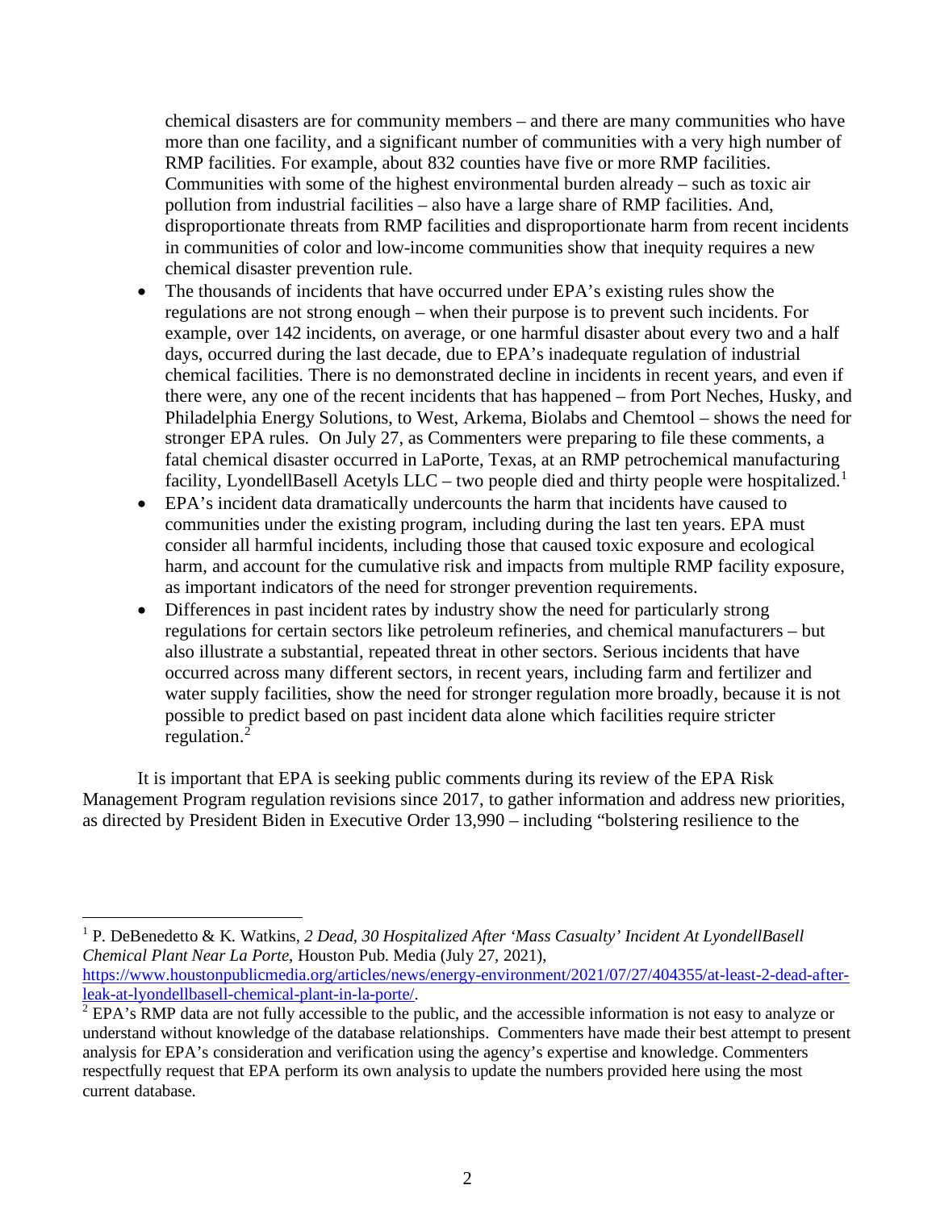chemical disasters are for community members – and there are many communities who have more than one facility, and a significant number of communities with a very high number of RMP facilities. For example, about 832 counties have five or more RMP facilities. Communities with some of the highest environmental burden already – such as toxic air pollution from industrial facilities – also have a large share of RMP facilities. And, disproportionate threats from RMP facilities and disproportionate harm from recent incidents in communities of color and low-income communities show that inequity requires a new chemical disaster prevention rule.

- The thousands of incidents that have occurred under EPA's existing rules show the regulations are not strong enough – when their purpose is to prevent such incidents. For example, over 142 incidents, on average, or one harmful disaster about every two and a half days, occurred during the last decade, due to EPA's inadequate regulation of industrial chemical facilities. There is no demonstrated decline in incidents in recent years, and even if there were, any one of the recent incidents that has happened – from Port Neches, Husky, and Philadelphia Energy Solutions, to West, Arkema, Biolabs and Chemtool – shows the need for stronger EPA rules. On July 27, as Commenters were preparing to file these comments, a fatal chemical disaster occurred in LaPorte, Texas, at an RMP petrochemical manufacturing facility, LyondellBasell Acetyls LLC – two people died and thirty people were hospitalized.[1]
- EPA's incident data dramatically undercounts the harm that incidents have caused to communities under the existing program, including during the last ten years. EPA must consider all harmful incidents, including those that caused toxic exposure and ecological harm, and account for the cumulative risk and impacts from multiple RMP facility exposure, as important indicators of the need for stronger prevention requirements.
- Differences in past incident rates by industry show the need for particularly strong regulations for certain sectors like petroleum refineries, and chemical manufacturers – but also illustrate a substantial, repeated threat in other sectors. Serious incidents that have occurred across many different sectors, in recent years, including farm and fertilizer and water supply facilities, show the need for stronger regulation more broadly, because it is not possible to predict based on past incident data alone which facilities require stricter regulation.[2]

It is important that EPA is seeking public comments during its review of the EPA Risk Management Program regulation revisions since 2017, to gather information and address new priorities, as directed by President Biden in Executive Order 13,990 – including "bolstering resilience to the

---

[1] P. DeBenedetto & K. Watkins, *2 Dead, 30 Hospitalized After 'Mass Casualty' Incident At LyondellBasell Chemical Plant Near La Porte*, Houston Pub. Media (July 27, 2021), https://www.houstonpublicmedia.org/articles/news/energy-environment/2021/07/27/404355/at-least-2-dead-after-leak-at-lyondellbasell-chemical-plant-in-la-porte/.

[2] EPA's RMP data are not fully accessible to the public, and the accessible information is not easy to analyze or understand without knowledge of the database relationships. Commenters have made their best attempt to present analysis for EPA's consideration and verification using the agency's expertise and knowledge. Commenters respectfully request that EPA perform its own analysis to update the numbers provided here using the most current database.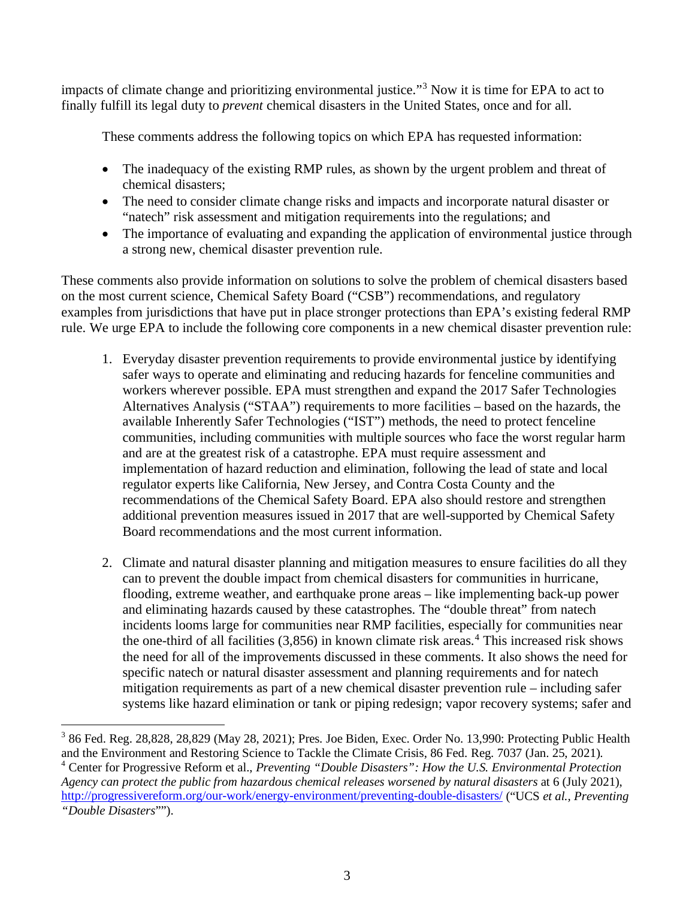impacts of climate change and prioritizing environmental justice."[3] Now it is time for EPA to act to finally fulfill its legal duty to *prevent* chemical disasters in the United States, once and for all.

These comments address the following topics on which EPA has requested information:

- The inadequacy of the existing RMP rules, as shown by the urgent problem and threat of chemical disasters;
- The need to consider climate change risks and impacts and incorporate natural disaster or "natech" risk assessment and mitigation requirements into the regulations; and
- The importance of evaluating and expanding the application of environmental justice through a strong new, chemical disaster prevention rule.

These comments also provide information on solutions to solve the problem of chemical disasters based on the most current science, Chemical Safety Board ("CSB") recommendations, and regulatory examples from jurisdictions that have put in place stronger protections than EPA's existing federal RMP rule. We urge EPA to include the following core components in a new chemical disaster prevention rule:

1. Everyday disaster prevention requirements to provide environmental justice by identifying safer ways to operate and eliminating and reducing hazards for fenceline communities and workers wherever possible. EPA must strengthen and expand the 2017 Safer Technologies Alternatives Analysis ("STAA") requirements to more facilities – based on the hazards, the available Inherently Safer Technologies ("IST") methods, the need to protect fenceline communities, including communities with multiple sources who face the worst regular harm and are at the greatest risk of a catastrophe. EPA must require assessment and implementation of hazard reduction and elimination, following the lead of state and local regulator experts like California, New Jersey, and Contra Costa County and the recommendations of the Chemical Safety Board. EPA also should restore and strengthen additional prevention measures issued in 2017 that are well-supported by Chemical Safety Board recommendations and the most current information.

2. Climate and natural disaster planning and mitigation measures to ensure facilities do all they can to prevent the double impact from chemical disasters for communities in hurricane, flooding, extreme weather, and earthquake prone areas – like implementing back-up power and eliminating hazards caused by these catastrophes. The "double threat" from natech incidents looms large for communities near RMP facilities, especially for communities near the one-third of all facilities (3,856) in known climate risk areas.[4] This increased risk shows the need for all of the improvements discussed in these comments. It also shows the need for specific natech or natural disaster assessment and planning requirements and for natech mitigation requirements as part of a new chemical disaster prevention rule – including safer systems like hazard elimination or tank or piping redesign; vapor recovery systems; safer and

---

[3] 86 Fed. Reg. 28,828, 28,829 (May 28, 2021); Pres. Joe Biden, Exec. Order No. 13,990: Protecting Public Health and the Environment and Restoring Science to Tackle the Climate Crisis, 86 Fed. Reg. 7037 (Jan. 25, 2021).

[4] Center for Progressive Reform et al., *Preventing "Double Disasters": How the U.S. Environmental Protection Agency can protect the public from hazardous chemical releases worsened by natural disasters* at 6 (July 2021), http://progressivereform.org/our-work/energy-environment/preventing-double-disasters/ ("UCS *et al., Preventing "Double Disasters*"").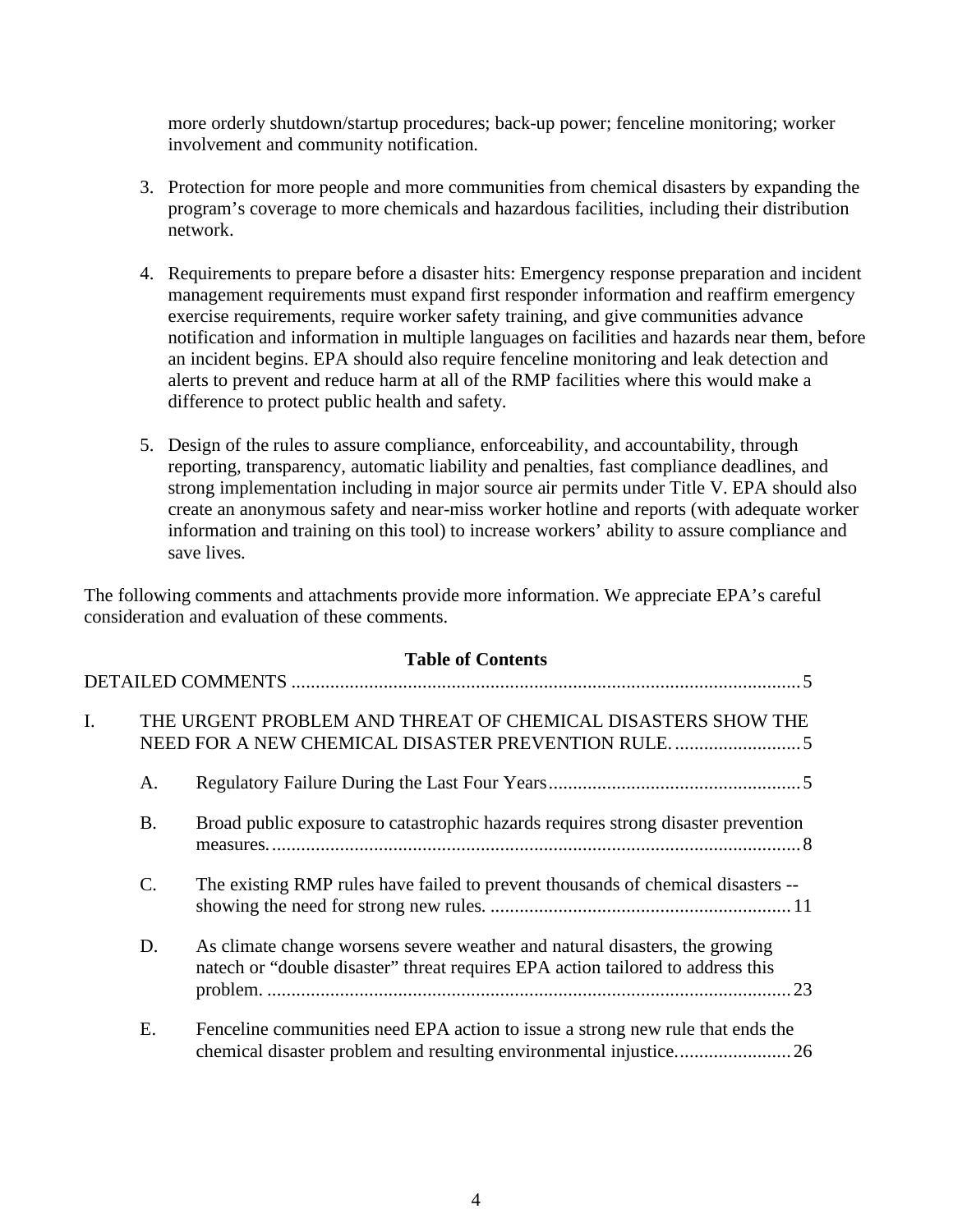more orderly shutdown/startup procedures; back-up power; fenceline monitoring; worker involvement and community notification.

3. Protection for more people and more communities from chemical disasters by expanding the program's coverage to more chemicals and hazardous facilities, including their distribution network.

4. Requirements to prepare before a disaster hits: Emergency response preparation and incident management requirements must expand first responder information and reaffirm emergency exercise requirements, require worker safety training, and give communities advance notification and information in multiple languages on facilities and hazards near them, before an incident begins. EPA should also require fenceline monitoring and leak detection and alerts to prevent and reduce harm at all of the RMP facilities where this would make a difference to protect public health and safety.

5. Design of the rules to assure compliance, enforceability, and accountability, through reporting, transparency, automatic liability and penalties, fast compliance deadlines, and strong implementation including in major source air permits under Title V. EPA should also create an anonymous safety and near-miss worker hotline and reports (with adequate worker information and training on this tool) to increase workers' ability to assure compliance and save lives.

The following comments and attachments provide more information. We appreciate EPA's careful consideration and evaluation of these comments.

**Table of Contents**

DETAILED COMMENTS .......... 5

I. THE URGENT PROBLEM AND THREAT OF CHEMICAL DISASTERS SHOW THE NEED FOR A NEW CHEMICAL DISASTER PREVENTION RULE. .......... 5

 A. Regulatory Failure During the Last Four Years .......... 5

 B. Broad public exposure to catastrophic hazards requires strong disaster prevention measures. .......... 8

 C. The existing RMP rules have failed to prevent thousands of chemical disasters -- showing the need for strong new rules. .......... 11

 D. As climate change worsens severe weather and natural disasters, the growing natech or "double disaster" threat requires EPA action tailored to address this problem. .......... 23

 E. Fenceline communities need EPA action to issue a strong new rule that ends the chemical disaster problem and resulting environmental injustice. .......... 26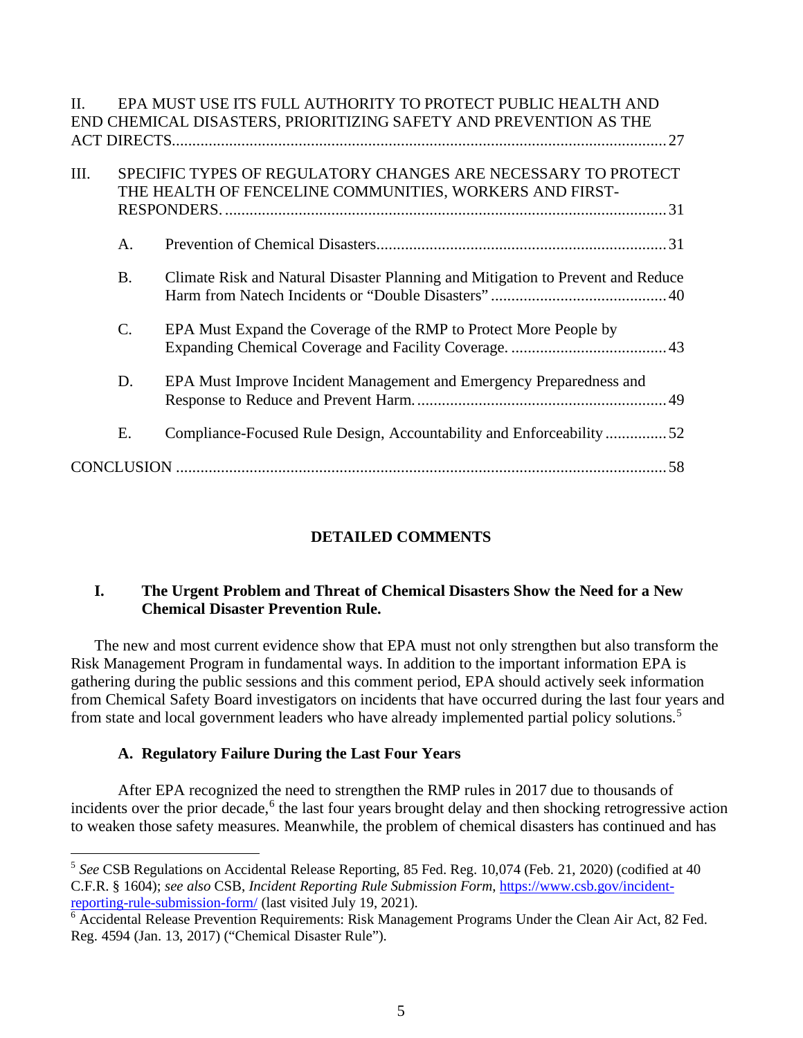II. EPA MUST USE ITS FULL AUTHORITY TO PROTECT PUBLIC HEALTH AND END CHEMICAL DISASTERS, PRIORITIZING SAFETY AND PREVENTION AS THE ACT DIRECTS. 27

III. SPECIFIC TYPES OF REGULATORY CHANGES ARE NECESSARY TO PROTECT THE HEALTH OF FENCELINE COMMUNITIES, WORKERS AND FIRST-RESPONDERS. 31

- A. Prevention of Chemical Disasters 31
- B. Climate Risk and Natural Disaster Planning and Mitigation to Prevent and Reduce Harm from Natech Incidents or "Double Disasters" 40
- C. EPA Must Expand the Coverage of the RMP to Protect More People by Expanding Chemical Coverage and Facility Coverage. 43
- D. EPA Must Improve Incident Management and Emergency Preparedness and Response to Reduce and Prevent Harm. 49
- E. Compliance-Focused Rule Design, Accountability and Enforceability 52

CONCLUSION 58

## DETAILED COMMENTS

### I. The Urgent Problem and Threat of Chemical Disasters Show the Need for a New Chemical Disaster Prevention Rule.

The new and most current evidence show that EPA must not only strengthen but also transform the Risk Management Program in fundamental ways. In addition to the important information EPA is gathering during the public sessions and this comment period, EPA should actively seek information from Chemical Safety Board investigators on incidents that have occurred during the last four years and from state and local government leaders who have already implemented partial policy solutions.[5]

#### A. Regulatory Failure During the Last Four Years

After EPA recognized the need to strengthen the RMP rules in 2017 due to thousands of incidents over the prior decade,[6] the last four years brought delay and then shocking retrogressive action to weaken those safety measures. Meanwhile, the problem of chemical disasters has continued and has

[5] *See* CSB Regulations on Accidental Release Reporting, 85 Fed. Reg. 10,074 (Feb. 21, 2020) (codified at 40 C.F.R. § 1604); *see also* CSB, *Incident Reporting Rule Submission Form*, https://www.csb.gov/incident-reporting-rule-submission-form/ (last visited July 19, 2021).

[6] Accidental Release Prevention Requirements: Risk Management Programs Under the Clean Air Act, 82 Fed. Reg. 4594 (Jan. 13, 2017) ("Chemical Disaster Rule").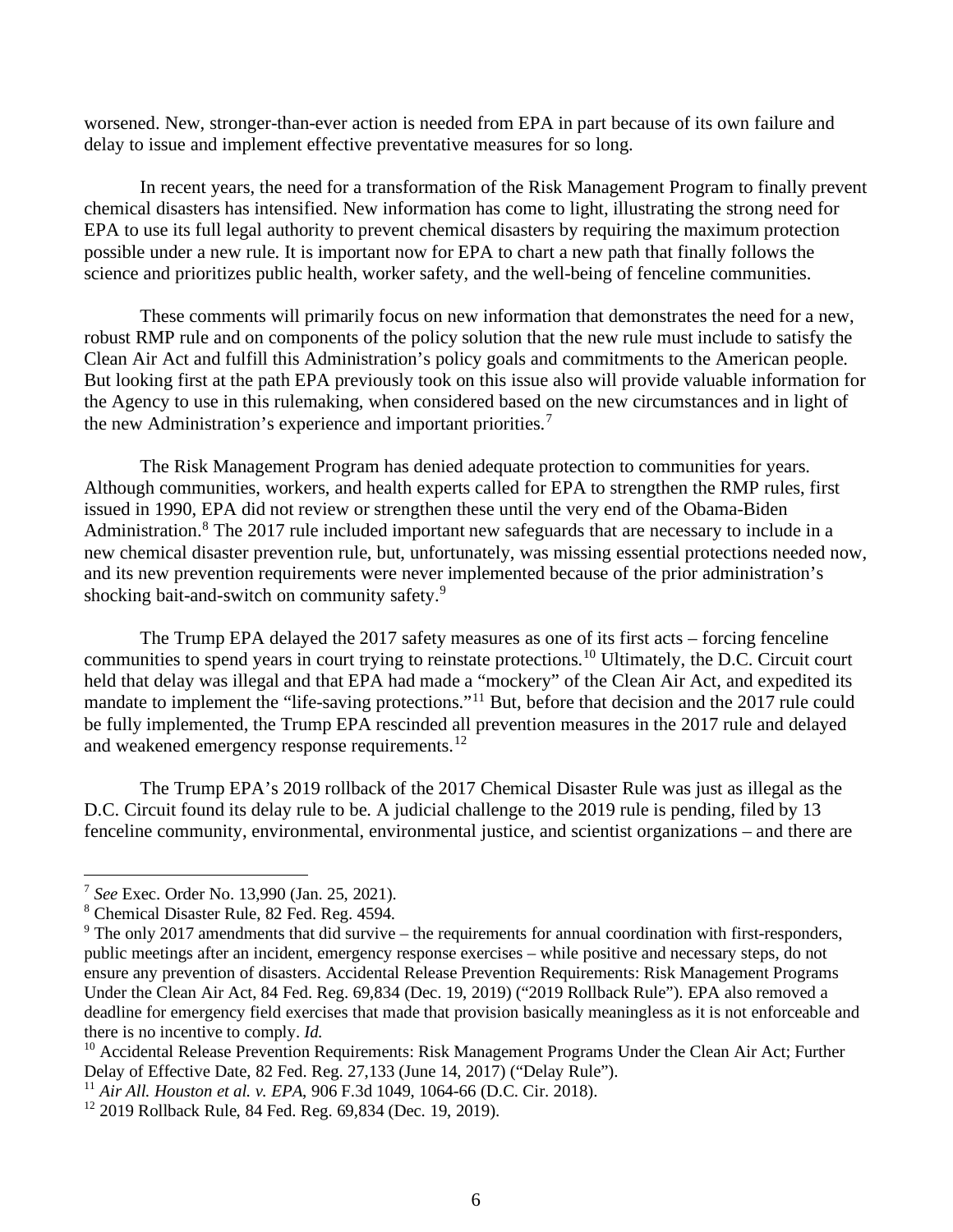worsened. New, stronger-than-ever action is needed from EPA in part because of its own failure and delay to issue and implement effective preventative measures for so long.

In recent years, the need for a transformation of the Risk Management Program to finally prevent chemical disasters has intensified. New information has come to light, illustrating the strong need for EPA to use its full legal authority to prevent chemical disasters by requiring the maximum protection possible under a new rule. It is important now for EPA to chart a new path that finally follows the science and prioritizes public health, worker safety, and the well-being of fenceline communities.

These comments will primarily focus on new information that demonstrates the need for a new, robust RMP rule and on components of the policy solution that the new rule must include to satisfy the Clean Air Act and fulfill this Administration's policy goals and commitments to the American people. But looking first at the path EPA previously took on this issue also will provide valuable information for the Agency to use in this rulemaking, when considered based on the new circumstances and in light of the new Administration's experience and important priorities.[7]

The Risk Management Program has denied adequate protection to communities for years. Although communities, workers, and health experts called for EPA to strengthen the RMP rules, first issued in 1990, EPA did not review or strengthen these until the very end of the Obama-Biden Administration.[8] The 2017 rule included important new safeguards that are necessary to include in a new chemical disaster prevention rule, but, unfortunately, was missing essential protections needed now, and its new prevention requirements were never implemented because of the prior administration's shocking bait-and-switch on community safety.[9]

The Trump EPA delayed the 2017 safety measures as one of its first acts – forcing fenceline communities to spend years in court trying to reinstate protections.[10] Ultimately, the D.C. Circuit court held that delay was illegal and that EPA had made a "mockery" of the Clean Air Act, and expedited its mandate to implement the "life-saving protections."[11] But, before that decision and the 2017 rule could be fully implemented, the Trump EPA rescinded all prevention measures in the 2017 rule and delayed and weakened emergency response requirements.[12]

The Trump EPA's 2019 rollback of the 2017 Chemical Disaster Rule was just as illegal as the D.C. Circuit found its delay rule to be. A judicial challenge to the 2019 rule is pending, filed by 13 fenceline community, environmental, environmental justice, and scientist organizations – and there are

---

[7] *See* Exec. Order No. 13,990 (Jan. 25, 2021).

[8] Chemical Disaster Rule, 82 Fed. Reg. 4594.

[9] The only 2017 amendments that did survive – the requirements for annual coordination with first-responders, public meetings after an incident, emergency response exercises – while positive and necessary steps, do not ensure any prevention of disasters. Accidental Release Prevention Requirements: Risk Management Programs Under the Clean Air Act, 84 Fed. Reg. 69,834 (Dec. 19, 2019) ("2019 Rollback Rule"). EPA also removed a deadline for emergency field exercises that made that provision basically meaningless as it is not enforceable and there is no incentive to comply. *Id.*

[10] Accidental Release Prevention Requirements: Risk Management Programs Under the Clean Air Act; Further Delay of Effective Date, 82 Fed. Reg. 27,133 (June 14, 2017) ("Delay Rule").

[11] *Air All. Houston et al. v. EPA*, 906 F.3d 1049, 1064-66 (D.C. Cir. 2018).

[12] 2019 Rollback Rule, 84 Fed. Reg. 69,834 (Dec. 19, 2019).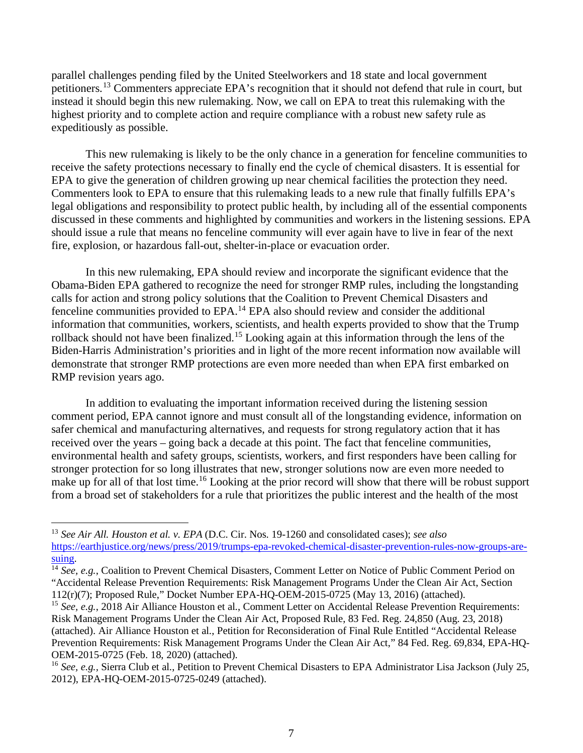parallel challenges pending filed by the United Steelworkers and 18 state and local government petitioners.[13] Commenters appreciate EPA's recognition that it should not defend that rule in court, but instead it should begin this new rulemaking. Now, we call on EPA to treat this rulemaking with the highest priority and to complete action and require compliance with a robust new safety rule as expeditiously as possible.

This new rulemaking is likely to be the only chance in a generation for fenceline communities to receive the safety protections necessary to finally end the cycle of chemical disasters. It is essential for EPA to give the generation of children growing up near chemical facilities the protection they need. Commenters look to EPA to ensure that this rulemaking leads to a new rule that finally fulfills EPA's legal obligations and responsibility to protect public health, by including all of the essential components discussed in these comments and highlighted by communities and workers in the listening sessions. EPA should issue a rule that means no fenceline community will ever again have to live in fear of the next fire, explosion, or hazardous fall-out, shelter-in-place or evacuation order.

In this new rulemaking, EPA should review and incorporate the significant evidence that the Obama-Biden EPA gathered to recognize the need for stronger RMP rules, including the longstanding calls for action and strong policy solutions that the Coalition to Prevent Chemical Disasters and fenceline communities provided to EPA.[14] EPA also should review and consider the additional information that communities, workers, scientists, and health experts provided to show that the Trump rollback should not have been finalized.[15] Looking again at this information through the lens of the Biden-Harris Administration's priorities and in light of the more recent information now available will demonstrate that stronger RMP protections are even more needed than when EPA first embarked on RMP revision years ago.

In addition to evaluating the important information received during the listening session comment period, EPA cannot ignore and must consult all of the longstanding evidence, information on safer chemical and manufacturing alternatives, and requests for strong regulatory action that it has received over the years – going back a decade at this point. The fact that fenceline communities, environmental health and safety groups, scientists, workers, and first responders have been calling for stronger protection for so long illustrates that new, stronger solutions now are even more needed to make up for all of that lost time.[16] Looking at the prior record will show that there will be robust support from a broad set of stakeholders for a rule that prioritizes the public interest and the health of the most

---

[13] *See Air All. Houston et al. v. EPA* (D.C. Cir. Nos. 19-1260 and consolidated cases); *see also* https://earthjustice.org/news/press/2019/trumps-epa-revoked-chemical-disaster-prevention-rules-now-groups-are-suing.

[14] *See, e.g.*, Coalition to Prevent Chemical Disasters, Comment Letter on Notice of Public Comment Period on "Accidental Release Prevention Requirements: Risk Management Programs Under the Clean Air Act, Section 112(r)(7); Proposed Rule," Docket Number EPA-HQ-OEM-2015-0725 (May 13, 2016) (attached).

[15] *See, e.g.*, 2018 Air Alliance Houston et al., Comment Letter on Accidental Release Prevention Requirements: Risk Management Programs Under the Clean Air Act, Proposed Rule, 83 Fed. Reg. 24,850 (Aug. 23, 2018) (attached). Air Alliance Houston et al., Petition for Reconsideration of Final Rule Entitled "Accidental Release Prevention Requirements: Risk Management Programs Under the Clean Air Act," 84 Fed. Reg. 69,834, EPA-HQ-OEM-2015-0725 (Feb. 18, 2020) (attached).

[16] *See, e.g.*, Sierra Club et al., Petition to Prevent Chemical Disasters to EPA Administrator Lisa Jackson (July 25, 2012), EPA-HQ-OEM-2015-0725-0249 (attached).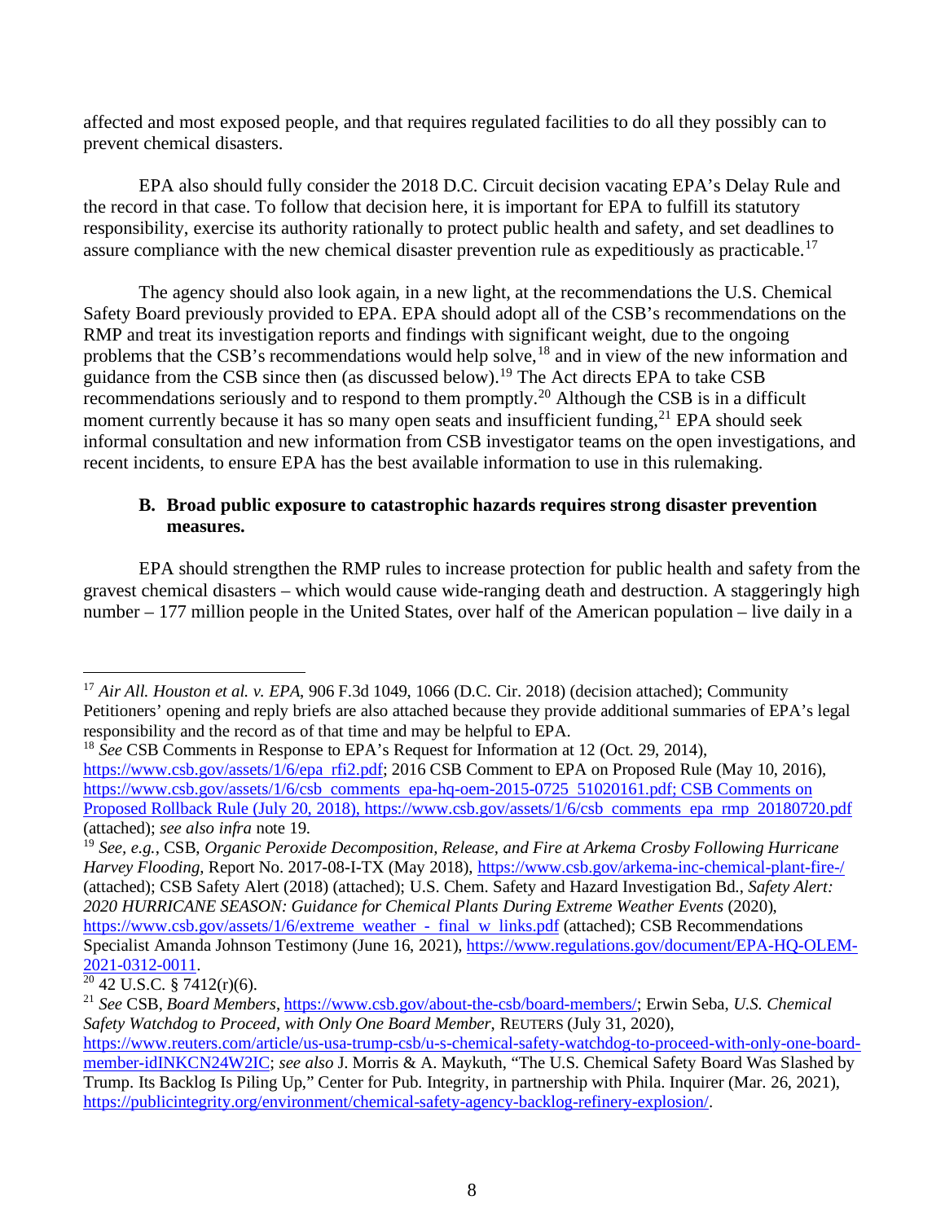affected and most exposed people, and that requires regulated facilities to do all they possibly can to prevent chemical disasters.

EPA also should fully consider the 2018 D.C. Circuit decision vacating EPA's Delay Rule and the record in that case. To follow that decision here, it is important for EPA to fulfill its statutory responsibility, exercise its authority rationally to protect public health and safety, and set deadlines to assure compliance with the new chemical disaster prevention rule as expeditiously as practicable.[17]

The agency should also look again, in a new light, at the recommendations the U.S. Chemical Safety Board previously provided to EPA. EPA should adopt all of the CSB's recommendations on the RMP and treat its investigation reports and findings with significant weight, due to the ongoing problems that the CSB's recommendations would help solve,[18] and in view of the new information and guidance from the CSB since then (as discussed below).[19] The Act directs EPA to take CSB recommendations seriously and to respond to them promptly.[20] Although the CSB is in a difficult moment currently because it has so many open seats and insufficient funding,[21] EPA should seek informal consultation and new information from CSB investigator teams on the open investigations, and recent incidents, to ensure EPA has the best available information to use in this rulemaking.

### B. Broad public exposure to catastrophic hazards requires strong disaster prevention measures.

EPA should strengthen the RMP rules to increase protection for public health and safety from the gravest chemical disasters – which would cause wide-ranging death and destruction. A staggeringly high number – 177 million people in the United States, over half of the American population – live daily in a

---

[17] *Air All. Houston et al. v. EPA*, 906 F.3d 1049, 1066 (D.C. Cir. 2018) (decision attached); Community Petitioners' opening and reply briefs are also attached because they provide additional summaries of EPA's legal responsibility and the record as of that time and may be helpful to EPA.

[18] *See* CSB Comments in Response to EPA's Request for Information at 12 (Oct. 29, 2014), https://www.csb.gov/assets/1/6/epa_rfi2.pdf; 2016 CSB Comment to EPA on Proposed Rule (May 10, 2016), https://www.csb.gov/assets/1/6/csb_comments_epa-hq-oem-2015-0725_51020161.pdf; CSB Comments on Proposed Rollback Rule (July 20, 2018), https://www.csb.gov/assets/1/6/csb_comments_epa_rmp_20180720.pdf (attached); *see also infra* note 19.

[19] *See, e.g.*, CSB, *Organic Peroxide Decomposition, Release, and Fire at Arkema Crosby Following Hurricane Harvey Flooding*, Report No. 2017-08-I-TX (May 2018), https://www.csb.gov/arkema-inc-chemical-plant-fire-/ (attached); CSB Safety Alert (2018) (attached); U.S. Chem. Safety and Hazard Investigation Bd., *Safety Alert: 2020 HURRICANE SEASON: Guidance for Chemical Plants During Extreme Weather Events* (2020), https://www.csb.gov/assets/1/6/extreme_weather_-_final_w_links.pdf (attached); CSB Recommendations Specialist Amanda Johnson Testimony (June 16, 2021), https://www.regulations.gov/document/EPA-HQ-OLEM-2021-0312-0011.

[20] 42 U.S.C. § 7412(r)(6).

[21] *See* CSB, *Board Members*, https://www.csb.gov/about-the-csb/board-members/; Erwin Seba, *U.S. Chemical Safety Watchdog to Proceed, with Only One Board Member*, REUTERS (July 31, 2020), https://www.reuters.com/article/us-usa-trump-csb/u-s-chemical-safety-watchdog-to-proceed-with-only-one-board-member-idINKCN24W2IC; *see also* J. Morris & A. Maykuth, "The U.S. Chemical Safety Board Was Slashed by Trump. Its Backlog Is Piling Up," Center for Pub. Integrity, in partnership with Phila. Inquirer (Mar. 26, 2021), https://publicintegrity.org/environment/chemical-safety-agency-backlog-refinery-explosion/.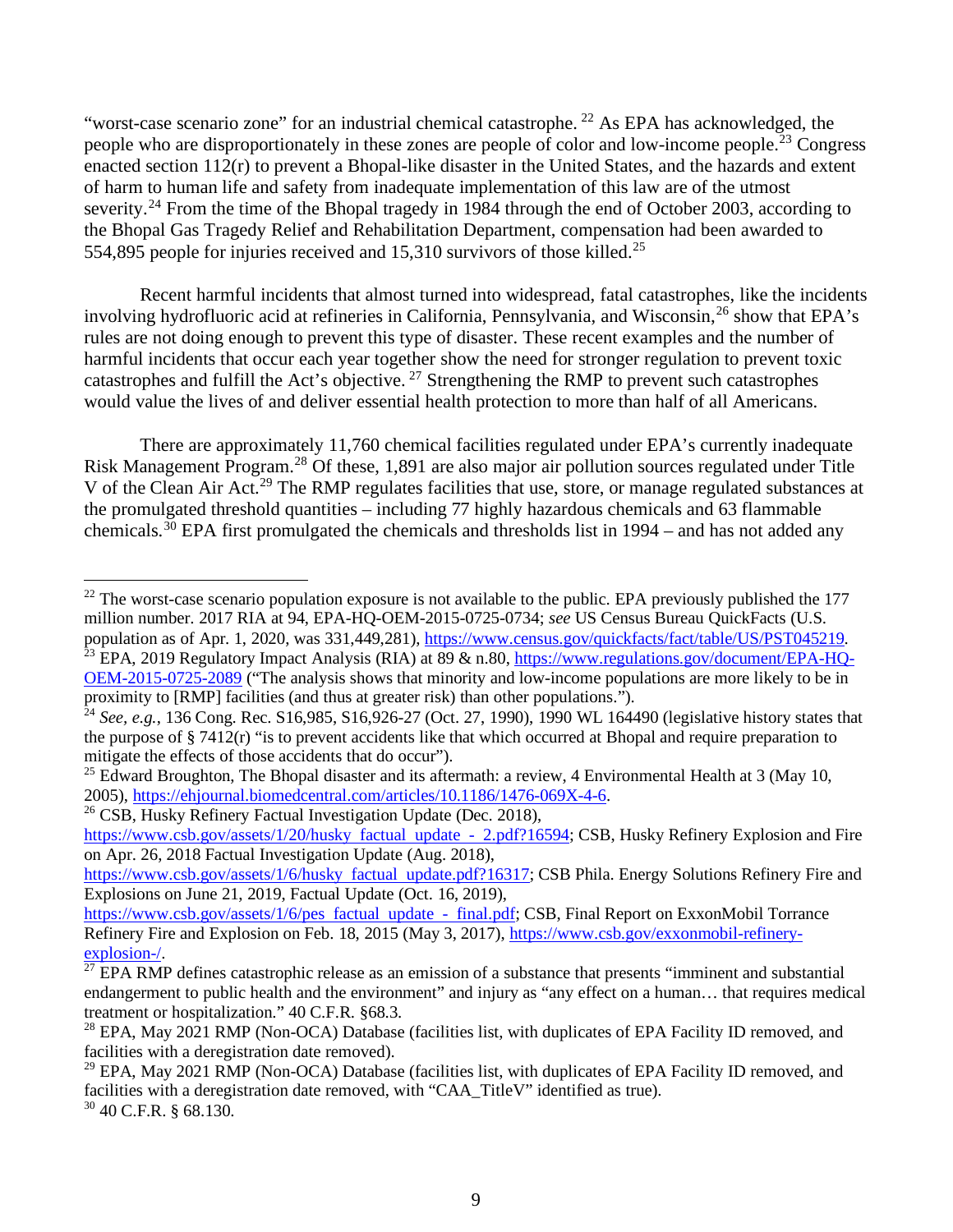"worst-case scenario zone" for an industrial chemical catastrophe. [22] As EPA has acknowledged, the people who are disproportionately in these zones are people of color and low-income people.[23] Congress enacted section 112(r) to prevent a Bhopal-like disaster in the United States, and the hazards and extent of harm to human life and safety from inadequate implementation of this law are of the utmost severity.[24] From the time of the Bhopal tragedy in 1984 through the end of October 2003, according to the Bhopal Gas Tragedy Relief and Rehabilitation Department, compensation had been awarded to 554,895 people for injuries received and 15,310 survivors of those killed.[25]

Recent harmful incidents that almost turned into widespread, fatal catastrophes, like the incidents involving hydrofluoric acid at refineries in California, Pennsylvania, and Wisconsin,[26] show that EPA's rules are not doing enough to prevent this type of disaster. These recent examples and the number of harmful incidents that occur each year together show the need for stronger regulation to prevent toxic catastrophes and fulfill the Act's objective. [27] Strengthening the RMP to prevent such catastrophes would value the lives of and deliver essential health protection to more than half of all Americans.

There are approximately 11,760 chemical facilities regulated under EPA's currently inadequate Risk Management Program.[28] Of these, 1,891 are also major air pollution sources regulated under Title V of the Clean Air Act.[29] The RMP regulates facilities that use, store, or manage regulated substances at the promulgated threshold quantities – including 77 highly hazardous chemicals and 63 flammable chemicals.[30] EPA first promulgated the chemicals and thresholds list in 1994 – and has not added any

---

[22] The worst-case scenario population exposure is not available to the public. EPA previously published the 177 million number. 2017 RIA at 94, EPA-HQ-OEM-2015-0725-0734; *see* US Census Bureau QuickFacts (U.S. population as of Apr. 1, 2020, was 331,449,281), https://www.census.gov/quickfacts/fact/table/US/PST045219.

[23] EPA, 2019 Regulatory Impact Analysis (RIA) at 89 & n.80, https://www.regulations.gov/document/EPA-HQ-OEM-2015-0725-2089 ("The analysis shows that minority and low-income populations are more likely to be in proximity to [RMP] facilities (and thus at greater risk) than other populations.").

[24] *See, e.g.*, 136 Cong. Rec. S16,985, S16,926-27 (Oct. 27, 1990), 1990 WL 164490 (legislative history states that the purpose of § 7412(r) "is to prevent accidents like that which occurred at Bhopal and require preparation to mitigate the effects of those accidents that do occur").

[25] Edward Broughton, The Bhopal disaster and its aftermath: a review, 4 Environmental Health at 3 (May 10, 2005), https://ehjournal.biomedcentral.com/articles/10.1186/1476-069X-4-6.

[26] CSB, Husky Refinery Factual Investigation Update (Dec. 2018), https://www.csb.gov/assets/1/20/husky_factual_update_-_2.pdf?16594; CSB, Husky Refinery Explosion and Fire on Apr. 26, 2018 Factual Investigation Update (Aug. 2018), https://www.csb.gov/assets/1/6/husky_factual_update.pdf?16317; CSB Phila. Energy Solutions Refinery Fire and Explosions on June 21, 2019, Factual Update (Oct. 16, 2019), https://www.csb.gov/assets/1/6/pes_factual_update_-_final.pdf; CSB, Final Report on ExxonMobil Torrance Refinery Fire and Explosion on Feb. 18, 2015 (May 3, 2017), https://www.csb.gov/exxonmobil-refinery-explosion-/.

[27] EPA RMP defines catastrophic release as an emission of a substance that presents "imminent and substantial endangerment to public health and the environment" and injury as "any effect on a human… that requires medical treatment or hospitalization." 40 C.F.R. §68.3.

[28] EPA, May 2021 RMP (Non-OCA) Database (facilities list, with duplicates of EPA Facility ID removed, and facilities with a deregistration date removed).

[29] EPA, May 2021 RMP (Non-OCA) Database (facilities list, with duplicates of EPA Facility ID removed, and facilities with a deregistration date removed, with "CAA_TitleV" identified as true).

[30] 40 C.F.R. § 68.130.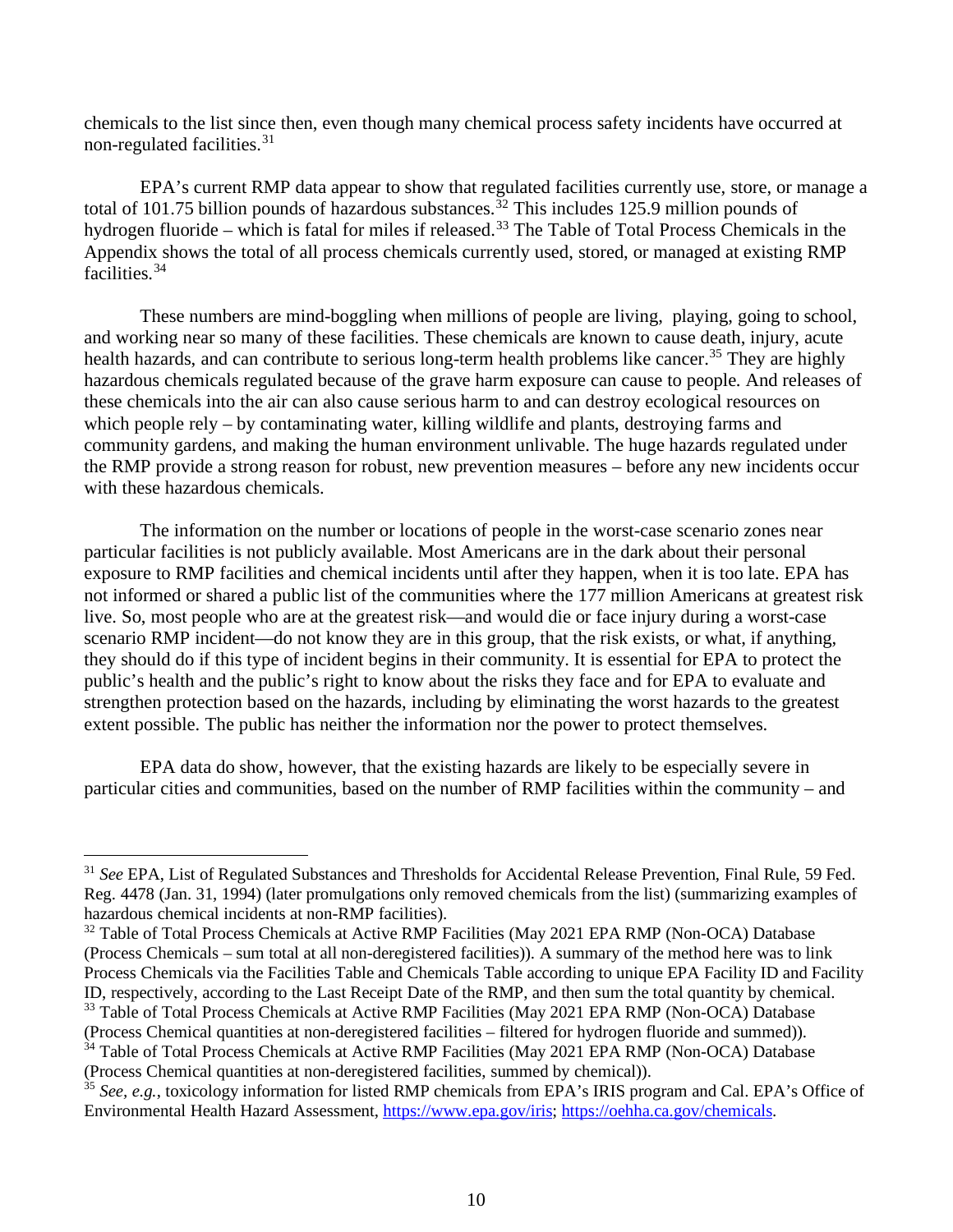chemicals to the list since then, even though many chemical process safety incidents have occurred at non-regulated facilities.[31]

EPA's current RMP data appear to show that regulated facilities currently use, store, or manage a total of 101.75 billion pounds of hazardous substances.[32] This includes 125.9 million pounds of hydrogen fluoride – which is fatal for miles if released.[33] The Table of Total Process Chemicals in the Appendix shows the total of all process chemicals currently used, stored, or managed at existing RMP facilities.[34]

These numbers are mind-boggling when millions of people are living, playing, going to school, and working near so many of these facilities. These chemicals are known to cause death, injury, acute health hazards, and can contribute to serious long-term health problems like cancer.[35] They are highly hazardous chemicals regulated because of the grave harm exposure can cause to people. And releases of these chemicals into the air can also cause serious harm to and can destroy ecological resources on which people rely – by contaminating water, killing wildlife and plants, destroying farms and community gardens, and making the human environment unlivable. The huge hazards regulated under the RMP provide a strong reason for robust, new prevention measures – before any new incidents occur with these hazardous chemicals.

The information on the number or locations of people in the worst-case scenario zones near particular facilities is not publicly available. Most Americans are in the dark about their personal exposure to RMP facilities and chemical incidents until after they happen, when it is too late. EPA has not informed or shared a public list of the communities where the 177 million Americans at greatest risk live. So, most people who are at the greatest risk—and would die or face injury during a worst-case scenario RMP incident—do not know they are in this group, that the risk exists, or what, if anything, they should do if this type of incident begins in their community. It is essential for EPA to protect the public's health and the public's right to know about the risks they face and for EPA to evaluate and strengthen protection based on the hazards, including by eliminating the worst hazards to the greatest extent possible. The public has neither the information nor the power to protect themselves.

EPA data do show, however, that the existing hazards are likely to be especially severe in particular cities and communities, based on the number of RMP facilities within the community – and

---

[31] *See* EPA, List of Regulated Substances and Thresholds for Accidental Release Prevention, Final Rule, 59 Fed. Reg. 4478 (Jan. 31, 1994) (later promulgations only removed chemicals from the list) (summarizing examples of hazardous chemical incidents at non-RMP facilities).

[32] Table of Total Process Chemicals at Active RMP Facilities (May 2021 EPA RMP (Non-OCA) Database (Process Chemicals – sum total at all non-deregistered facilities)). A summary of the method here was to link Process Chemicals via the Facilities Table and Chemicals Table according to unique EPA Facility ID and Facility ID, respectively, according to the Last Receipt Date of the RMP, and then sum the total quantity by chemical.

[33] Table of Total Process Chemicals at Active RMP Facilities (May 2021 EPA RMP (Non-OCA) Database (Process Chemical quantities at non-deregistered facilities – filtered for hydrogen fluoride and summed)).

[34] Table of Total Process Chemicals at Active RMP Facilities (May 2021 EPA RMP (Non-OCA) Database (Process Chemical quantities at non-deregistered facilities, summed by chemical)).

[35] *See, e.g.*, toxicology information for listed RMP chemicals from EPA's IRIS program and Cal. EPA's Office of Environmental Health Hazard Assessment, https://www.epa.gov/iris; https://oehha.ca.gov/chemicals.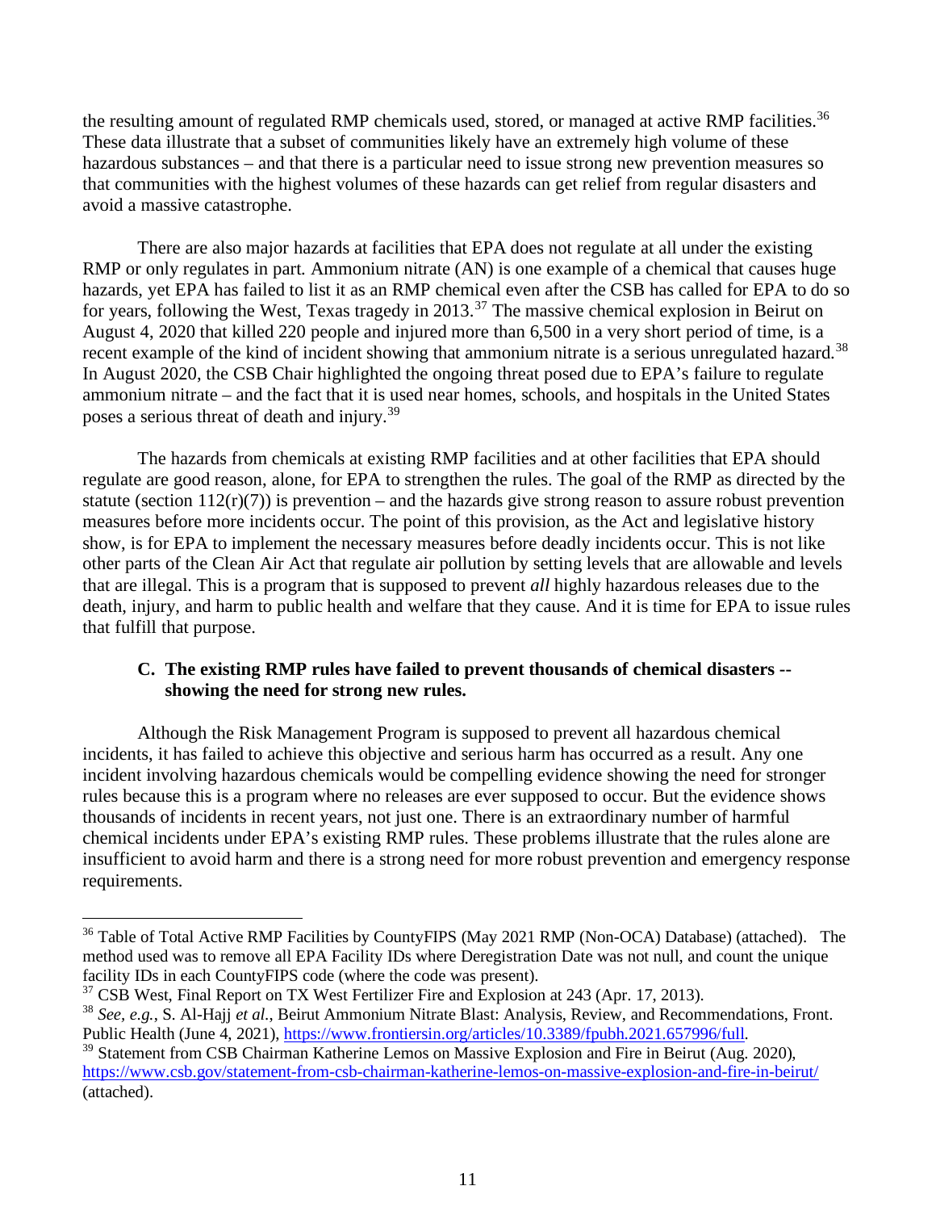the resulting amount of regulated RMP chemicals used, stored, or managed at active RMP facilities.[36] These data illustrate that a subset of communities likely have an extremely high volume of these hazardous substances – and that there is a particular need to issue strong new prevention measures so that communities with the highest volumes of these hazards can get relief from regular disasters and avoid a massive catastrophe.

There are also major hazards at facilities that EPA does not regulate at all under the existing RMP or only regulates in part. Ammonium nitrate (AN) is one example of a chemical that causes huge hazards, yet EPA has failed to list it as an RMP chemical even after the CSB has called for EPA to do so for years, following the West, Texas tragedy in 2013.[37] The massive chemical explosion in Beirut on August 4, 2020 that killed 220 people and injured more than 6,500 in a very short period of time, is a recent example of the kind of incident showing that ammonium nitrate is a serious unregulated hazard.[38] In August 2020, the CSB Chair highlighted the ongoing threat posed due to EPA's failure to regulate ammonium nitrate – and the fact that it is used near homes, schools, and hospitals in the United States poses a serious threat of death and injury.[39]

The hazards from chemicals at existing RMP facilities and at other facilities that EPA should regulate are good reason, alone, for EPA to strengthen the rules. The goal of the RMP as directed by the statute (section 112(r)(7)) is prevention – and the hazards give strong reason to assure robust prevention measures before more incidents occur. The point of this provision, as the Act and legislative history show, is for EPA to implement the necessary measures before deadly incidents occur. This is not like other parts of the Clean Air Act that regulate air pollution by setting levels that are allowable and levels that are illegal. This is a program that is supposed to prevent *all* highly hazardous releases due to the death, injury, and harm to public health and welfare that they cause. And it is time for EPA to issue rules that fulfill that purpose.

### C. The existing RMP rules have failed to prevent thousands of chemical disasters -- showing the need for strong new rules.

Although the Risk Management Program is supposed to prevent all hazardous chemical incidents, it has failed to achieve this objective and serious harm has occurred as a result. Any one incident involving hazardous chemicals would be compelling evidence showing the need for stronger rules because this is a program where no releases are ever supposed to occur. But the evidence shows thousands of incidents in recent years, not just one. There is an extraordinary number of harmful chemical incidents under EPA's existing RMP rules. These problems illustrate that the rules alone are insufficient to avoid harm and there is a strong need for more robust prevention and emergency response requirements.

---

[36] Table of Total Active RMP Facilities by CountyFIPS (May 2021 RMP (Non-OCA) Database) (attached). The method used was to remove all EPA Facility IDs where Deregistration Date was not null, and count the unique facility IDs in each CountyFIPS code (where the code was present).

[37] CSB West, Final Report on TX West Fertilizer Fire and Explosion at 243 (Apr. 17, 2013).

[38] *See, e.g.*, S. Al-Hajj *et al.*, Beirut Ammonium Nitrate Blast: Analysis, Review, and Recommendations, Front. Public Health (June 4, 2021), https://www.frontiersin.org/articles/10.3389/fpubh.2021.657996/full.

[39] Statement from CSB Chairman Katherine Lemos on Massive Explosion and Fire in Beirut (Aug. 2020), https://www.csb.gov/statement-from-csb-chairman-katherine-lemos-on-massive-explosion-and-fire-in-beirut/ (attached).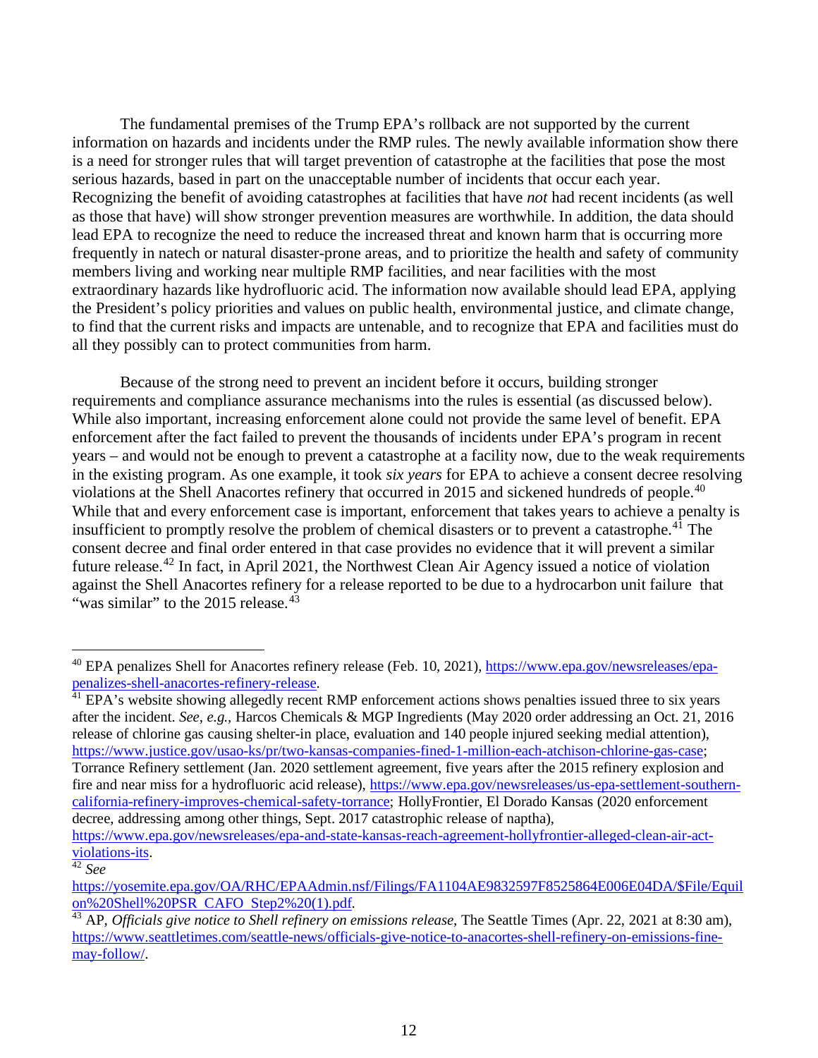The fundamental premises of the Trump EPA's rollback are not supported by the current information on hazards and incidents under the RMP rules. The newly available information show there is a need for stronger rules that will target prevention of catastrophe at the facilities that pose the most serious hazards, based in part on the unacceptable number of incidents that occur each year. Recognizing the benefit of avoiding catastrophes at facilities that have *not* had recent incidents (as well as those that have) will show stronger prevention measures are worthwhile. In addition, the data should lead EPA to recognize the need to reduce the increased threat and known harm that is occurring more frequently in natech or natural disaster-prone areas, and to prioritize the health and safety of community members living and working near multiple RMP facilities, and near facilities with the most extraordinary hazards like hydrofluoric acid. The information now available should lead EPA, applying the President's policy priorities and values on public health, environmental justice, and climate change, to find that the current risks and impacts are untenable, and to recognize that EPA and facilities must do all they possibly can to protect communities from harm.

Because of the strong need to prevent an incident before it occurs, building stronger requirements and compliance assurance mechanisms into the rules is essential (as discussed below). While also important, increasing enforcement alone could not provide the same level of benefit. EPA enforcement after the fact failed to prevent the thousands of incidents under EPA's program in recent years – and would not be enough to prevent a catastrophe at a facility now, due to the weak requirements in the existing program. As one example, it took *six years* for EPA to achieve a consent decree resolving violations at the Shell Anacortes refinery that occurred in 2015 and sickened hundreds of people.[40] While that and every enforcement case is important, enforcement that takes years to achieve a penalty is insufficient to promptly resolve the problem of chemical disasters or to prevent a catastrophe.[41] The consent decree and final order entered in that case provides no evidence that it will prevent a similar future release.[42] In fact, in April 2021, the Northwest Clean Air Agency issued a notice of violation against the Shell Anacortes refinery for a release reported to be due to a hydrocarbon unit failure that "was similar" to the 2015 release.[43]

---

[40] EPA penalizes Shell for Anacortes refinery release (Feb. 10, 2021), https://www.epa.gov/newsreleases/epa-penalizes-shell-anacortes-refinery-release.

[41] EPA's website showing allegedly recent RMP enforcement actions shows penalties issued three to six years after the incident. *See, e.g.*, Harcos Chemicals & MGP Ingredients (May 2020 order addressing an Oct. 21, 2016 release of chlorine gas causing shelter-in place, evaluation and 140 people injured seeking medial attention), https://www.justice.gov/usao-ks/pr/two-kansas-companies-fined-1-million-each-atchison-chlorine-gas-case; Torrance Refinery settlement (Jan. 2020 settlement agreement, five years after the 2015 refinery explosion and fire and near miss for a hydrofluoric acid release), https://www.epa.gov/newsreleases/us-epa-settlement-southern-california-refinery-improves-chemical-safety-torrance; HollyFrontier, El Dorado Kansas (2020 enforcement decree, addressing among other things, Sept. 2017 catastrophic release of naptha), https://www.epa.gov/newsreleases/epa-and-state-kansas-reach-agreement-hollyfrontier-alleged-clean-air-act-violations-its.

[42] *See* https://yosemite.epa.gov/OA/RHC/EPAAdmin.nsf/Filings/FA1104AE9832597F8525864E006E04DA/$File/Equilon%20Shell%20PSR_CAFO_Step2%20(1).pdf.

[43] AP, *Officials give notice to Shell refinery on emissions release*, The Seattle Times (Apr. 22, 2021 at 8:30 am), https://www.seattletimes.com/seattle-news/officials-give-notice-to-anacortes-shell-refinery-on-emissions-fine-may-follow/.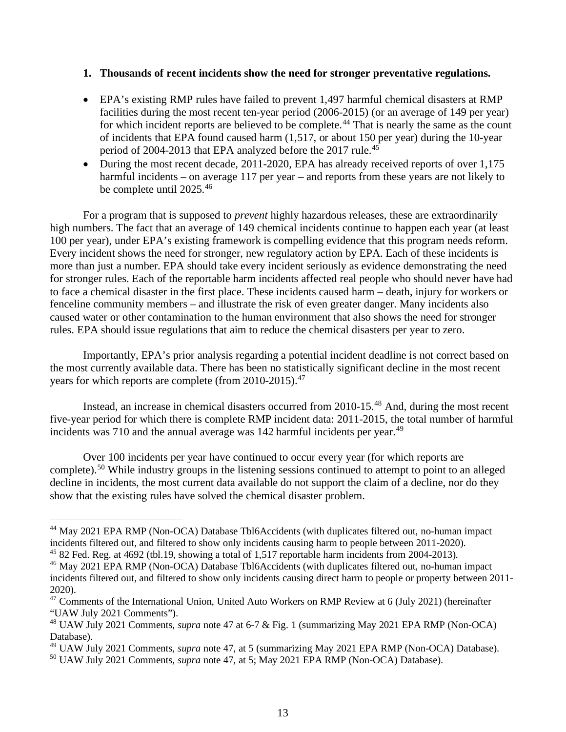1. **Thousands of recent incidents show the need for stronger preventative regulations.**

- EPA's existing RMP rules have failed to prevent 1,497 harmful chemical disasters at RMP facilities during the most recent ten-year period (2006-2015) (or an average of 149 per year) for which incident reports are believed to be complete.[44] That is nearly the same as the count of incidents that EPA found caused harm (1,517, or about 150 per year) during the 10-year period of 2004-2013 that EPA analyzed before the 2017 rule.[45]
- During the most recent decade, 2011-2020, EPA has already received reports of over 1,175 harmful incidents – on average 117 per year – and reports from these years are not likely to be complete until 2025.[46]

For a program that is supposed to *prevent* highly hazardous releases, these are extraordinarily high numbers. The fact that an average of 149 chemical incidents continue to happen each year (at least 100 per year), under EPA's existing framework is compelling evidence that this program needs reform. Every incident shows the need for stronger, new regulatory action by EPA. Each of these incidents is more than just a number. EPA should take every incident seriously as evidence demonstrating the need for stronger rules. Each of the reportable harm incidents affected real people who should never have had to face a chemical disaster in the first place. These incidents caused harm – death, injury for workers or fenceline community members – and illustrate the risk of even greater danger. Many incidents also caused water or other contamination to the human environment that also shows the need for stronger rules. EPA should issue regulations that aim to reduce the chemical disasters per year to zero.

Importantly, EPA's prior analysis regarding a potential incident deadline is not correct based on the most currently available data. There has been no statistically significant decline in the most recent years for which reports are complete (from 2010-2015).[47]

Instead, an increase in chemical disasters occurred from 2010-15.[48] And, during the most recent five-year period for which there is complete RMP incident data: 2011-2015, the total number of harmful incidents was 710 and the annual average was 142 harmful incidents per year.[49]

Over 100 incidents per year have continued to occur every year (for which reports are complete).[50] While industry groups in the listening sessions continued to attempt to point to an alleged decline in incidents, the most current data available do not support the claim of a decline, nor do they show that the existing rules have solved the chemical disaster problem.

---

[44] May 2021 EPA RMP (Non-OCA) Database Tbl6Accidents (with duplicates filtered out, no-human impact incidents filtered out, and filtered to show only incidents causing harm to people between 2011-2020).

[45] 82 Fed. Reg. at 4692 (tbl.19, showing a total of 1,517 reportable harm incidents from 2004-2013).

[46] May 2021 EPA RMP (Non-OCA) Database Tbl6Accidents (with duplicates filtered out, no-human impact incidents filtered out, and filtered to show only incidents causing direct harm to people or property between 2011-2020).

[47] Comments of the International Union, United Auto Workers on RMP Review at 6 (July 2021) (hereinafter "UAW July 2021 Comments").

[48] UAW July 2021 Comments, *supra* note 47 at 6-7 & Fig. 1 (summarizing May 2021 EPA RMP (Non-OCA) Database).

[49] UAW July 2021 Comments, *supra* note 47, at 5 (summarizing May 2021 EPA RMP (Non-OCA) Database).

[50] UAW July 2021 Comments, *supra* note 47, at 5; May 2021 EPA RMP (Non-OCA) Database).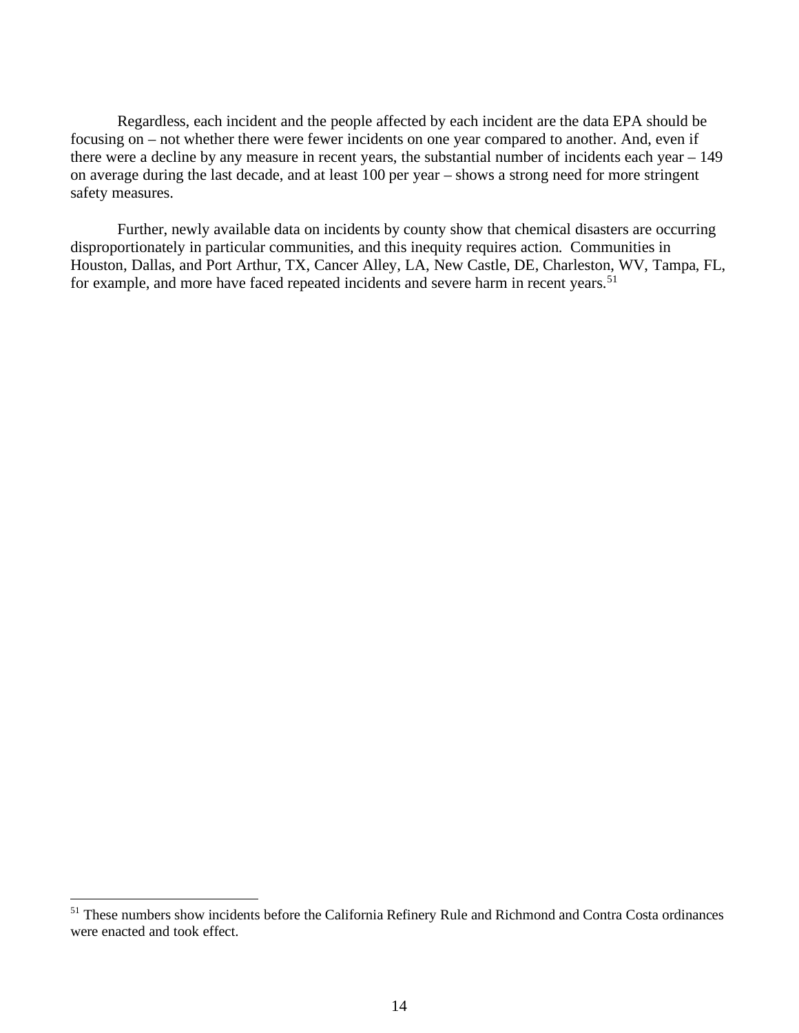Regardless, each incident and the people affected by each incident are the data EPA should be focusing on – not whether there were fewer incidents on one year compared to another. And, even if there were a decline by any measure in recent years, the substantial number of incidents each year – 149 on average during the last decade, and at least 100 per year – shows a strong need for more stringent safety measures.

Further, newly available data on incidents by county show that chemical disasters are occurring disproportionately in particular communities, and this inequity requires action. Communities in Houston, Dallas, and Port Arthur, TX, Cancer Alley, LA, New Castle, DE, Charleston, WV, Tampa, FL, for example, and more have faced repeated incidents and severe harm in recent years.[51]

---

[51] These numbers show incidents before the California Refinery Rule and Richmond and Contra Costa ordinances were enacted and took effect.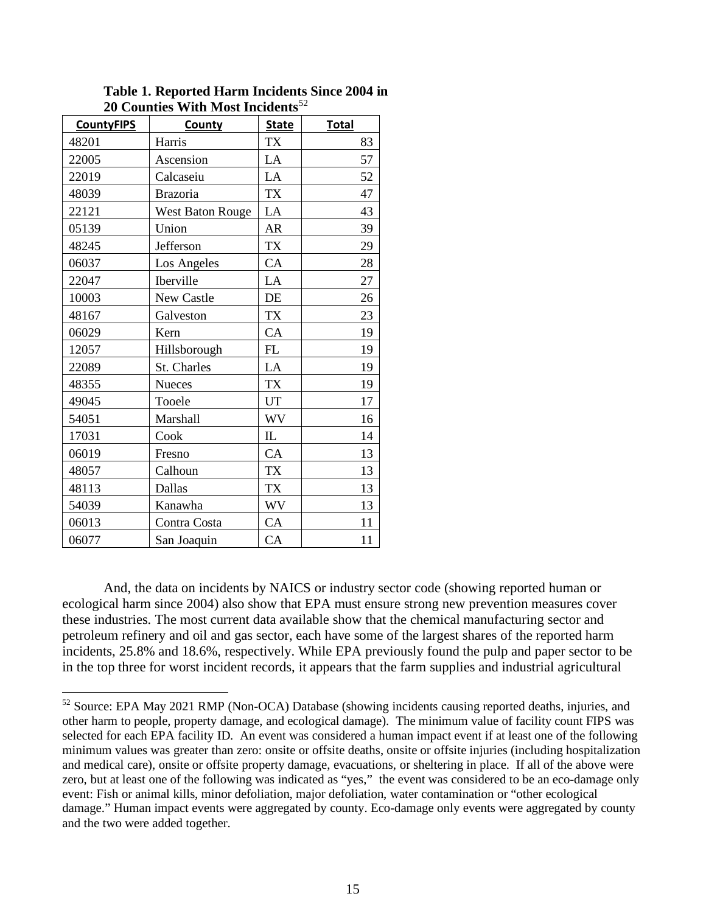**Table 1. Reported Harm Incidents Since 2004 in 20 Counties With Most Incidents**[52]

| CountyFIPS | County | State | Total |
|---|---|---|---|
| 48201 | Harris | TX | 83 |
| 22005 | Ascension | LA | 57 |
| 22019 | Calcaseiu | LA | 52 |
| 48039 | Brazoria | TX | 47 |
| 22121 | West Baton Rouge | LA | 43 |
| 05139 | Union | AR | 39 |
| 48245 | Jefferson | TX | 29 |
| 06037 | Los Angeles | CA | 28 |
| 22047 | Iberville | LA | 27 |
| 10003 | New Castle | DE | 26 |
| 48167 | Galveston | TX | 23 |
| 06029 | Kern | CA | 19 |
| 12057 | Hillsborough | FL | 19 |
| 22089 | St. Charles | LA | 19 |
| 48355 | Nueces | TX | 19 |
| 49045 | Tooele | UT | 17 |
| 54051 | Marshall | WV | 16 |
| 17031 | Cook | IL | 14 |
| 06019 | Fresno | CA | 13 |
| 48057 | Calhoun | TX | 13 |
| 48113 | Dallas | TX | 13 |
| 54039 | Kanawha | WV | 13 |
| 06013 | Contra Costa | CA | 11 |
| 06077 | San Joaquin | CA | 11 |

And, the data on incidents by NAICS or industry sector code (showing reported human or ecological harm since 2004) also show that EPA must ensure strong new prevention measures cover these industries. The most current data available show that the chemical manufacturing sector and petroleum refinery and oil and gas sector, each have some of the largest shares of the reported harm incidents, 25.8% and 18.6%, respectively. While EPA previously found the pulp and paper sector to be in the top three for worst incident records, it appears that the farm supplies and industrial agricultural

[52] Source: EPA May 2021 RMP (Non-OCA) Database (showing incidents causing reported deaths, injuries, and other harm to people, property damage, and ecological damage). The minimum value of facility count FIPS was selected for each EPA facility ID. An event was considered a human impact event if at least one of the following minimum values was greater than zero: onsite or offsite deaths, onsite or offsite injuries (including hospitalization and medical care), onsite or offsite property damage, evacuations, or sheltering in place. If all of the above were zero, but at least one of the following was indicated as "yes," the event was considered to be an eco-damage only event: Fish or animal kills, minor defoliation, major defoliation, water contamination or "other ecological damage." Human impact events were aggregated by county. Eco-damage only events were aggregated by county and the two were added together.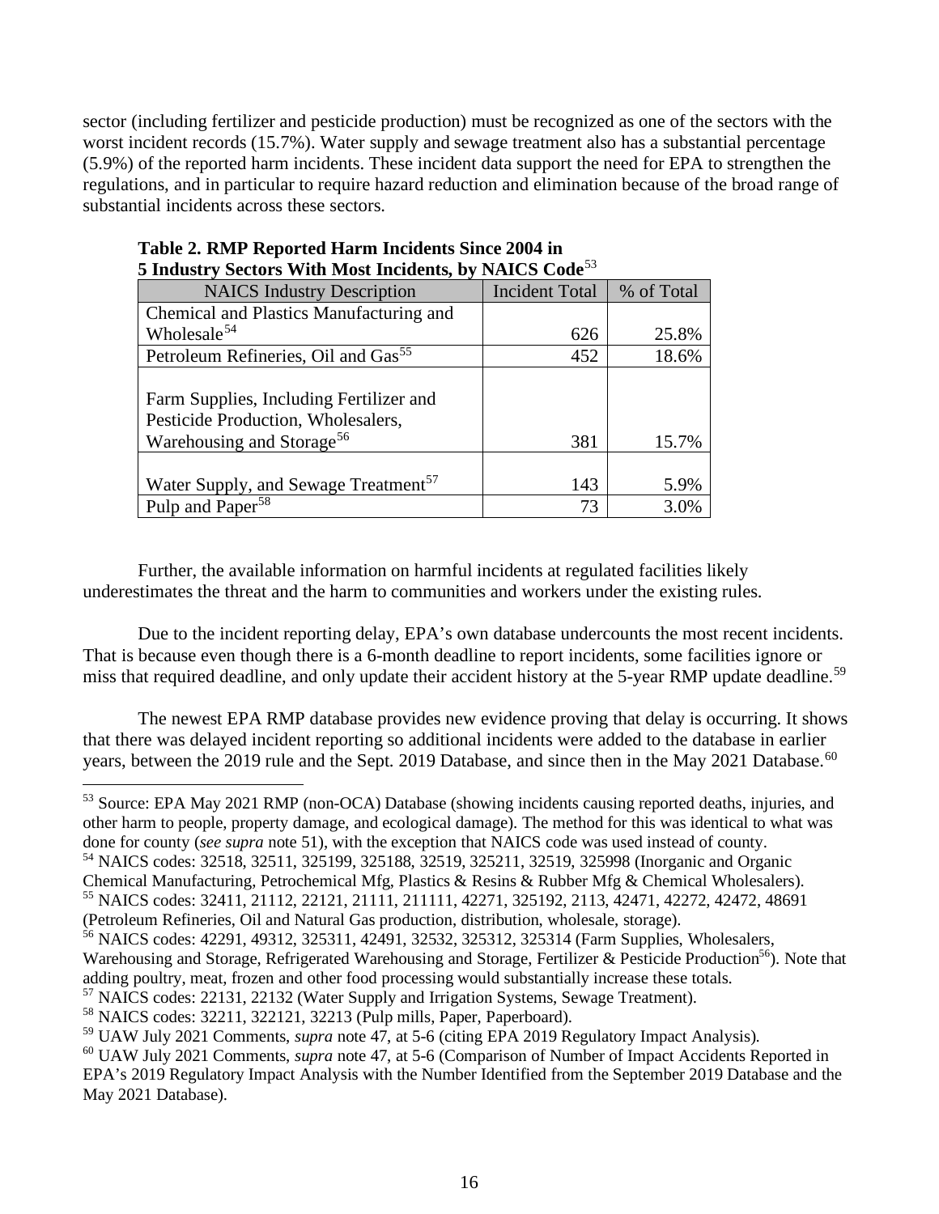sector (including fertilizer and pesticide production) must be recognized as one of the sectors with the worst incident records (15.7%). Water supply and sewage treatment also has a substantial percentage (5.9%) of the reported harm incidents. These incident data support the need for EPA to strengthen the regulations, and in particular to require hazard reduction and elimination because of the broad range of substantial incidents across these sectors.

**Table 2. RMP Reported Harm Incidents Since 2004 in 5 Industry Sectors With Most Incidents, by NAICS Code**[53]

| NAICS Industry Description | Incident Total | % of Total |
|---|---|---|
| Chemical and Plastics Manufacturing and Wholesale[54] | 626 | 25.8% |
| Petroleum Refineries, Oil and Gas[55] | 452 | 18.6% |
| Farm Supplies, Including Fertilizer and Pesticide Production, Wholesalers, Warehousing and Storage[56] | 381 | 15.7% |
| Water Supply, and Sewage Treatment[57] | 143 | 5.9% |
| Pulp and Paper[58] | 73 | 3.0% |

Further, the available information on harmful incidents at regulated facilities likely underestimates the threat and the harm to communities and workers under the existing rules.

Due to the incident reporting delay, EPA's own database undercounts the most recent incidents. That is because even though there is a 6-month deadline to report incidents, some facilities ignore or miss that required deadline, and only update their accident history at the 5-year RMP update deadline.[59]

The newest EPA RMP database provides new evidence proving that delay is occurring. It shows that there was delayed incident reporting so additional incidents were added to the database in earlier years, between the 2019 rule and the Sept. 2019 Database, and since then in the May 2021 Database.[60]

---

[53] Source: EPA May 2021 RMP (non-OCA) Database (showing incidents causing reported deaths, injuries, and other harm to people, property damage, and ecological damage). The method for this was identical to what was done for county (*see supra* note 51), with the exception that NAICS code was used instead of county.

[54] NAICS codes: 32518, 32511, 325199, 325188, 32519, 325211, 32519, 325998 (Inorganic and Organic Chemical Manufacturing, Petrochemical Mfg, Plastics & Resins & Rubber Mfg & Chemical Wholesalers).

[55] NAICS codes: 32411, 21112, 22121, 21111, 211111, 42271, 325192, 2113, 42471, 42272, 42472, 48691 (Petroleum Refineries, Oil and Natural Gas production, distribution, wholesale, storage).

[56] NAICS codes: 42291, 49312, 325311, 42491, 32532, 325312, 325314 (Farm Supplies, Wholesalers, Warehousing and Storage, Refrigerated Warehousing and Storage, Fertilizer & Pesticide Production[56]). Note that adding poultry, meat, frozen and other food processing would substantially increase these totals.

[57] NAICS codes: 22131, 22132 (Water Supply and Irrigation Systems, Sewage Treatment).

[58] NAICS codes: 32211, 322121, 32213 (Pulp mills, Paper, Paperboard).

[59] UAW July 2021 Comments, *supra* note 47, at 5-6 (citing EPA 2019 Regulatory Impact Analysis).

[60] UAW July 2021 Comments, *supra* note 47, at 5-6 (Comparison of Number of Impact Accidents Reported in EPA's 2019 Regulatory Impact Analysis with the Number Identified from the September 2019 Database and the May 2021 Database).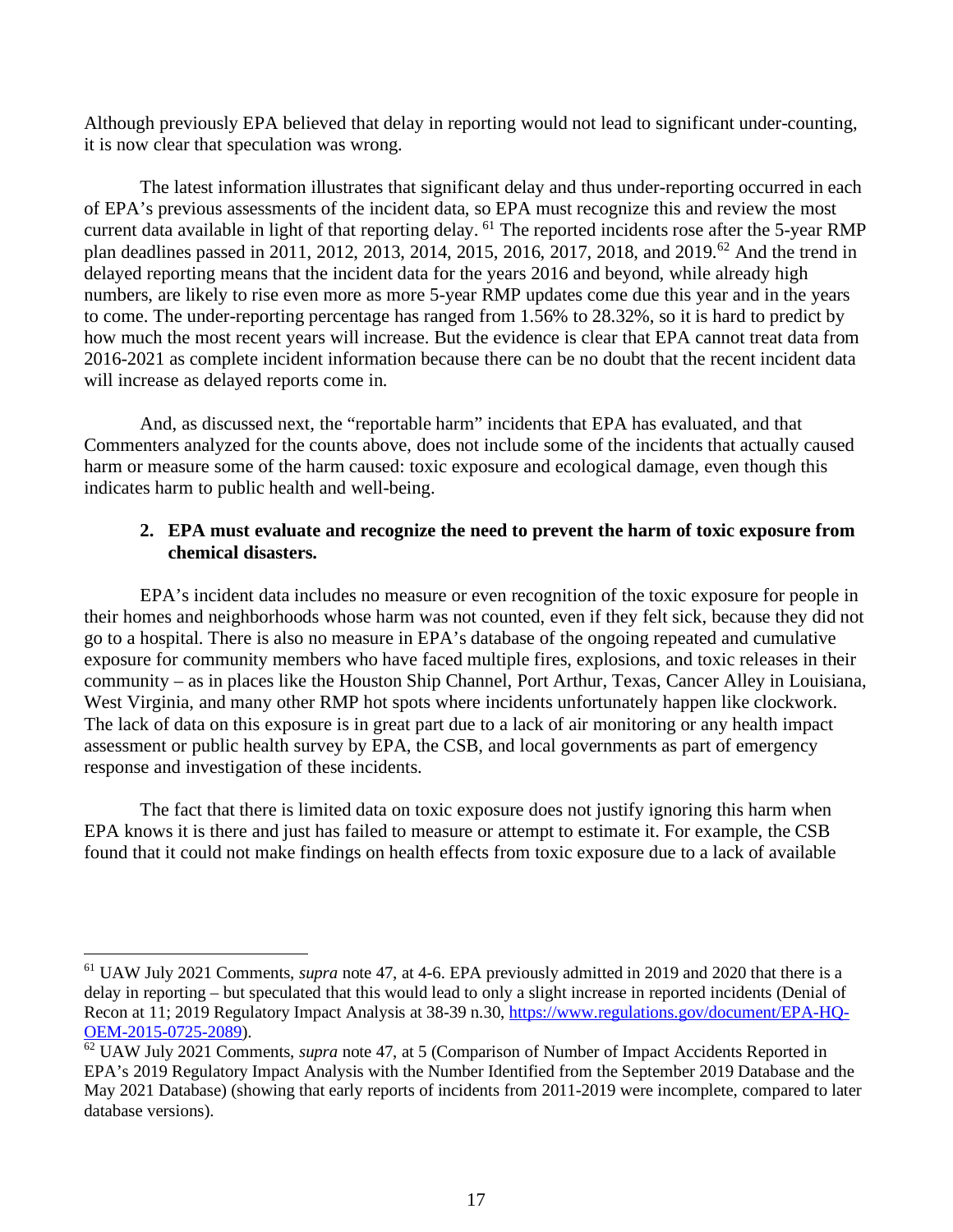Although previously EPA believed that delay in reporting would not lead to significant under-counting, it is now clear that speculation was wrong.

The latest information illustrates that significant delay and thus under-reporting occurred in each of EPA's previous assessments of the incident data, so EPA must recognize this and review the most current data available in light of that reporting delay. [61] The reported incidents rose after the 5-year RMP plan deadlines passed in 2011, 2012, 2013, 2014, 2015, 2016, 2017, 2018, and 2019.[62] And the trend in delayed reporting means that the incident data for the years 2016 and beyond, while already high numbers, are likely to rise even more as more 5-year RMP updates come due this year and in the years to come. The under-reporting percentage has ranged from 1.56% to 28.32%, so it is hard to predict by how much the most recent years will increase. But the evidence is clear that EPA cannot treat data from 2016-2021 as complete incident information because there can be no doubt that the recent incident data will increase as delayed reports come in.

And, as discussed next, the "reportable harm" incidents that EPA has evaluated, and that Commenters analyzed for the counts above, does not include some of the incidents that actually caused harm or measure some of the harm caused: toxic exposure and ecological damage, even though this indicates harm to public health and well-being.

### 2. EPA must evaluate and recognize the need to prevent the harm of toxic exposure from chemical disasters.

EPA's incident data includes no measure or even recognition of the toxic exposure for people in their homes and neighborhoods whose harm was not counted, even if they felt sick, because they did not go to a hospital. There is also no measure in EPA's database of the ongoing repeated and cumulative exposure for community members who have faced multiple fires, explosions, and toxic releases in their community – as in places like the Houston Ship Channel, Port Arthur, Texas, Cancer Alley in Louisiana, West Virginia, and many other RMP hot spots where incidents unfortunately happen like clockwork. The lack of data on this exposure is in great part due to a lack of air monitoring or any health impact assessment or public health survey by EPA, the CSB, and local governments as part of emergency response and investigation of these incidents.

The fact that there is limited data on toxic exposure does not justify ignoring this harm when EPA knows it is there and just has failed to measure or attempt to estimate it. For example, the CSB found that it could not make findings on health effects from toxic exposure due to a lack of available

---

[61] UAW July 2021 Comments, *supra* note 47, at 4-6. EPA previously admitted in 2019 and 2020 that there is a delay in reporting – but speculated that this would lead to only a slight increase in reported incidents (Denial of Recon at 11; 2019 Regulatory Impact Analysis at 38-39 n.30, [https://www.regulations.gov/document/EPA-HQ-OEM-2015-0725-2089](https://www.regulations.gov/document/EPA-HQ-OEM-2015-0725-2089)).

[62] UAW July 2021 Comments, *supra* note 47, at 5 (Comparison of Number of Impact Accidents Reported in EPA's 2019 Regulatory Impact Analysis with the Number Identified from the September 2019 Database and the May 2021 Database) (showing that early reports of incidents from 2011-2019 were incomplete, compared to later database versions).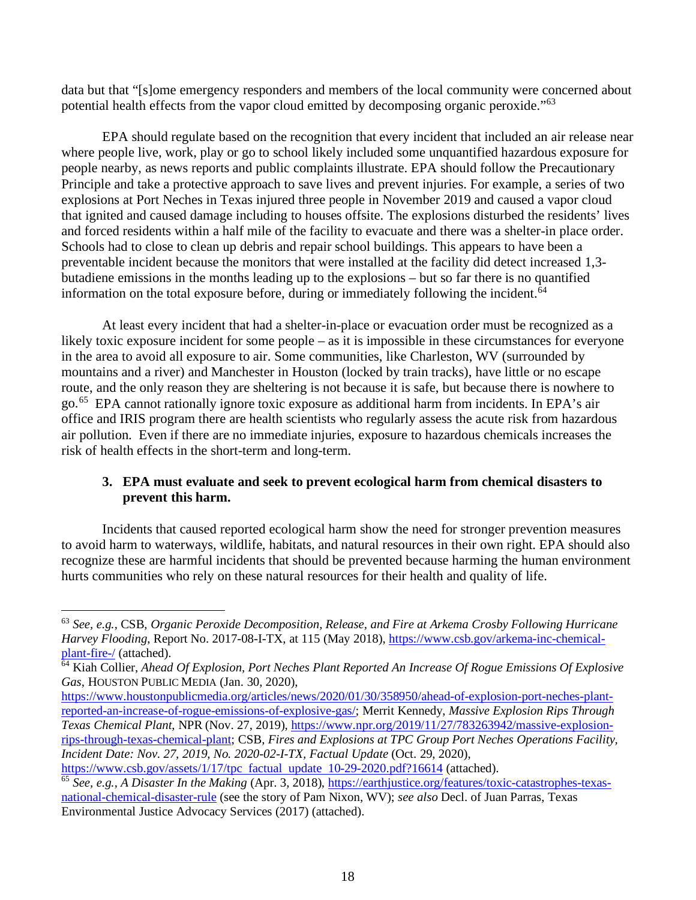data but that "[s]ome emergency responders and members of the local community were concerned about potential health effects from the vapor cloud emitted by decomposing organic peroxide."[63]

EPA should regulate based on the recognition that every incident that included an air release near where people live, work, play or go to school likely included some unquantified hazardous exposure for people nearby, as news reports and public complaints illustrate. EPA should follow the Precautionary Principle and take a protective approach to save lives and prevent injuries. For example, a series of two explosions at Port Neches in Texas injured three people in November 2019 and caused a vapor cloud that ignited and caused damage including to houses offsite. The explosions disturbed the residents' lives and forced residents within a half mile of the facility to evacuate and there was a shelter-in place order. Schools had to close to clean up debris and repair school buildings. This appears to have been a preventable incident because the monitors that were installed at the facility did detect increased 1,3-butadiene emissions in the months leading up to the explosions – but so far there is no quantified information on the total exposure before, during or immediately following the incident.[64]

At least every incident that had a shelter-in-place or evacuation order must be recognized as a likely toxic exposure incident for some people – as it is impossible in these circumstances for everyone in the area to avoid all exposure to air. Some communities, like Charleston, WV (surrounded by mountains and a river) and Manchester in Houston (locked by train tracks), have little or no escape route, and the only reason they are sheltering is not because it is safe, but because there is nowhere to go.[65] EPA cannot rationally ignore toxic exposure as additional harm from incidents. In EPA's air office and IRIS program there are health scientists who regularly assess the acute risk from hazardous air pollution. Even if there are no immediate injuries, exposure to hazardous chemicals increases the risk of health effects in the short-term and long-term.

### 3. EPA must evaluate and seek to prevent ecological harm from chemical disasters to prevent this harm.

Incidents that caused reported ecological harm show the need for stronger prevention measures to avoid harm to waterways, wildlife, habitats, and natural resources in their own right. EPA should also recognize these are harmful incidents that should be prevented because harming the human environment hurts communities who rely on these natural resources for their health and quality of life.

---

[63] *See, e.g.*, CSB, *Organic Peroxide Decomposition, Release, and Fire at Arkema Crosby Following Hurricane Harvey Flooding*, Report No. 2017-08-I-TX, at 115 (May 2018), https://www.csb.gov/arkema-inc-chemical-plant-fire-/ (attached).

[64] Kiah Collier, *Ahead Of Explosion, Port Neches Plant Reported An Increase Of Rogue Emissions Of Explosive Gas*, HOUSTON PUBLIC MEDIA (Jan. 30, 2020), https://www.houstonpublicmedia.org/articles/news/2020/01/30/358950/ahead-of-explosion-port-neches-plant-reported-an-increase-of-rogue-emissions-of-explosive-gas/; Merrit Kennedy, *Massive Explosion Rips Through Texas Chemical Plant*, NPR (Nov. 27, 2019), https://www.npr.org/2019/11/27/783263942/massive-explosion-rips-through-texas-chemical-plant; CSB, *Fires and Explosions at TPC Group Port Neches Operations Facility, Incident Date: Nov. 27, 2019, No. 2020-02-I-TX, Factual Update* (Oct. 29, 2020), https://www.csb.gov/assets/1/17/tpc_factual_update_10-29-2020.pdf?16614 (attached).

[65] *See, e.g.*, *A Disaster In the Making* (Apr. 3, 2018), https://earthjustice.org/features/toxic-catastrophes-texas-national-chemical-disaster-rule (see the story of Pam Nixon, WV); *see also* Decl. of Juan Parras, Texas Environmental Justice Advocacy Services (2017) (attached).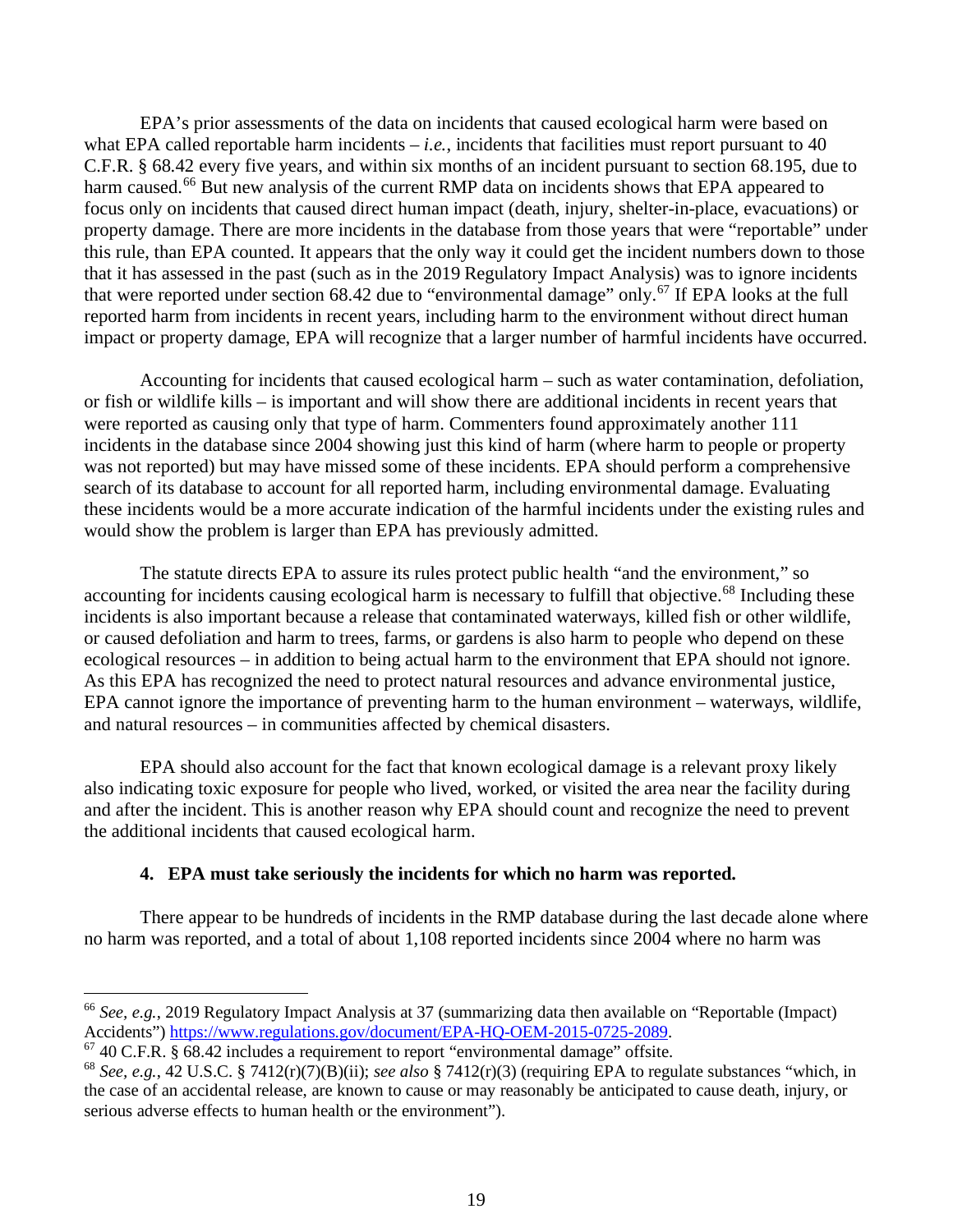EPA's prior assessments of the data on incidents that caused ecological harm were based on what EPA called reportable harm incidents – *i.e.*, incidents that facilities must report pursuant to 40 C.F.R. § 68.42 every five years, and within six months of an incident pursuant to section 68.195, due to harm caused.[66] But new analysis of the current RMP data on incidents shows that EPA appeared to focus only on incidents that caused direct human impact (death, injury, shelter-in-place, evacuations) or property damage. There are more incidents in the database from those years that were "reportable" under this rule, than EPA counted. It appears that the only way it could get the incident numbers down to those that it has assessed in the past (such as in the 2019 Regulatory Impact Analysis) was to ignore incidents that were reported under section 68.42 due to "environmental damage" only.[67] If EPA looks at the full reported harm from incidents in recent years, including harm to the environment without direct human impact or property damage, EPA will recognize that a larger number of harmful incidents have occurred.

Accounting for incidents that caused ecological harm – such as water contamination, defoliation, or fish or wildlife kills – is important and will show there are additional incidents in recent years that were reported as causing only that type of harm. Commenters found approximately another 111 incidents in the database since 2004 showing just this kind of harm (where harm to people or property was not reported) but may have missed some of these incidents. EPA should perform a comprehensive search of its database to account for all reported harm, including environmental damage. Evaluating these incidents would be a more accurate indication of the harmful incidents under the existing rules and would show the problem is larger than EPA has previously admitted.

The statute directs EPA to assure its rules protect public health "and the environment," so accounting for incidents causing ecological harm is necessary to fulfill that objective.[68] Including these incidents is also important because a release that contaminated waterways, killed fish or other wildlife, or caused defoliation and harm to trees, farms, or gardens is also harm to people who depend on these ecological resources – in addition to being actual harm to the environment that EPA should not ignore. As this EPA has recognized the need to protect natural resources and advance environmental justice, EPA cannot ignore the importance of preventing harm to the human environment – waterways, wildlife, and natural resources – in communities affected by chemical disasters.

EPA should also account for the fact that known ecological damage is a relevant proxy likely also indicating toxic exposure for people who lived, worked, or visited the area near the facility during and after the incident. This is another reason why EPA should count and recognize the need to prevent the additional incidents that caused ecological harm.

#### 4. EPA must take seriously the incidents for which no harm was reported.

There appear to be hundreds of incidents in the RMP database during the last decade alone where no harm was reported, and a total of about 1,108 reported incidents since 2004 where no harm was

---

[66] *See, e.g.*, 2019 Regulatory Impact Analysis at 37 (summarizing data then available on "Reportable (Impact) Accidents") https://www.regulations.gov/document/EPA-HQ-OEM-2015-0725-2089.

[67] 40 C.F.R. § 68.42 includes a requirement to report "environmental damage" offsite.

[68] *See, e.g.*, 42 U.S.C. § 7412(r)(7)(B)(ii); *see also* § 7412(r)(3) (requiring EPA to regulate substances "which, in the case of an accidental release, are known to cause or may reasonably be anticipated to cause death, injury, or serious adverse effects to human health or the environment").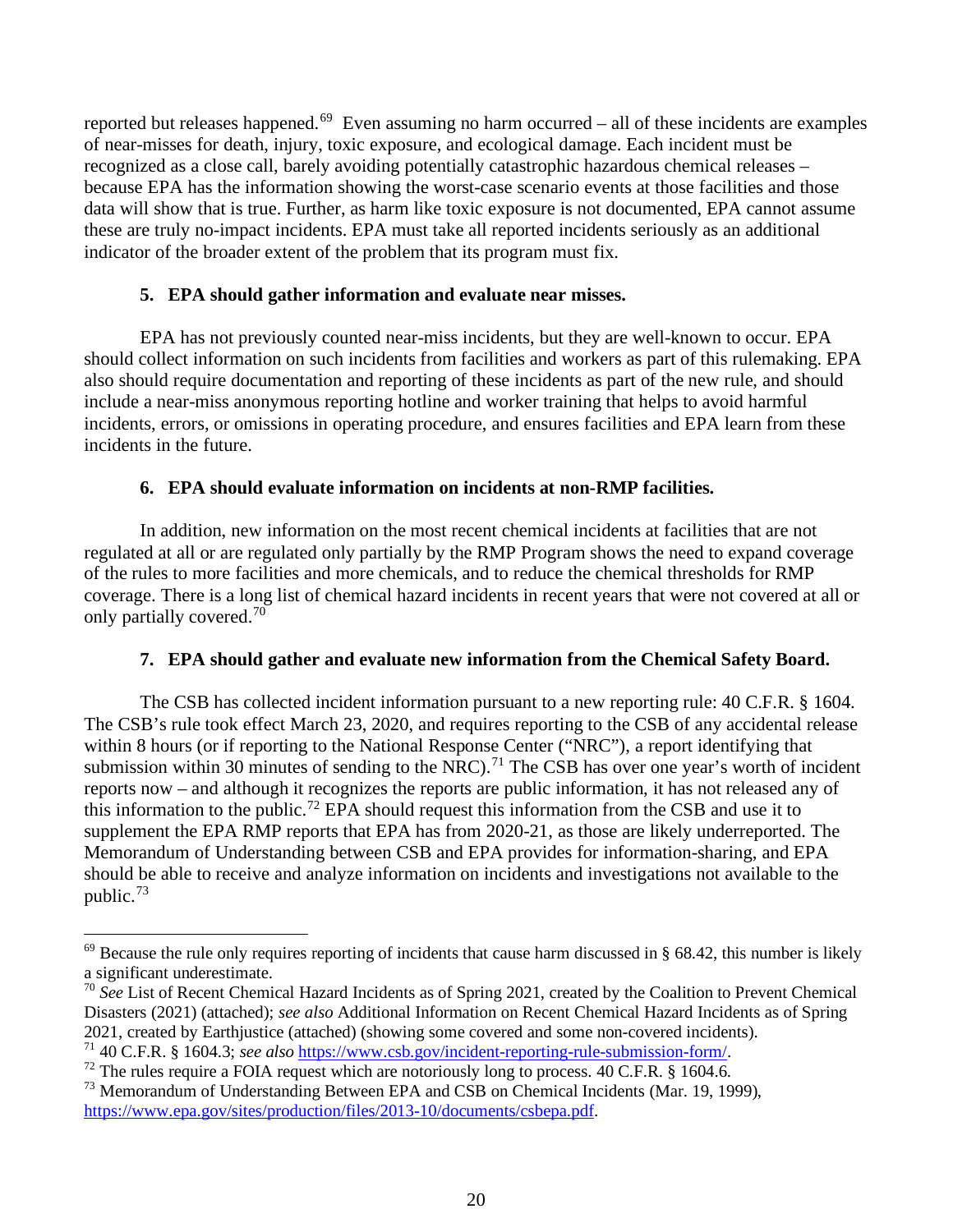reported but releases happened.[69] Even assuming no harm occurred – all of these incidents are examples of near-misses for death, injury, toxic exposure, and ecological damage. Each incident must be recognized as a close call, barely avoiding potentially catastrophic hazardous chemical releases – because EPA has the information showing the worst-case scenario events at those facilities and those data will show that is true. Further, as harm like toxic exposure is not documented, EPA cannot assume these are truly no-impact incidents. EPA must take all reported incidents seriously as an additional indicator of the broader extent of the problem that its program must fix.

### 5. EPA should gather information and evaluate near misses.

EPA has not previously counted near-miss incidents, but they are well-known to occur. EPA should collect information on such incidents from facilities and workers as part of this rulemaking. EPA also should require documentation and reporting of these incidents as part of the new rule, and should include a near-miss anonymous reporting hotline and worker training that helps to avoid harmful incidents, errors, or omissions in operating procedure, and ensures facilities and EPA learn from these incidents in the future.

### 6. EPA should evaluate information on incidents at non-RMP facilities.

In addition, new information on the most recent chemical incidents at facilities that are not regulated at all or are regulated only partially by the RMP Program shows the need to expand coverage of the rules to more facilities and more chemicals, and to reduce the chemical thresholds for RMP coverage. There is a long list of chemical hazard incidents in recent years that were not covered at all or only partially covered.[70]

### 7. EPA should gather and evaluate new information from the Chemical Safety Board.

The CSB has collected incident information pursuant to a new reporting rule: 40 C.F.R. § 1604. The CSB's rule took effect March 23, 2020, and requires reporting to the CSB of any accidental release within 8 hours (or if reporting to the National Response Center ("NRC"), a report identifying that submission within 30 minutes of sending to the NRC).[71] The CSB has over one year's worth of incident reports now – and although it recognizes the reports are public information, it has not released any of this information to the public.[72] EPA should request this information from the CSB and use it to supplement the EPA RMP reports that EPA has from 2020-21, as those are likely underreported. The Memorandum of Understanding between CSB and EPA provides for information-sharing, and EPA should be able to receive and analyze information on incidents and investigations not available to the public.[73]

---

[69] Because the rule only requires reporting of incidents that cause harm discussed in § 68.42, this number is likely a significant underestimate.

[70] *See* List of Recent Chemical Hazard Incidents as of Spring 2021, created by the Coalition to Prevent Chemical Disasters (2021) (attached); *see also* Additional Information on Recent Chemical Hazard Incidents as of Spring 2021, created by Earthjustice (attached) (showing some covered and some non-covered incidents).

[71] 40 C.F.R. § 1604.3; *see also* https://www.csb.gov/incident-reporting-rule-submission-form/.

[72] The rules require a FOIA request which are notoriously long to process. 40 C.F.R. § 1604.6.

[73] Memorandum of Understanding Between EPA and CSB on Chemical Incidents (Mar. 19, 1999), https://www.epa.gov/sites/production/files/2013-10/documents/csbepa.pdf.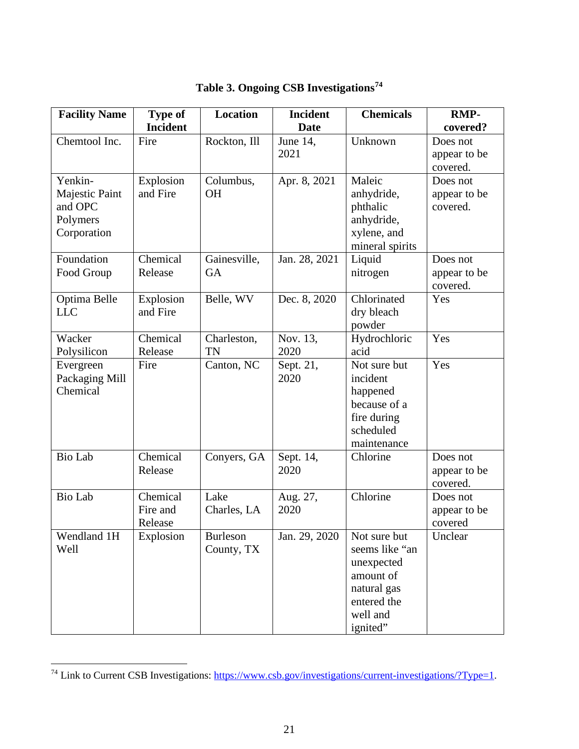**Table 3. Ongoing CSB Investigations[74]**

| Facility Name | Type of Incident | Location | Incident Date | Chemicals | RMP-covered? |
|---|---|---|---|---|---|
| Chemtool Inc. | Fire | Rockton, Ill | June 14, 2021 | Unknown | Does not appear to be covered. |
| Yenkin-Majestic Paint and OPC Polymers Corporation | Explosion and Fire | Columbus, OH | Apr. 8, 2021 | Maleic anhydride, phthalic anhydride, xylene, and mineral spirits | Does not appear to be covered. |
| Foundation Food Group | Chemical Release | Gainesville, GA | Jan. 28, 2021 | Liquid nitrogen | Does not appear to be covered. |
| Optima Belle LLC | Explosion and Fire | Belle, WV | Dec. 8, 2020 | Chlorinated dry bleach powder | Yes |
| Wacker Polysilicon | Chemical Release | Charleston, TN | Nov. 13, 2020 | Hydrochloric acid | Yes |
| Evergreen Packaging Mill Chemical | Fire | Canton, NC | Sept. 21, 2020 | Not sure but incident happened because of a fire during scheduled maintenance | Yes |
| Bio Lab | Chemical Release | Conyers, GA | Sept. 14, 2020 | Chlorine | Does not appear to be covered. |
| Bio Lab | Chemical Fire and Release | Lake Charles, LA | Aug. 27, 2020 | Chlorine | Does not appear to be covered |
| Wendland 1H Well | Explosion | Burleson County, TX | Jan. 29, 2020 | Not sure but seems like "an unexpected amount of natural gas entered the well and ignited" | Unclear |

[74] Link to Current CSB Investigations: https://www.csb.gov/investigations/current-investigations/?Type=1.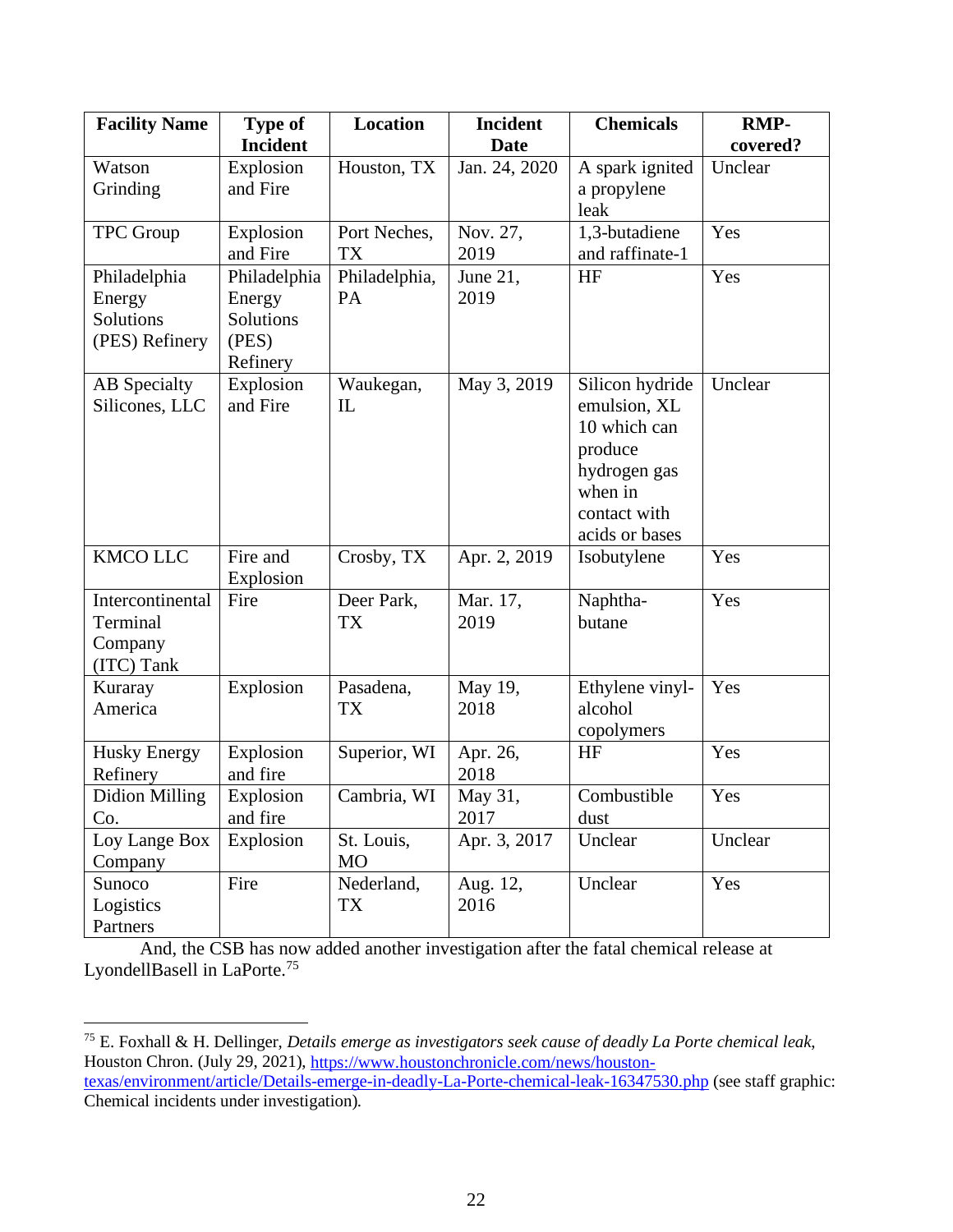| Facility Name | Type of Incident | Location | Incident Date | Chemicals | RMP-covered? |
|---|---|---|---|---|---|
| Watson Grinding | Explosion and Fire | Houston, TX | Jan. 24, 2020 | A spark ignited a propylene leak | Unclear |
| TPC Group | Explosion and Fire | Port Neches, TX | Nov. 27, 2019 | 1,3-butadiene and raffinate-1 | Yes |
| Philadelphia Energy Solutions (PES) Refinery | Philadelphia Energy Solutions (PES) Refinery | Philadelphia, PA | June 21, 2019 | HF | Yes |
| AB Specialty Silicones, LLC | Explosion and Fire | Waukegan, IL | May 3, 2019 | Silicon hydride emulsion, XL 10 which can produce hydrogen gas when in contact with acids or bases | Unclear |
| KMCO LLC | Fire and Explosion | Crosby, TX | Apr. 2, 2019 | Isobutylene | Yes |
| Intercontinental Terminal Company (ITC) Tank | Fire | Deer Park, TX | Mar. 17, 2019 | Naphtha-butane | Yes |
| Kuraray America | Explosion | Pasadena, TX | May 19, 2018 | Ethylene vinyl-alcohol copolymers | Yes |
| Husky Energy Refinery | Explosion and fire | Superior, WI | Apr. 26, 2018 | HF | Yes |
| Didion Milling Co. | Explosion and fire | Cambria, WI | May 31, 2017 | Combustible dust | Yes |
| Loy Lange Box Company | Explosion | St. Louis, MO | Apr. 3, 2017 | Unclear | Unclear |
| Sunoco Logistics Partners | Fire | Nederland, TX | Aug. 12, 2016 | Unclear | Yes |

And, the CSB has now added another investigation after the fatal chemical release at LyondellBasell in LaPorte.[75]

---

[75] E. Foxhall & H. Dellinger, *Details emerge as investigators seek cause of deadly La Porte chemical leak*, Houston Chron. (July 29, 2021), https://www.houstonchronicle.com/news/houston-texas/environment/article/Details-emerge-in-deadly-La-Porte-chemical-leak-16347530.php (see staff graphic: Chemical incidents under investigation).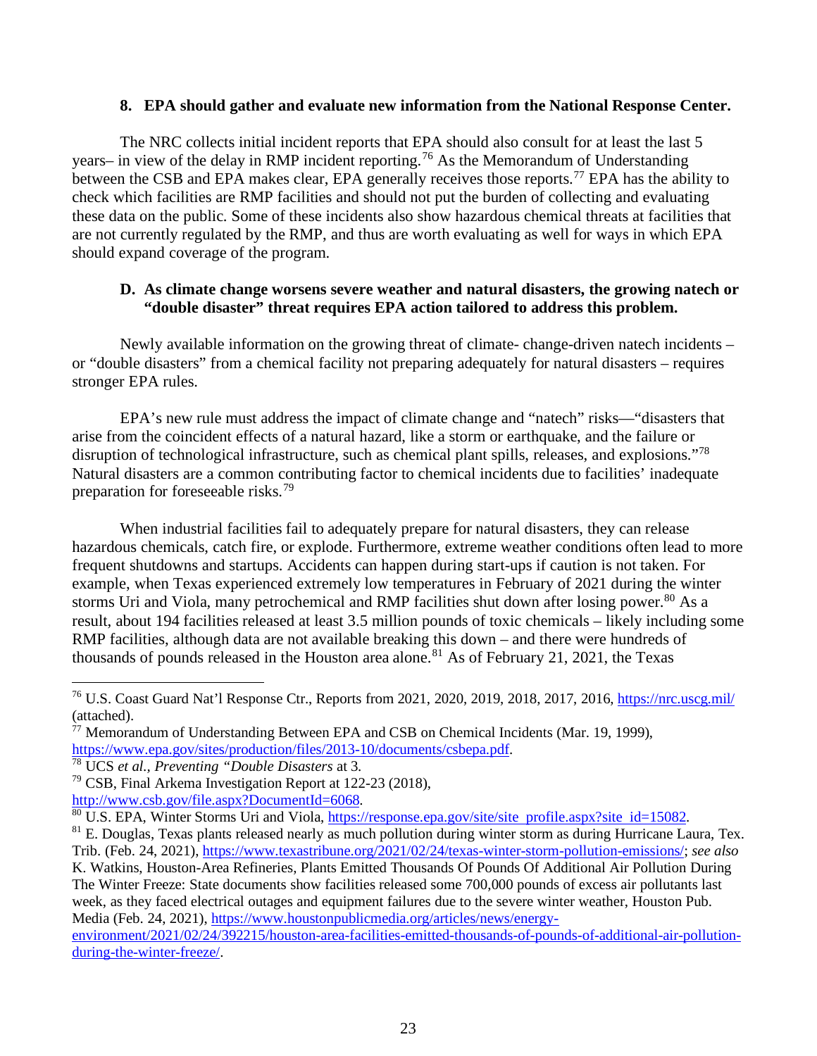### 8. EPA should gather and evaluate new information from the National Response Center.

The NRC collects initial incident reports that EPA should also consult for at least the last 5 years– in view of the delay in RMP incident reporting.[76] As the Memorandum of Understanding between the CSB and EPA makes clear, EPA generally receives those reports.[77] EPA has the ability to check which facilities are RMP facilities and should not put the burden of collecting and evaluating these data on the public. Some of these incidents also show hazardous chemical threats at facilities that are not currently regulated by the RMP, and thus are worth evaluating as well for ways in which EPA should expand coverage of the program.

### D. As climate change worsens severe weather and natural disasters, the growing natech or "double disaster" threat requires EPA action tailored to address this problem.

Newly available information on the growing threat of climate- change-driven natech incidents – or "double disasters" from a chemical facility not preparing adequately for natural disasters – requires stronger EPA rules.

EPA's new rule must address the impact of climate change and "natech" risks—"disasters that arise from the coincident effects of a natural hazard, like a storm or earthquake, and the failure or disruption of technological infrastructure, such as chemical plant spills, releases, and explosions."[78] Natural disasters are a common contributing factor to chemical incidents due to facilities' inadequate preparation for foreseeable risks.[79]

When industrial facilities fail to adequately prepare for natural disasters, they can release hazardous chemicals, catch fire, or explode. Furthermore, extreme weather conditions often lead to more frequent shutdowns and startups. Accidents can happen during start-ups if caution is not taken. For example, when Texas experienced extremely low temperatures in February of 2021 during the winter storms Uri and Viola, many petrochemical and RMP facilities shut down after losing power.[80] As a result, about 194 facilities released at least 3.5 million pounds of toxic chemicals – likely including some RMP facilities, although data are not available breaking this down – and there were hundreds of thousands of pounds released in the Houston area alone.[81] As of February 21, 2021, the Texas

---

[76] U.S. Coast Guard Nat'l Response Ctr., Reports from 2021, 2020, 2019, 2018, 2017, 2016, https://nrc.uscg.mil/ (attached).

[77] Memorandum of Understanding Between EPA and CSB on Chemical Incidents (Mar. 19, 1999), https://www.epa.gov/sites/production/files/2013-10/documents/csbepa.pdf.

[78] UCS *et al.*, *Preventing "Double Disasters* at 3.

[79] CSB, Final Arkema Investigation Report at 122-23 (2018), http://www.csb.gov/file.aspx?DocumentId=6068.

[80] U.S. EPA, Winter Storms Uri and Viola, https://response.epa.gov/site/site_profile.aspx?site_id=15082.

[81] E. Douglas, Texas plants released nearly as much pollution during winter storm as during Hurricane Laura, Tex. Trib. (Feb. 24, 2021), https://www.texastribune.org/2021/02/24/texas-winter-storm-pollution-emissions/; *see also* K. Watkins, Houston-Area Refineries, Plants Emitted Thousands Of Pounds Of Additional Air Pollution During The Winter Freeze: State documents show facilities released some 700,000 pounds of excess air pollutants last week, as they faced electrical outages and equipment failures due to the severe winter weather, Houston Pub. Media (Feb. 24, 2021), https://www.houstonpublicmedia.org/articles/news/energy-environment/2021/02/24/392215/houston-area-facilities-emitted-thousands-of-pounds-of-additional-air-pollution-during-the-winter-freeze/.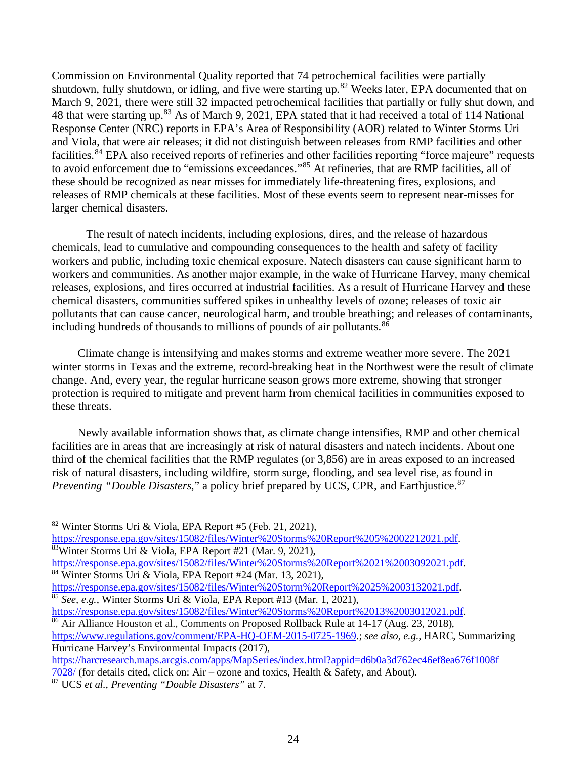Commission on Environmental Quality reported that 74 petrochemical facilities were partially shutdown, fully shutdown, or idling, and five were starting up.[82] Weeks later, EPA documented that on March 9, 2021, there were still 32 impacted petrochemical facilities that partially or fully shut down, and 48 that were starting up.[83] As of March 9, 2021, EPA stated that it had received a total of 114 National Response Center (NRC) reports in EPA's Area of Responsibility (AOR) related to Winter Storms Uri and Viola, that were air releases; it did not distinguish between releases from RMP facilities and other facilities.[84] EPA also received reports of refineries and other facilities reporting "force majeure" requests to avoid enforcement due to "emissions exceedances."[85] At refineries, that are RMP facilities, all of these should be recognized as near misses for immediately life-threatening fires, explosions, and releases of RMP chemicals at these facilities. Most of these events seem to represent near-misses for larger chemical disasters.

The result of natech incidents, including explosions, dires, and the release of hazardous chemicals, lead to cumulative and compounding consequences to the health and safety of facility workers and public, including toxic chemical exposure. Natech disasters can cause significant harm to workers and communities. As another major example, in the wake of Hurricane Harvey, many chemical releases, explosions, and fires occurred at industrial facilities. As a result of Hurricane Harvey and these chemical disasters, communities suffered spikes in unhealthy levels of ozone; releases of toxic air pollutants that can cause cancer, neurological harm, and trouble breathing; and releases of contaminants, including hundreds of thousands to millions of pounds of air pollutants.[86]

Climate change is intensifying and makes storms and extreme weather more severe. The 2021 winter storms in Texas and the extreme, record-breaking heat in the Northwest were the result of climate change. And, every year, the regular hurricane season grows more extreme, showing that stronger protection is required to mitigate and prevent harm from chemical facilities in communities exposed to these threats.

Newly available information shows that, as climate change intensifies, RMP and other chemical facilities are in areas that are increasingly at risk of natural disasters and natech incidents. About one third of the chemical facilities that the RMP regulates (or 3,856) are in areas exposed to an increased risk of natural disasters, including wildfire, storm surge, flooding, and sea level rise, as found in *Preventing "Double Disasters*," a policy brief prepared by UCS, CPR, and Earthjustice.[87]

---

[82] Winter Storms Uri & Viola, EPA Report #5 (Feb. 21, 2021), https://response.epa.gov/sites/15082/files/Winter%20Storms%20Report%205%2002212021.pdf.

[83] Winter Storms Uri & Viola, EPA Report #21 (Mar. 9, 2021), https://response.epa.gov/sites/15082/files/Winter%20Storms%20Report%2021%2003092021.pdf.

[84] Winter Storms Uri & Viola, EPA Report #24 (Mar. 13, 2021), https://response.epa.gov/sites/15082/files/Winter%20Storm%20Report%2025%2003132021.pdf.

[85] *See, e.g.*, Winter Storms Uri & Viola, EPA Report #13 (Mar. 1, 2021), https://response.epa.gov/sites/15082/files/Winter%20Storms%20Report%2013%2003012021.pdf.

[86] Air Alliance Houston et al., Comments on Proposed Rollback Rule at 14-17 (Aug. 23, 2018), https://www.regulations.gov/comment/EPA-HQ-OEM-2015-0725-1969.; *see also, e.g.*, HARC, Summarizing Hurricane Harvey's Environmental Impacts (2017), https://harcresearch.maps.arcgis.com/apps/MapSeries/index.html?appid=d6b0a3d762ec46ef8ea676f1008f7028/ (for details cited, click on: Air – ozone and toxics, Health & Safety, and About).

[87] UCS *et al.*, *Preventing "Double Disasters"* at 7.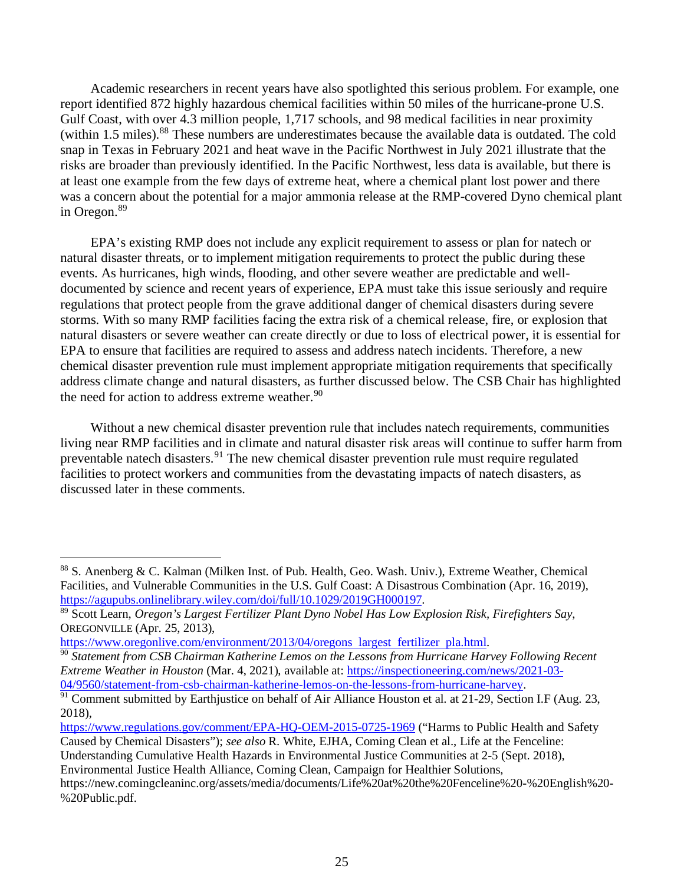Academic researchers in recent years have also spotlighted this serious problem. For example, one report identified 872 highly hazardous chemical facilities within 50 miles of the hurricane-prone U.S. Gulf Coast, with over 4.3 million people, 1,717 schools, and 98 medical facilities in near proximity (within 1.5 miles).[88] These numbers are underestimates because the available data is outdated. The cold snap in Texas in February 2021 and heat wave in the Pacific Northwest in July 2021 illustrate that the risks are broader than previously identified. In the Pacific Northwest, less data is available, but there is at least one example from the few days of extreme heat, where a chemical plant lost power and there was a concern about the potential for a major ammonia release at the RMP-covered Dyno chemical plant in Oregon.[89]

EPA's existing RMP does not include any explicit requirement to assess or plan for natech or natural disaster threats, or to implement mitigation requirements to protect the public during these events. As hurricanes, high winds, flooding, and other severe weather are predictable and well-documented by science and recent years of experience, EPA must take this issue seriously and require regulations that protect people from the grave additional danger of chemical disasters during severe storms. With so many RMP facilities facing the extra risk of a chemical release, fire, or explosion that natural disasters or severe weather can create directly or due to loss of electrical power, it is essential for EPA to ensure that facilities are required to assess and address natech incidents. Therefore, a new chemical disaster prevention rule must implement appropriate mitigation requirements that specifically address climate change and natural disasters, as further discussed below. The CSB Chair has highlighted the need for action to address extreme weather.[90]

Without a new chemical disaster prevention rule that includes natech requirements, communities living near RMP facilities and in climate and natural disaster risk areas will continue to suffer harm from preventable natech disasters.[91] The new chemical disaster prevention rule must require regulated facilities to protect workers and communities from the devastating impacts of natech disasters, as discussed later in these comments.

---

[88] S. Anenberg & C. Kalman (Milken Inst. of Pub. Health, Geo. Wash. Univ.), Extreme Weather, Chemical Facilities, and Vulnerable Communities in the U.S. Gulf Coast: A Disastrous Combination (Apr. 16, 2019), https://agupubs.onlinelibrary.wiley.com/doi/full/10.1029/2019GH000197.

[89] Scott Learn, *Oregon's Largest Fertilizer Plant Dyno Nobel Has Low Explosion Risk, Firefighters Say*, OREGONVILLE (Apr. 25, 2013), https://www.oregonlive.com/environment/2013/04/oregons_largest_fertilizer_pla.html.

[90] *Statement from CSB Chairman Katherine Lemos on the Lessons from Hurricane Harvey Following Recent Extreme Weather in Houston* (Mar. 4, 2021), available at: https://inspectioneering.com/news/2021-03-04/9560/statement-from-csb-chairman-katherine-lemos-on-the-lessons-from-hurricane-harvey.

[91] Comment submitted by Earthjustice on behalf of Air Alliance Houston et al. at 21-29, Section I.F (Aug. 23, 2018), https://www.regulations.gov/comment/EPA-HQ-OEM-2015-0725-1969 ("Harms to Public Health and Safety Caused by Chemical Disasters"); *see also* R. White, EJHA, Coming Clean et al., Life at the Fenceline: Understanding Cumulative Health Hazards in Environmental Justice Communities at 2-5 (Sept. 2018), Environmental Justice Health Alliance, Coming Clean, Campaign for Healthier Solutions, https://new.comingcleaninc.org/assets/media/documents/Life%20at%20the%20Fenceline%20-%20English%20-%20Public.pdf.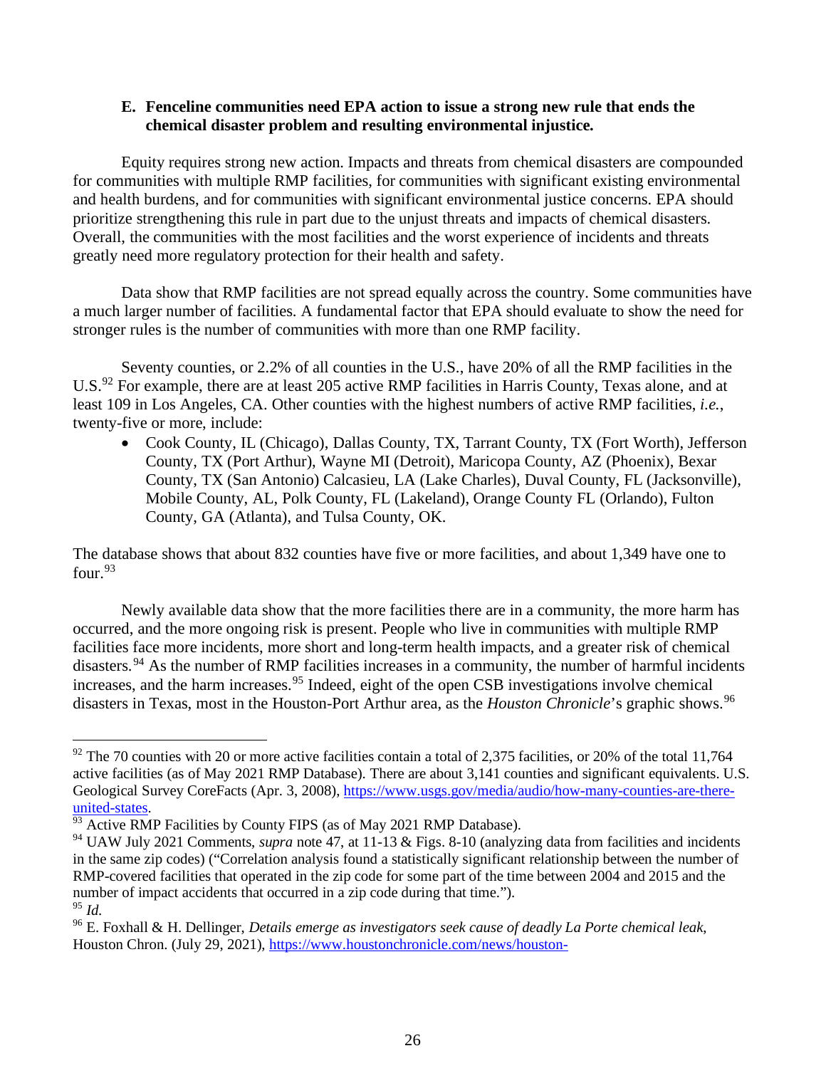### E. Fenceline communities need EPA action to issue a strong new rule that ends the chemical disaster problem and resulting environmental injustice.

Equity requires strong new action. Impacts and threats from chemical disasters are compounded for communities with multiple RMP facilities, for communities with significant existing environmental and health burdens, and for communities with significant environmental justice concerns. EPA should prioritize strengthening this rule in part due to the unjust threats and impacts of chemical disasters. Overall, the communities with the most facilities and the worst experience of incidents and threats greatly need more regulatory protection for their health and safety.

Data show that RMP facilities are not spread equally across the country. Some communities have a much larger number of facilities. A fundamental factor that EPA should evaluate to show the need for stronger rules is the number of communities with more than one RMP facility.

Seventy counties, or 2.2% of all counties in the U.S., have 20% of all the RMP facilities in the U.S.[92] For example, there are at least 205 active RMP facilities in Harris County, Texas alone, and at least 109 in Los Angeles, CA. Other counties with the highest numbers of active RMP facilities, *i.e.*, twenty-five or more, include:

- Cook County, IL (Chicago), Dallas County, TX, Tarrant County, TX (Fort Worth), Jefferson County, TX (Port Arthur), Wayne MI (Detroit), Maricopa County, AZ (Phoenix), Bexar County, TX (San Antonio) Calcasieu, LA (Lake Charles), Duval County, FL (Jacksonville), Mobile County, AL, Polk County, FL (Lakeland), Orange County FL (Orlando), Fulton County, GA (Atlanta), and Tulsa County, OK.

The database shows that about 832 counties have five or more facilities, and about 1,349 have one to four.[93]

Newly available data show that the more facilities there are in a community, the more harm has occurred, and the more ongoing risk is present. People who live in communities with multiple RMP facilities face more incidents, more short and long-term health impacts, and a greater risk of chemical disasters.[94] As the number of RMP facilities increases in a community, the number of harmful incidents increases, and the harm increases.[95] Indeed, eight of the open CSB investigations involve chemical disasters in Texas, most in the Houston-Port Arthur area, as the *Houston Chronicle*'s graphic shows.[96]

---

[92] The 70 counties with 20 or more active facilities contain a total of 2,375 facilities, or 20% of the total 11,764 active facilities (as of May 2021 RMP Database). There are about 3,141 counties and significant equivalents. U.S. Geological Survey CoreFacts (Apr. 3, 2008), https://www.usgs.gov/media/audio/how-many-counties-are-there-united-states.

[93] Active RMP Facilities by County FIPS (as of May 2021 RMP Database).

[94] UAW July 2021 Comments, *supra* note 47, at 11-13 & Figs. 8-10 (analyzing data from facilities and incidents in the same zip codes) ("Correlation analysis found a statistically significant relationship between the number of RMP-covered facilities that operated in the zip code for some part of the time between 2004 and 2015 and the number of impact accidents that occurred in a zip code during that time.").

[95] *Id.*

[96] E. Foxhall & H. Dellinger, *Details emerge as investigators seek cause of deadly La Porte chemical leak*, Houston Chron. (July 29, 2021), https://www.houstonchronicle.com/news/houston-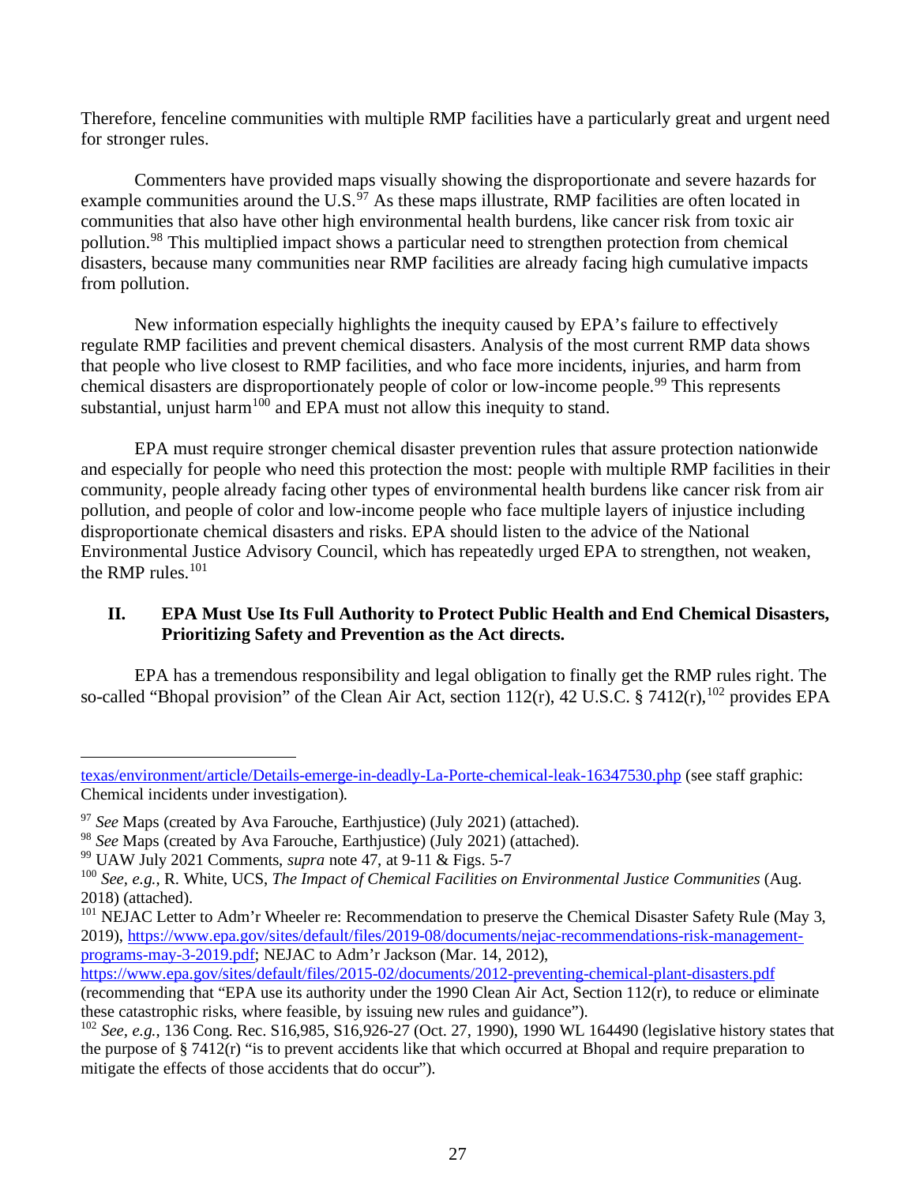Therefore, fenceline communities with multiple RMP facilities have a particularly great and urgent need for stronger rules.

Commenters have provided maps visually showing the disproportionate and severe hazards for example communities around the U.S.[97] As these maps illustrate, RMP facilities are often located in communities that also have other high environmental health burdens, like cancer risk from toxic air pollution.[98] This multiplied impact shows a particular need to strengthen protection from chemical disasters, because many communities near RMP facilities are already facing high cumulative impacts from pollution.

New information especially highlights the inequity caused by EPA's failure to effectively regulate RMP facilities and prevent chemical disasters. Analysis of the most current RMP data shows that people who live closest to RMP facilities, and who face more incidents, injuries, and harm from chemical disasters are disproportionately people of color or low-income people.[99] This represents substantial, unjust harm[100] and EPA must not allow this inequity to stand.

EPA must require stronger chemical disaster prevention rules that assure protection nationwide and especially for people who need this protection the most: people with multiple RMP facilities in their community, people already facing other types of environmental health burdens like cancer risk from air pollution, and people of color and low-income people who face multiple layers of injustice including disproportionate chemical disasters and risks. EPA should listen to the advice of the National Environmental Justice Advisory Council, which has repeatedly urged EPA to strengthen, not weaken, the RMP rules.[101]

## II. EPA Must Use Its Full Authority to Protect Public Health and End Chemical Disasters, Prioritizing Safety and Prevention as the Act directs.

EPA has a tremendous responsibility and legal obligation to finally get the RMP rules right. The so-called "Bhopal provision" of the Clean Air Act, section 112(r), 42 U.S.C. § 7412(r),[102] provides EPA

---

texas/environment/article/Details-emerge-in-deadly-La-Porte-chemical-leak-16347530.php (see staff graphic: Chemical incidents under investigation).

[97] *See* Maps (created by Ava Farouche, Earthjustice) (July 2021) (attached).

[98] *See* Maps (created by Ava Farouche, Earthjustice) (July 2021) (attached).

[99] UAW July 2021 Comments, *supra* note 47, at 9-11 & Figs. 5-7

[100] *See, e.g.*, R. White, UCS, *The Impact of Chemical Facilities on Environmental Justice Communities* (Aug. 2018) (attached).

[101] NEJAC Letter to Adm'r Wheeler re: Recommendation to preserve the Chemical Disaster Safety Rule (May 3, 2019), https://www.epa.gov/sites/default/files/2019-08/documents/nejac-recommendations-risk-management-programs-may-3-2019.pdf; NEJAC to Adm'r Jackson (Mar. 14, 2012), https://www.epa.gov/sites/default/files/2015-02/documents/2012-preventing-chemical-plant-disasters.pdf (recommending that "EPA use its authority under the 1990 Clean Air Act, Section 112(r), to reduce or eliminate these catastrophic risks, where feasible, by issuing new rules and guidance").

[102] *See, e.g.*, 136 Cong. Rec. S16,985, S16,926-27 (Oct. 27, 1990), 1990 WL 164490 (legislative history states that the purpose of § 7412(r) "is to prevent accidents like that which occurred at Bhopal and require preparation to mitigate the effects of those accidents that do occur").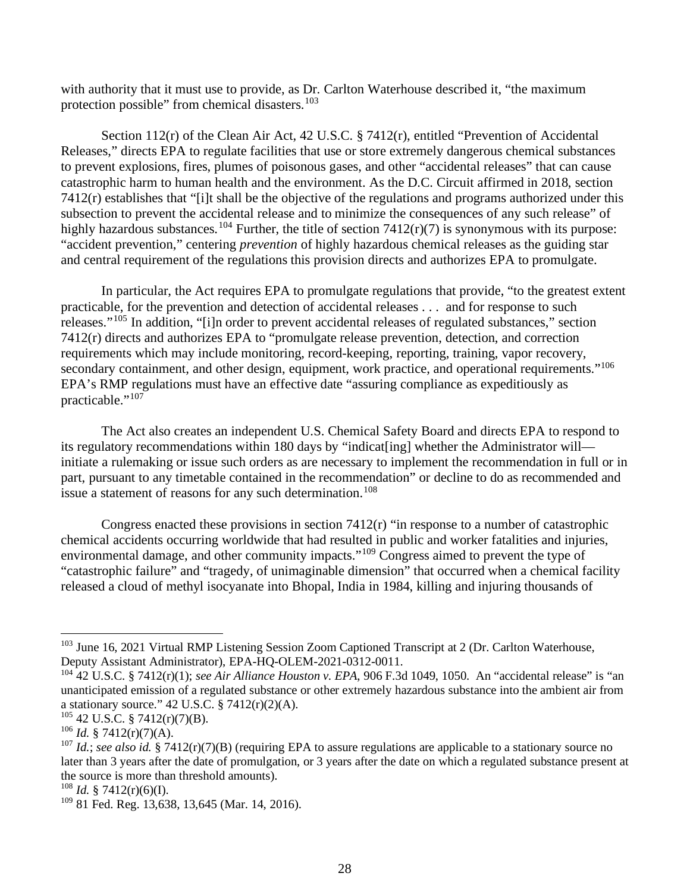with authority that it must use to provide, as Dr. Carlton Waterhouse described it, "the maximum protection possible" from chemical disasters.[103]

Section 112(r) of the Clean Air Act, 42 U.S.C. § 7412(r), entitled "Prevention of Accidental Releases," directs EPA to regulate facilities that use or store extremely dangerous chemical substances to prevent explosions, fires, plumes of poisonous gases, and other "accidental releases" that can cause catastrophic harm to human health and the environment. As the D.C. Circuit affirmed in 2018, section 7412(r) establishes that "[i]t shall be the objective of the regulations and programs authorized under this subsection to prevent the accidental release and to minimize the consequences of any such release" of highly hazardous substances.[104] Further, the title of section 7412(r)(7) is synonymous with its purpose: "accident prevention," centering *prevention* of highly hazardous chemical releases as the guiding star and central requirement of the regulations this provision directs and authorizes EPA to promulgate.

In particular, the Act requires EPA to promulgate regulations that provide, "to the greatest extent practicable, for the prevention and detection of accidental releases . . . and for response to such releases."[105] In addition, "[i]n order to prevent accidental releases of regulated substances," section 7412(r) directs and authorizes EPA to "promulgate release prevention, detection, and correction requirements which may include monitoring, record-keeping, reporting, training, vapor recovery, secondary containment, and other design, equipment, work practice, and operational requirements."[106] EPA's RMP regulations must have an effective date "assuring compliance as expeditiously as practicable."[107]

The Act also creates an independent U.S. Chemical Safety Board and directs EPA to respond to its regulatory recommendations within 180 days by "indicat[ing] whether the Administrator will—initiate a rulemaking or issue such orders as are necessary to implement the recommendation in full or in part, pursuant to any timetable contained in the recommendation" or decline to do as recommended and issue a statement of reasons for any such determination.[108]

Congress enacted these provisions in section 7412(r) "in response to a number of catastrophic chemical accidents occurring worldwide that had resulted in public and worker fatalities and injuries, environmental damage, and other community impacts."[109] Congress aimed to prevent the type of "catastrophic failure" and "tragedy, of unimaginable dimension" that occurred when a chemical facility released a cloud of methyl isocyanate into Bhopal, India in 1984, killing and injuring thousands of

---

[103] June 16, 2021 Virtual RMP Listening Session Zoom Captioned Transcript at 2 (Dr. Carlton Waterhouse, Deputy Assistant Administrator), EPA-HQ-OLEM-2021-0312-0011.

[104] 42 U.S.C. § 7412(r)(1); *see Air Alliance Houston v. EPA*, 906 F.3d 1049, 1050. An "accidental release" is "an unanticipated emission of a regulated substance or other extremely hazardous substance into the ambient air from a stationary source." 42 U.S.C. § 7412(r)(2)(A).

[105] 42 U.S.C. § 7412(r)(7)(B).

[106] *Id.* § 7412(r)(7)(A).

[107] *Id.*; *see also id.* § 7412(r)(7)(B) (requiring EPA to assure regulations are applicable to a stationary source no later than 3 years after the date of promulgation, or 3 years after the date on which a regulated substance present at the source is more than threshold amounts).

[108] *Id.* § 7412(r)(6)(I).

[109] 81 Fed. Reg. 13,638, 13,645 (Mar. 14, 2016).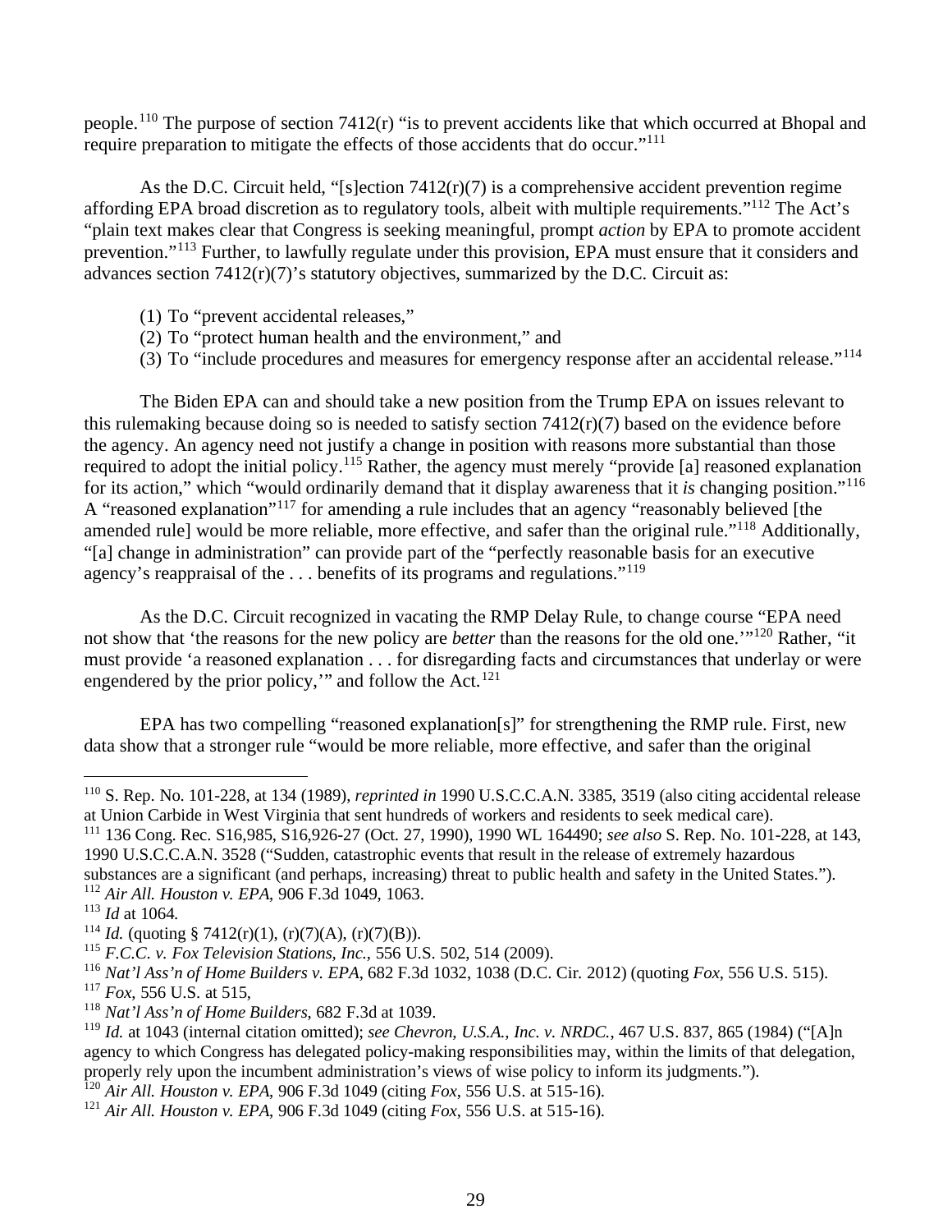people.[110] The purpose of section 7412(r) "is to prevent accidents like that which occurred at Bhopal and require preparation to mitigate the effects of those accidents that do occur."[111]

As the D.C. Circuit held, "[s]ection 7412(r)(7) is a comprehensive accident prevention regime affording EPA broad discretion as to regulatory tools, albeit with multiple requirements."[112] The Act's "plain text makes clear that Congress is seeking meaningful, prompt *action* by EPA to promote accident prevention."[113] Further, to lawfully regulate under this provision, EPA must ensure that it considers and advances section 7412(r)(7)'s statutory objectives, summarized by the D.C. Circuit as:

(1) To "prevent accidental releases,"
(2) To "protect human health and the environment," and
(3) To "include procedures and measures for emergency response after an accidental release."[114]

The Biden EPA can and should take a new position from the Trump EPA on issues relevant to this rulemaking because doing so is needed to satisfy section 7412(r)(7) based on the evidence before the agency. An agency need not justify a change in position with reasons more substantial than those required to adopt the initial policy.[115] Rather, the agency must merely "provide [a] reasoned explanation for its action," which "would ordinarily demand that it display awareness that it *is* changing position."[116] A "reasoned explanation"[117] for amending a rule includes that an agency "reasonably believed [the amended rule] would be more reliable, more effective, and safer than the original rule."[118] Additionally, "[a] change in administration" can provide part of the "perfectly reasonable basis for an executive agency's reappraisal of the . . . benefits of its programs and regulations."[119]

As the D.C. Circuit recognized in vacating the RMP Delay Rule, to change course "EPA need not show that 'the reasons for the new policy are *better* than the reasons for the old one.'"[120] Rather, "it must provide 'a reasoned explanation . . . for disregarding facts and circumstances that underlay or were engendered by the prior policy,'" and follow the Act.[121]

EPA has two compelling "reasoned explanation[s]" for strengthening the RMP rule. First, new data show that a stronger rule "would be more reliable, more effective, and safer than the original

---

[110] S. Rep. No. 101-228, at 134 (1989), *reprinted in* 1990 U.S.C.C.A.N. 3385, 3519 (also citing accidental release at Union Carbide in West Virginia that sent hundreds of workers and residents to seek medical care).

[111] 136 Cong. Rec. S16,985, S16,926-27 (Oct. 27, 1990), 1990 WL 164490; *see also* S. Rep. No. 101-228, at 143, 1990 U.S.C.C.A.N. 3528 ("Sudden, catastrophic events that result in the release of extremely hazardous substances are a significant (and perhaps, increasing) threat to public health and safety in the United States.").

[112] *Air All. Houston v. EPA*, 906 F.3d 1049, 1063.

[113] *Id* at 1064.

[114] *Id.* (quoting § 7412(r)(1), (r)(7)(A), (r)(7)(B)).

[115] *F.C.C. v. Fox Television Stations, Inc.*, 556 U.S. 502, 514 (2009).

[116] *Nat'l Ass'n of Home Builders v. EPA*, 682 F.3d 1032, 1038 (D.C. Cir. 2012) (quoting *Fox*, 556 U.S. 515).

[117] *Fox*, 556 U.S. at 515,

[118] *Nat'l Ass'n of Home Builders*, 682 F.3d at 1039.

[119] *Id.* at 1043 (internal citation omitted); *see Chevron, U.S.A., Inc. v. NRDC.*, 467 U.S. 837, 865 (1984) ("[A]n agency to which Congress has delegated policy-making responsibilities may, within the limits of that delegation, properly rely upon the incumbent administration's views of wise policy to inform its judgments.").

[120] *Air All. Houston v. EPA*, 906 F.3d 1049 (citing *Fox*, 556 U.S. at 515-16).

[121] *Air All. Houston v. EPA*, 906 F.3d 1049 (citing *Fox*, 556 U.S. at 515-16).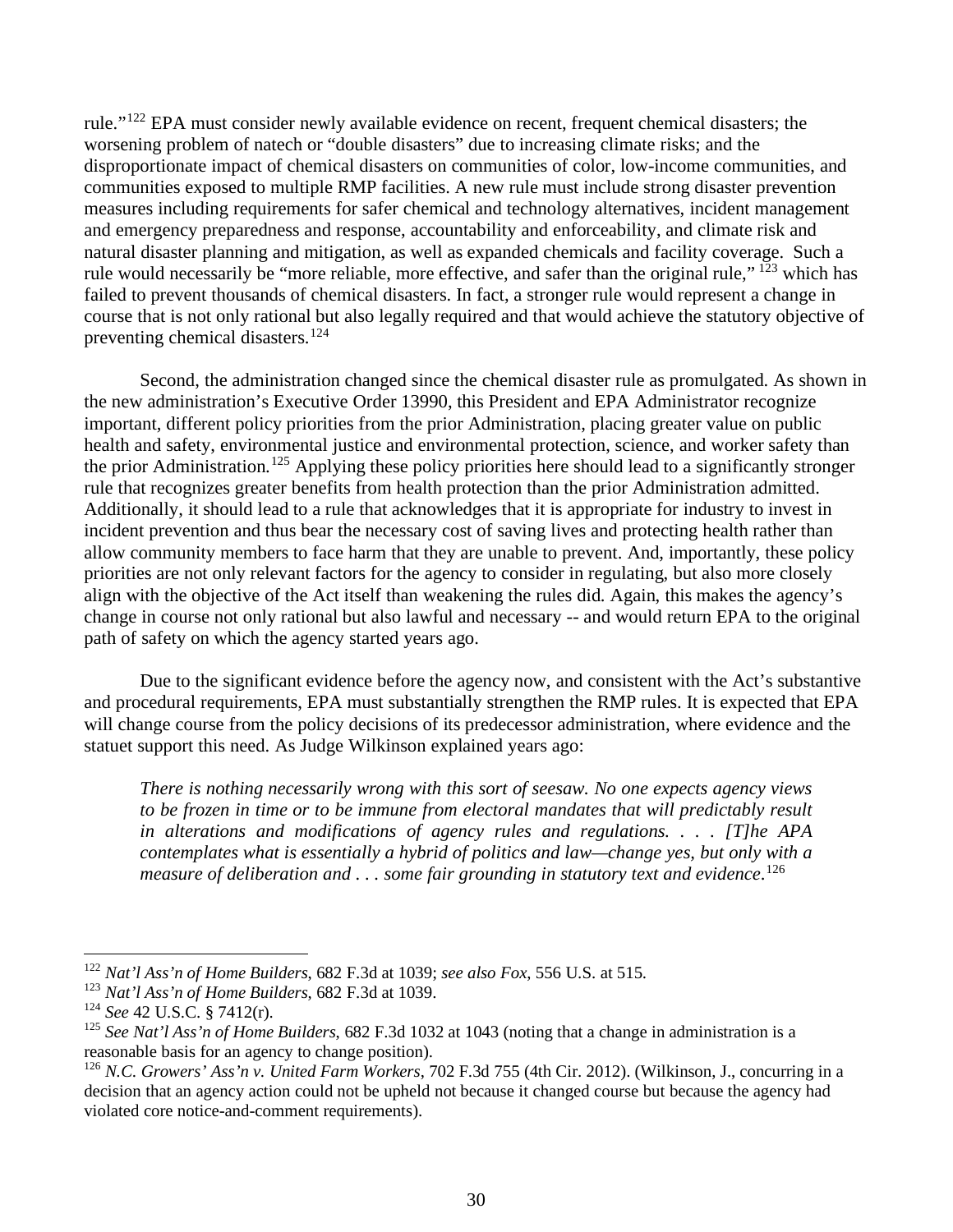rule."[122] EPA must consider newly available evidence on recent, frequent chemical disasters; the worsening problem of natech or "double disasters" due to increasing climate risks; and the disproportionate impact of chemical disasters on communities of color, low-income communities, and communities exposed to multiple RMP facilities. A new rule must include strong disaster prevention measures including requirements for safer chemical and technology alternatives, incident management and emergency preparedness and response, accountability and enforceability, and climate risk and natural disaster planning and mitigation, as well as expanded chemicals and facility coverage. Such a rule would necessarily be "more reliable, more effective, and safer than the original rule," [123] which has failed to prevent thousands of chemical disasters. In fact, a stronger rule would represent a change in course that is not only rational but also legally required and that would achieve the statutory objective of preventing chemical disasters.[124]

Second, the administration changed since the chemical disaster rule as promulgated. As shown in the new administration's Executive Order 13990, this President and EPA Administrator recognize important, different policy priorities from the prior Administration, placing greater value on public health and safety, environmental justice and environmental protection, science, and worker safety than the prior Administration.[125] Applying these policy priorities here should lead to a significantly stronger rule that recognizes greater benefits from health protection than the prior Administration admitted. Additionally, it should lead to a rule that acknowledges that it is appropriate for industry to invest in incident prevention and thus bear the necessary cost of saving lives and protecting health rather than allow community members to face harm that they are unable to prevent. And, importantly, these policy priorities are not only relevant factors for the agency to consider in regulating, but also more closely align with the objective of the Act itself than weakening the rules did. Again, this makes the agency's change in course not only rational but also lawful and necessary -- and would return EPA to the original path of safety on which the agency started years ago.

Due to the significant evidence before the agency now, and consistent with the Act's substantive and procedural requirements, EPA must substantially strengthen the RMP rules. It is expected that EPA will change course from the policy decisions of its predecessor administration, where evidence and the statuet support this need. As Judge Wilkinson explained years ago:

> *There is nothing necessarily wrong with this sort of seesaw. No one expects agency views to be frozen in time or to be immune from electoral mandates that will predictably result in alterations and modifications of agency rules and regulations. . . . [T]he APA contemplates what is essentially a hybrid of politics and law—change yes, but only with a measure of deliberation and . . . some fair grounding in statutory text and evidence.*[126]

---

[122] *Nat'l Ass'n of Home Builders*, 682 F.3d at 1039; *see also Fox*, 556 U.S. at 515.

[123] *Nat'l Ass'n of Home Builders*, 682 F.3d at 1039.

[124] *See* 42 U.S.C. § 7412(r).

[125] *See Nat'l Ass'n of Home Builders*, 682 F.3d 1032 at 1043 (noting that a change in administration is a reasonable basis for an agency to change position).

[126] *N.C. Growers' Ass'n v. United Farm Workers*, 702 F.3d 755 (4th Cir. 2012). (Wilkinson, J., concurring in a decision that an agency action could not be upheld not because it changed course but because the agency had violated core notice-and-comment requirements).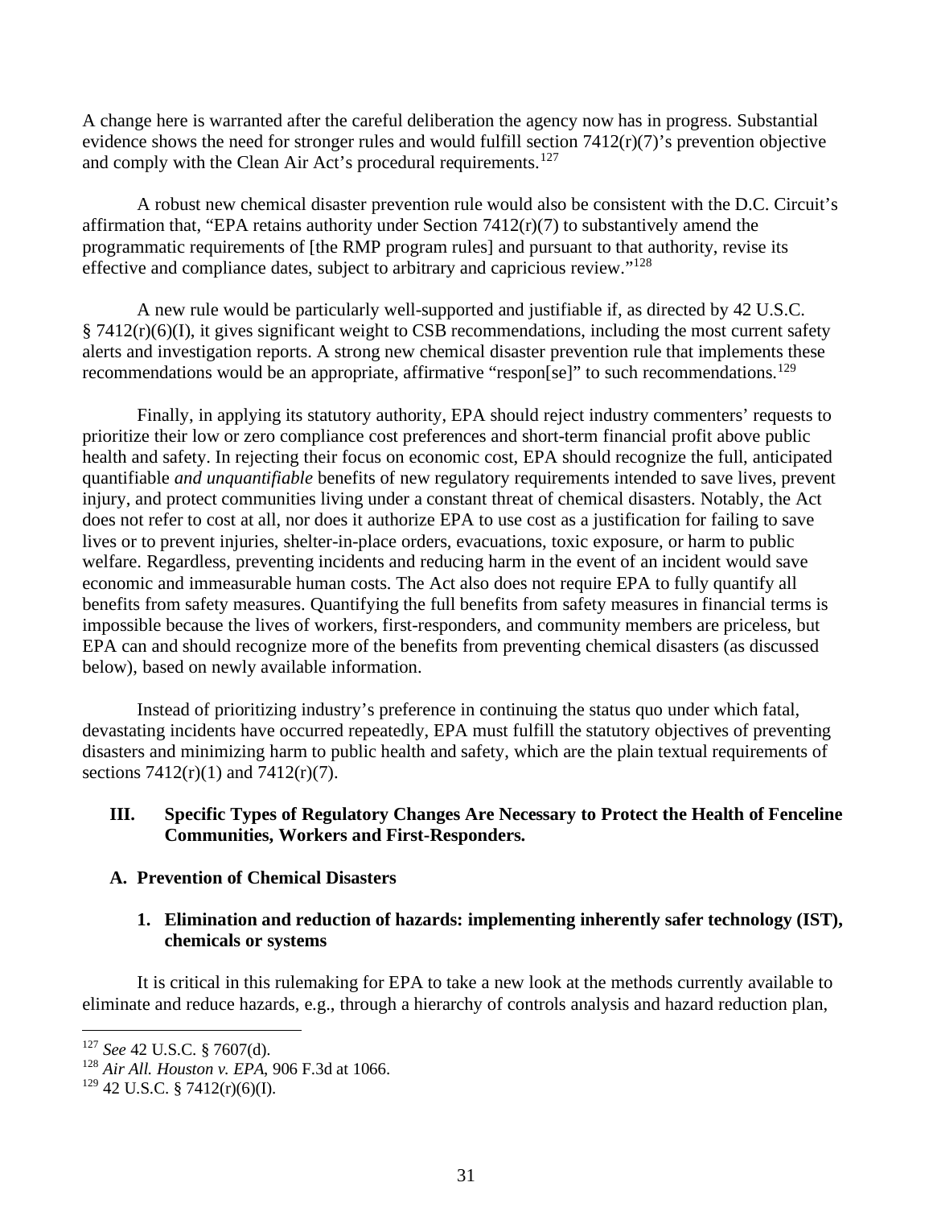A change here is warranted after the careful deliberation the agency now has in progress. Substantial evidence shows the need for stronger rules and would fulfill section 7412(r)(7)'s prevention objective and comply with the Clean Air Act's procedural requirements.[127]

A robust new chemical disaster prevention rule would also be consistent with the D.C. Circuit's affirmation that, "EPA retains authority under Section 7412(r)(7) to substantively amend the programmatic requirements of [the RMP program rules] and pursuant to that authority, revise its effective and compliance dates, subject to arbitrary and capricious review."[128]

A new rule would be particularly well-supported and justifiable if, as directed by 42 U.S.C. § 7412(r)(6)(I), it gives significant weight to CSB recommendations, including the most current safety alerts and investigation reports. A strong new chemical disaster prevention rule that implements these recommendations would be an appropriate, affirmative "respon[se]" to such recommendations.[129]

Finally, in applying its statutory authority, EPA should reject industry commenters' requests to prioritize their low or zero compliance cost preferences and short-term financial profit above public health and safety. In rejecting their focus on economic cost, EPA should recognize the full, anticipated quantifiable *and unquantifiable* benefits of new regulatory requirements intended to save lives, prevent injury, and protect communities living under a constant threat of chemical disasters. Notably, the Act does not refer to cost at all, nor does it authorize EPA to use cost as a justification for failing to save lives or to prevent injuries, shelter-in-place orders, evacuations, toxic exposure, or harm to public welfare. Regardless, preventing incidents and reducing harm in the event of an incident would save economic and immeasurable human costs. The Act also does not require EPA to fully quantify all benefits from safety measures. Quantifying the full benefits from safety measures in financial terms is impossible because the lives of workers, first-responders, and community members are priceless, but EPA can and should recognize more of the benefits from preventing chemical disasters (as discussed below), based on newly available information.

Instead of prioritizing industry's preference in continuing the status quo under which fatal, devastating incidents have occurred repeatedly, EPA must fulfill the statutory objectives of preventing disasters and minimizing harm to public health and safety, which are the plain textual requirements of sections 7412(r)(1) and 7412(r)(7).

## III. Specific Types of Regulatory Changes Are Necessary to Protect the Health of Fenceline Communities, Workers and First-Responders.

### A. Prevention of Chemical Disasters

#### 1. Elimination and reduction of hazards: implementing inherently safer technology (IST), chemicals or systems

It is critical in this rulemaking for EPA to take a new look at the methods currently available to eliminate and reduce hazards, e.g., through a hierarchy of controls analysis and hazard reduction plan,

---

[127] *See* 42 U.S.C. § 7607(d).

[128] *Air All. Houston v. EPA*, 906 F.3d at 1066.

[129] 42 U.S.C. § 7412(r)(6)(I).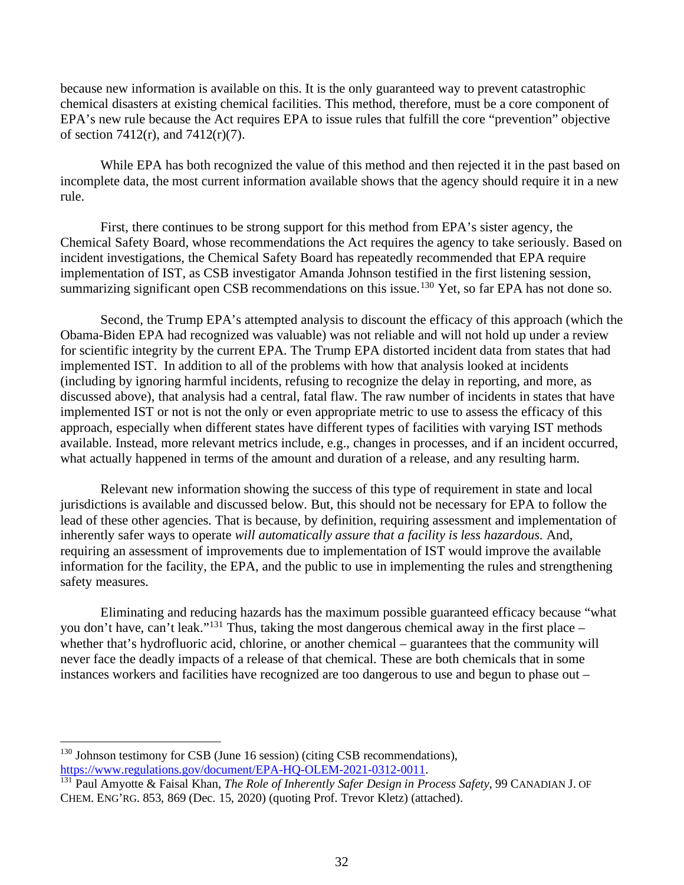because new information is available on this. It is the only guaranteed way to prevent catastrophic chemical disasters at existing chemical facilities. This method, therefore, must be a core component of EPA's new rule because the Act requires EPA to issue rules that fulfill the core "prevention" objective of section 7412(r), and 7412(r)(7).

While EPA has both recognized the value of this method and then rejected it in the past based on incomplete data, the most current information available shows that the agency should require it in a new rule.

First, there continues to be strong support for this method from EPA's sister agency, the Chemical Safety Board, whose recommendations the Act requires the agency to take seriously. Based on incident investigations, the Chemical Safety Board has repeatedly recommended that EPA require implementation of IST, as CSB investigator Amanda Johnson testified in the first listening session, summarizing significant open CSB recommendations on this issue.[130] Yet, so far EPA has not done so.

Second, the Trump EPA's attempted analysis to discount the efficacy of this approach (which the Obama-Biden EPA had recognized was valuable) was not reliable and will not hold up under a review for scientific integrity by the current EPA. The Trump EPA distorted incident data from states that had implemented IST. In addition to all of the problems with how that analysis looked at incidents (including by ignoring harmful incidents, refusing to recognize the delay in reporting, and more, as discussed above), that analysis had a central, fatal flaw. The raw number of incidents in states that have implemented IST or not is not the only or even appropriate metric to use to assess the efficacy of this approach, especially when different states have different types of facilities with varying IST methods available. Instead, more relevant metrics include, e.g., changes in processes, and if an incident occurred, what actually happened in terms of the amount and duration of a release, and any resulting harm.

Relevant new information showing the success of this type of requirement in state and local jurisdictions is available and discussed below. But, this should not be necessary for EPA to follow the lead of these other agencies. That is because, by definition, requiring assessment and implementation of inherently safer ways to operate *will automatically assure that a facility is less hazardous*. And, requiring an assessment of improvements due to implementation of IST would improve the available information for the facility, the EPA, and the public to use in implementing the rules and strengthening safety measures.

Eliminating and reducing hazards has the maximum possible guaranteed efficacy because "what you don't have, can't leak."[131] Thus, taking the most dangerous chemical away in the first place – whether that's hydrofluoric acid, chlorine, or another chemical – guarantees that the community will never face the deadly impacts of a release of that chemical. These are both chemicals that in some instances workers and facilities have recognized are too dangerous to use and begun to phase out –

---

[130] Johnson testimony for CSB (June 16 session) (citing CSB recommendations), https://www.regulations.gov/document/EPA-HQ-OLEM-2021-0312-0011.

[131] Paul Amyotte & Faisal Khan, *The Role of Inherently Safer Design in Process Safety*, 99 CANADIAN J. OF CHEM. ENG'RG. 853, 869 (Dec. 15, 2020) (quoting Prof. Trevor Kletz) (attached).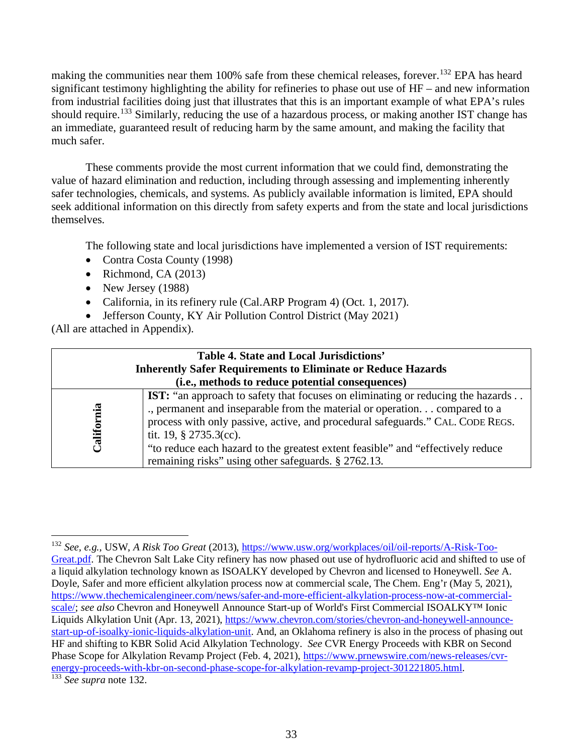making the communities near them 100% safe from these chemical releases, forever.[132] EPA has heard significant testimony highlighting the ability for refineries to phase out use of HF – and new information from industrial facilities doing just that illustrates that this is an important example of what EPA's rules should require.[133] Similarly, reducing the use of a hazardous process, or making another IST change has an immediate, guaranteed result of reducing harm by the same amount, and making the facility that much safer.

These comments provide the most current information that we could find, demonstrating the value of hazard elimination and reduction, including through assessing and implementing inherently safer technologies, chemicals, and systems. As publicly available information is limited, EPA should seek additional information on this directly from safety experts and from the state and local jurisdictions themselves.

The following state and local jurisdictions have implemented a version of IST requirements:

- Contra Costa County (1998)
- Richmond, CA (2013)
- New Jersey (1988)
- California, in its refinery rule (Cal.ARP Program 4) (Oct. 1, 2017).
- Jefferson County, KY Air Pollution Control District (May 2021)

(All are attached in Appendix).

| **Table 4. State and Local Jurisdictions' Inherently Safer Requirements to Eliminate or Reduce Hazards (i.e., methods to reduce potential consequences)** | |
|---|---|
| **California** | **IST:** "an approach to safety that focuses on eliminating or reducing the hazards . . ., permanent and inseparable from the material or operation. . . compared to a process with only passive, active, and procedural safeguards." CAL. CODE REGS. tit. 19, § 2735.3(cc).<br>"to reduce each hazard to the greatest extent feasible" and "effectively reduce remaining risks" using other safeguards. § 2762.13. |

---

[132] *See, e.g.*, USW, *A Risk Too Great* (2013), https://www.usw.org/workplaces/oil/oil-reports/A-Risk-Too-Great.pdf. The Chevron Salt Lake City refinery has now phased out use of hydrofluoric acid and shifted to use of a liquid alkylation technology known as ISOALKY developed by Chevron and licensed to Honeywell. *See* A. Doyle, Safer and more efficient alkylation process now at commercial scale, The Chem. Eng'r (May 5, 2021), https://www.thechemicalengineer.com/news/safer-and-more-efficient-alkylation-process-now-at-commercial-scale/; *see also* Chevron and Honeywell Announce Start-up of World's First Commercial ISOALKY™ Ionic Liquids Alkylation Unit (Apr. 13, 2021), https://www.chevron.com/stories/chevron-and-honeywell-announce-start-up-of-isoalky-ionic-liquids-alkylation-unit. And, an Oklahoma refinery is also in the process of phasing out HF and shifting to KBR Solid Acid Alkylation Technology. *See* CVR Energy Proceeds with KBR on Second Phase Scope for Alkylation Revamp Project (Feb. 4, 2021), https://www.prnewswire.com/news-releases/cvr-energy-proceeds-with-kbr-on-second-phase-scope-for-alkylation-revamp-project-301221805.html.

[133] *See supra* note 132.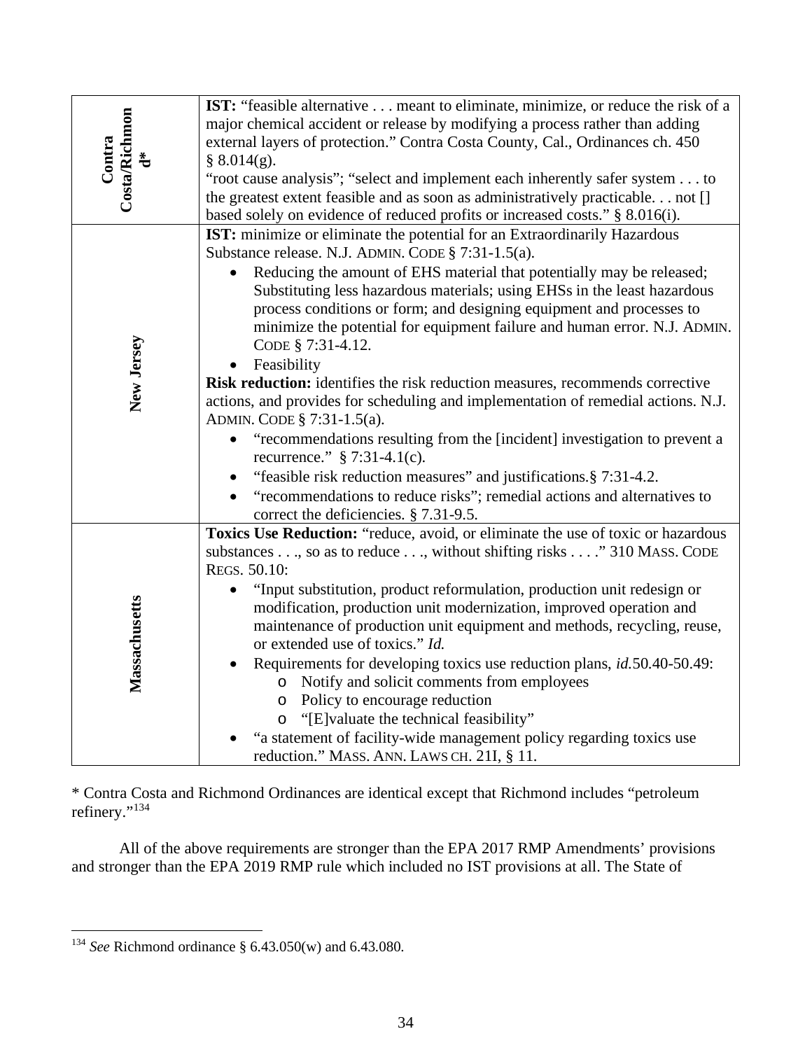| | |
|---|---|
| **Contra Costa/Richmond*** | **IST:** "feasible alternative . . . meant to eliminate, minimize, or reduce the risk of a major chemical accident or release by modifying a process rather than adding external layers of protection." Contra Costa County, Cal., Ordinances ch. 450 § 8.014(g).<br>"root cause analysis"; "select and implement each inherently safer system . . . to the greatest extent feasible and as soon as administratively practicable. . . not [] based solely on evidence of reduced profits or increased costs." § 8.016(i). |
| **New Jersey** | **IST:** minimize or eliminate the potential for an Extraordinarily Hazardous Substance release. N.J. ADMIN. CODE § 7:31-1.5(a).<br>• Reducing the amount of EHS material that potentially may be released; Substituting less hazardous materials; using EHSs in the least hazardous process conditions or form; and designing equipment and processes to minimize the potential for equipment failure and human error. N.J. ADMIN. CODE § 7:31-4.12.<br>• Feasibility<br>**Risk reduction:** identifies the risk reduction measures, recommends corrective actions, and provides for scheduling and implementation of remedial actions. N.J. ADMIN. CODE § 7:31-1.5(a).<br>• "recommendations resulting from the [incident] investigation to prevent a recurrence." § 7:31-4.1(c).<br>• "feasible risk reduction measures" and justifications.§ 7:31-4.2.<br>• "recommendations to reduce risks"; remedial actions and alternatives to correct the deficiencies. § 7.31-9.5. |
| **Massachusetts** | **Toxics Use Reduction:** "reduce, avoid, or eliminate the use of toxic or hazardous substances . . ., so as to reduce . . ., without shifting risks . . . ." 310 MASS. CODE REGS. 50.10:<br>• "Input substitution, product reformulation, production unit redesign or modification, production unit modernization, improved operation and maintenance of production unit equipment and methods, recycling, reuse, or extended use of toxics." *Id.*<br>• Requirements for developing toxics use reduction plans, *id.*50.40-50.49:<br>  o Notify and solicit comments from employees<br>  o Policy to encourage reduction<br>  o "[E]valuate the technical feasibility"<br>• "a statement of facility-wide management policy regarding toxics use reduction." MASS. ANN. LAWS CH. 21I, § 11. |

\* Contra Costa and Richmond Ordinances are identical except that Richmond includes "petroleum refinery."[134]

All of the above requirements are stronger than the EPA 2017 RMP Amendments' provisions and stronger than the EPA 2019 RMP rule which included no IST provisions at all. The State of

[134] *See* Richmond ordinance § 6.43.050(w) and 6.43.080.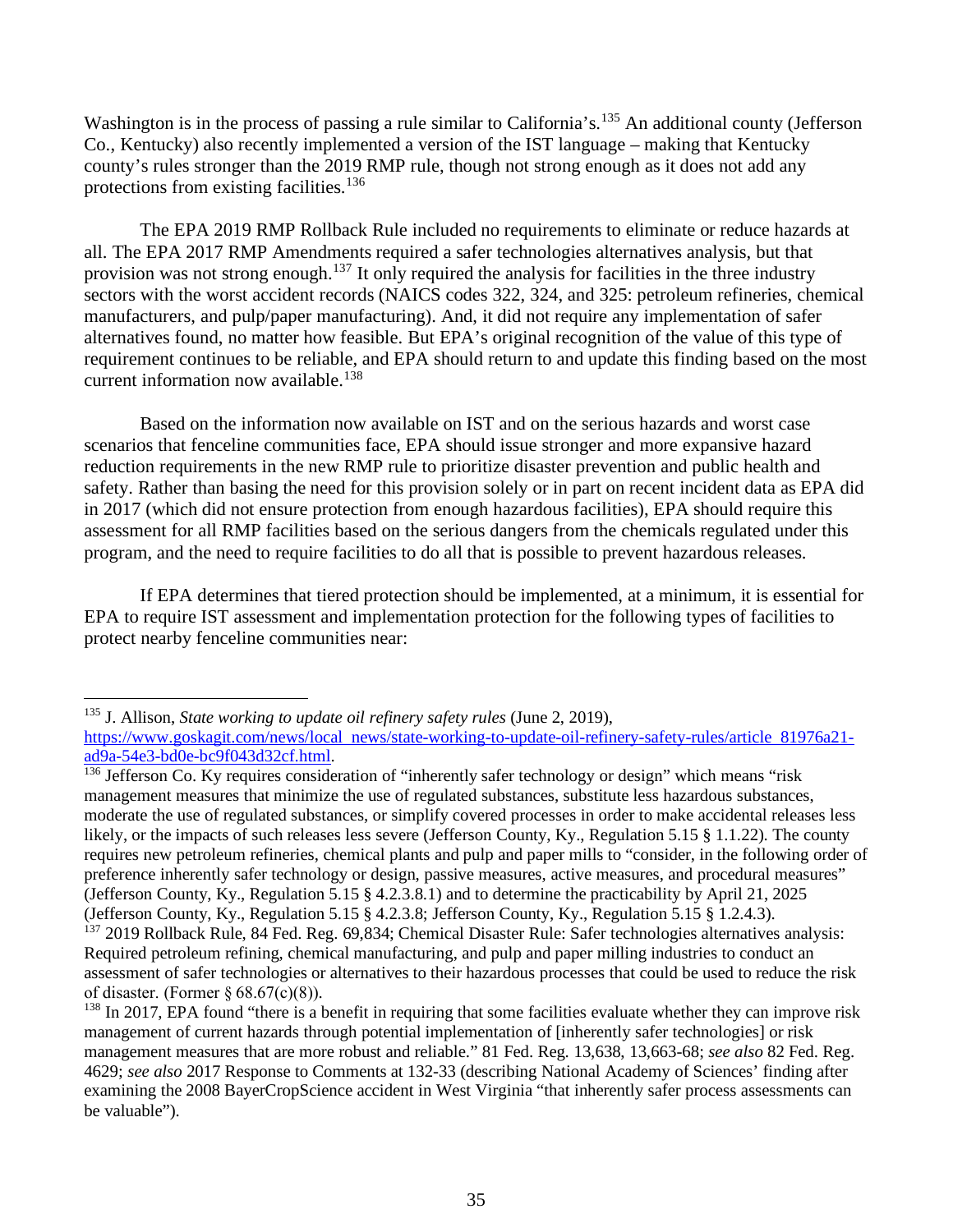Washington is in the process of passing a rule similar to California's.[135] An additional county (Jefferson Co., Kentucky) also recently implemented a version of the IST language – making that Kentucky county's rules stronger than the 2019 RMP rule, though not strong enough as it does not add any protections from existing facilities.[136]

The EPA 2019 RMP Rollback Rule included no requirements to eliminate or reduce hazards at all. The EPA 2017 RMP Amendments required a safer technologies alternatives analysis, but that provision was not strong enough.[137] It only required the analysis for facilities in the three industry sectors with the worst accident records (NAICS codes 322, 324, and 325: petroleum refineries, chemical manufacturers, and pulp/paper manufacturing). And, it did not require any implementation of safer alternatives found, no matter how feasible. But EPA's original recognition of the value of this type of requirement continues to be reliable, and EPA should return to and update this finding based on the most current information now available.[138]

Based on the information now available on IST and on the serious hazards and worst case scenarios that fenceline communities face, EPA should issue stronger and more expansive hazard reduction requirements in the new RMP rule to prioritize disaster prevention and public health and safety. Rather than basing the need for this provision solely or in part on recent incident data as EPA did in 2017 (which did not ensure protection from enough hazardous facilities), EPA should require this assessment for all RMP facilities based on the serious dangers from the chemicals regulated under this program, and the need to require facilities to do all that is possible to prevent hazardous releases.

If EPA determines that tiered protection should be implemented, at a minimum, it is essential for EPA to require IST assessment and implementation protection for the following types of facilities to protect nearby fenceline communities near:

---

[135] J. Allison, *State working to update oil refinery safety rules* (June 2, 2019), https://www.goskagit.com/news/local_news/state-working-to-update-oil-refinery-safety-rules/article_81976a21-ad9a-54e3-bd0e-bc9f043d32cf.html.

[136] Jefferson Co. Ky requires consideration of "inherently safer technology or design" which means "risk management measures that minimize the use of regulated substances, substitute less hazardous substances, moderate the use of regulated substances, or simplify covered processes in order to make accidental releases less likely, or the impacts of such releases less severe (Jefferson County, Ky., Regulation 5.15 § 1.1.22). The county requires new petroleum refineries, chemical plants and pulp and paper mills to "consider, in the following order of preference inherently safer technology or design, passive measures, active measures, and procedural measures" (Jefferson County, Ky., Regulation 5.15 § 4.2.3.8.1) and to determine the practicability by April 21, 2025 (Jefferson County, Ky., Regulation 5.15 § 4.2.3.8; Jefferson County, Ky., Regulation 5.15 § 1.2.4.3).

[137] 2019 Rollback Rule, 84 Fed. Reg. 69,834; Chemical Disaster Rule: Safer technologies alternatives analysis: Required petroleum refining, chemical manufacturing, and pulp and paper milling industries to conduct an assessment of safer technologies or alternatives to their hazardous processes that could be used to reduce the risk of disaster. (Former § 68.67(c)(8)).

[138] In 2017, EPA found "there is a benefit in requiring that some facilities evaluate whether they can improve risk management of current hazards through potential implementation of [inherently safer technologies] or risk management measures that are more robust and reliable." 81 Fed. Reg. 13,638, 13,663-68; *see also* 82 Fed. Reg. 4629; *see also* 2017 Response to Comments at 132-33 (describing National Academy of Sciences' finding after examining the 2008 BayerCropScience accident in West Virginia "that inherently safer process assessments can be valuable").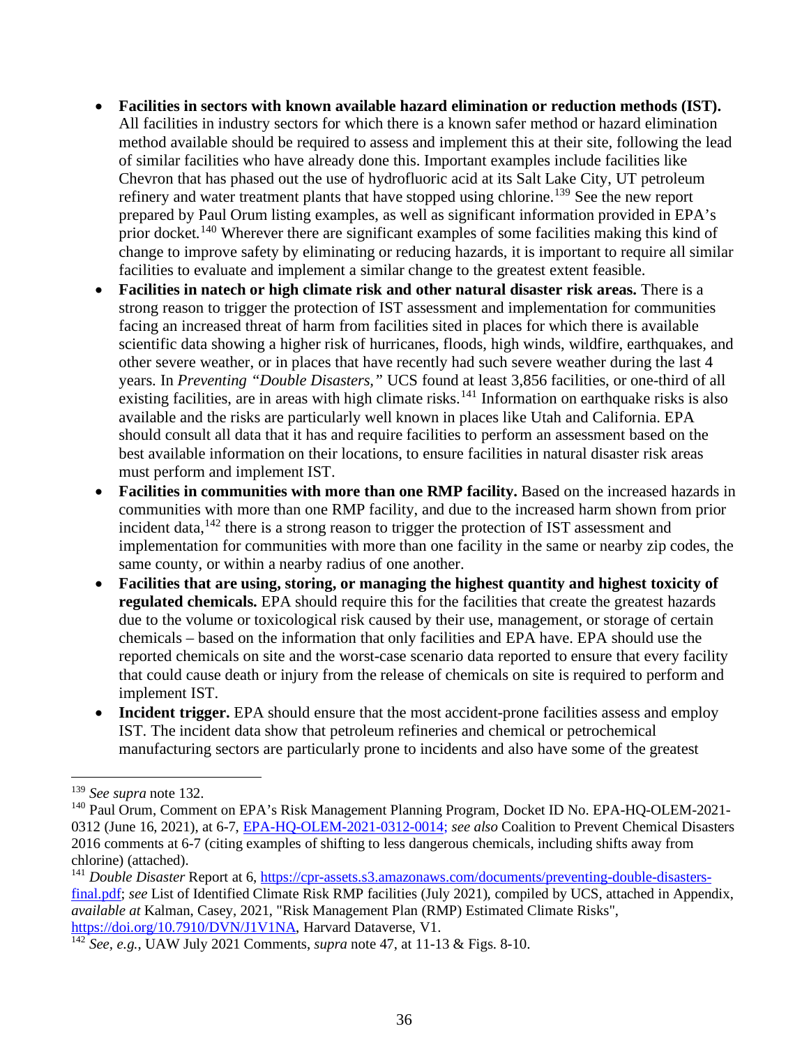- **Facilities in sectors with known available hazard elimination or reduction methods (IST).** All facilities in industry sectors for which there is a known safer method or hazard elimination method available should be required to assess and implement this at their site, following the lead of similar facilities who have already done this. Important examples include facilities like Chevron that has phased out the use of hydrofluoric acid at its Salt Lake City, UT petroleum refinery and water treatment plants that have stopped using chlorine.[139] See the new report prepared by Paul Orum listing examples, as well as significant information provided in EPA's prior docket.[140] Wherever there are significant examples of some facilities making this kind of change to improve safety by eliminating or reducing hazards, it is important to require all similar facilities to evaluate and implement a similar change to the greatest extent feasible.
- **Facilities in natech or high climate risk and other natural disaster risk areas.** There is a strong reason to trigger the protection of IST assessment and implementation for communities facing an increased threat of harm from facilities sited in places for which there is available scientific data showing a higher risk of hurricanes, floods, high winds, wildfire, earthquakes, and other severe weather, or in places that have recently had such severe weather during the last 4 years. In *Preventing "Double Disasters,"* UCS found at least 3,856 facilities, or one-third of all existing facilities, are in areas with high climate risks.[141] Information on earthquake risks is also available and the risks are particularly well known in places like Utah and California. EPA should consult all data that it has and require facilities to perform an assessment based on the best available information on their locations, to ensure facilities in natural disaster risk areas must perform and implement IST.
- **Facilities in communities with more than one RMP facility.** Based on the increased hazards in communities with more than one RMP facility, and due to the increased harm shown from prior incident data,[142] there is a strong reason to trigger the protection of IST assessment and implementation for communities with more than one facility in the same or nearby zip codes, the same county, or within a nearby radius of one another.
- **Facilities that are using, storing, or managing the highest quantity and highest toxicity of regulated chemicals.** EPA should require this for the facilities that create the greatest hazards due to the volume or toxicological risk caused by their use, management, or storage of certain chemicals – based on the information that only facilities and EPA have. EPA should use the reported chemicals on site and the worst-case scenario data reported to ensure that every facility that could cause death or injury from the release of chemicals on site is required to perform and implement IST.
- **Incident trigger.** EPA should ensure that the most accident-prone facilities assess and employ IST. The incident data show that petroleum refineries and chemical or petrochemical manufacturing sectors are particularly prone to incidents and also have some of the greatest

---

[139] *See supra* note 132.

[140] Paul Orum, Comment on EPA's Risk Management Planning Program, Docket ID No. EPA-HQ-OLEM-2021-0312 (June 16, 2021), at 6-7, EPA-HQ-OLEM-2021-0312-0014; *see also* Coalition to Prevent Chemical Disasters 2016 comments at 6-7 (citing examples of shifting to less dangerous chemicals, including shifts away from chlorine) (attached).

[141] *Double Disaster* Report at 6, https://cpr-assets.s3.amazonaws.com/documents/preventing-double-disasters-final.pdf; *see* List of Identified Climate Risk RMP facilities (July 2021), compiled by UCS, attached in Appendix, *available at* Kalman, Casey, 2021, "Risk Management Plan (RMP) Estimated Climate Risks", https://doi.org/10.7910/DVN/J1V1NA, Harvard Dataverse, V1.

[142] *See, e.g.*, UAW July 2021 Comments, *supra* note 47, at 11-13 & Figs. 8-10.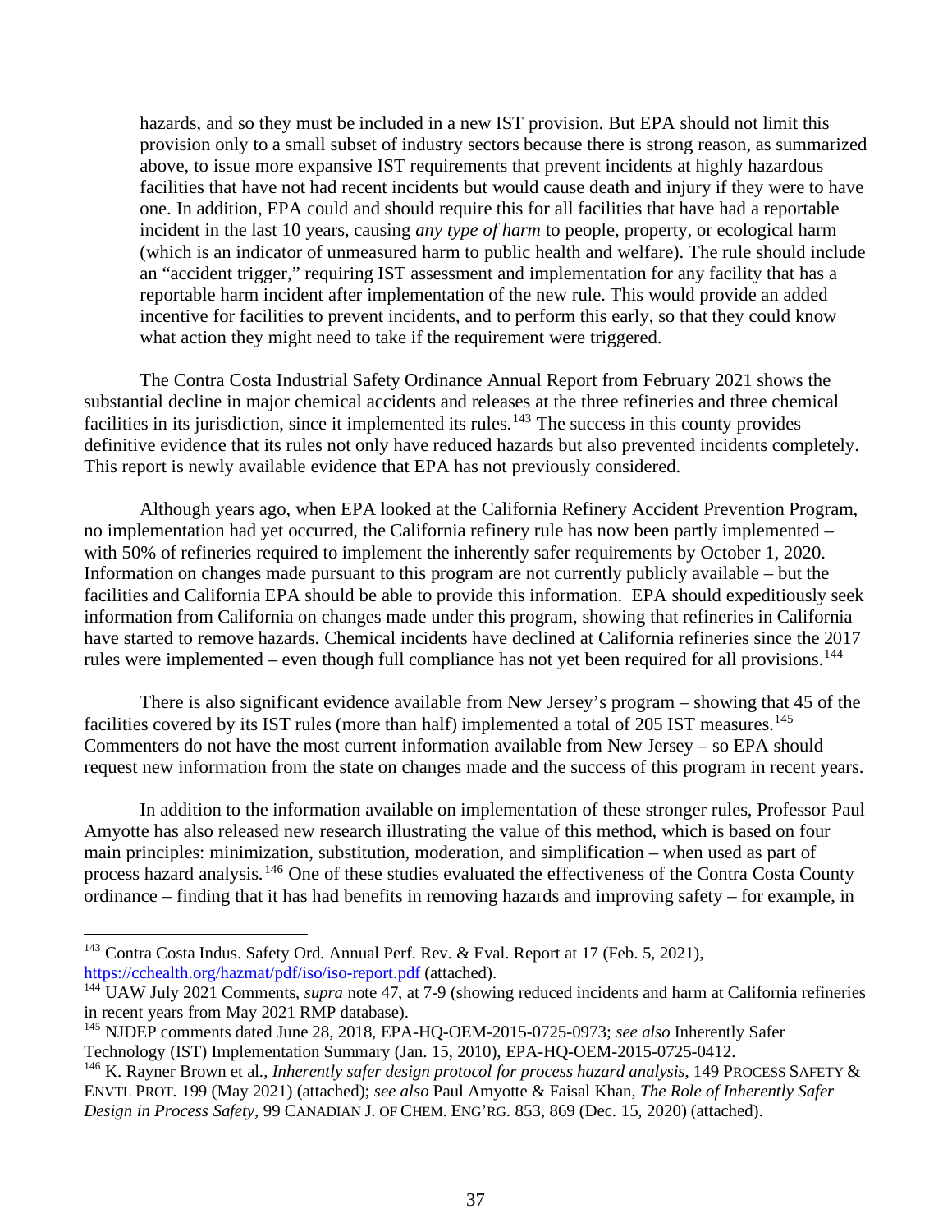hazards, and so they must be included in a new IST provision. But EPA should not limit this provision only to a small subset of industry sectors because there is strong reason, as summarized above, to issue more expansive IST requirements that prevent incidents at highly hazardous facilities that have not had recent incidents but would cause death and injury if they were to have one. In addition, EPA could and should require this for all facilities that have had a reportable incident in the last 10 years, causing *any type of harm* to people, property, or ecological harm (which is an indicator of unmeasured harm to public health and welfare). The rule should include an "accident trigger," requiring IST assessment and implementation for any facility that has a reportable harm incident after implementation of the new rule. This would provide an added incentive for facilities to prevent incidents, and to perform this early, so that they could know what action they might need to take if the requirement were triggered.

The Contra Costa Industrial Safety Ordinance Annual Report from February 2021 shows the substantial decline in major chemical accidents and releases at the three refineries and three chemical facilities in its jurisdiction, since it implemented its rules.[143] The success in this county provides definitive evidence that its rules not only have reduced hazards but also prevented incidents completely. This report is newly available evidence that EPA has not previously considered.

Although years ago, when EPA looked at the California Refinery Accident Prevention Program, no implementation had yet occurred, the California refinery rule has now been partly implemented – with 50% of refineries required to implement the inherently safer requirements by October 1, 2020. Information on changes made pursuant to this program are not currently publicly available – but the facilities and California EPA should be able to provide this information. EPA should expeditiously seek information from California on changes made under this program, showing that refineries in California have started to remove hazards. Chemical incidents have declined at California refineries since the 2017 rules were implemented – even though full compliance has not yet been required for all provisions.[144]

There is also significant evidence available from New Jersey's program – showing that 45 of the facilities covered by its IST rules (more than half) implemented a total of 205 IST measures.[145] Commenters do not have the most current information available from New Jersey – so EPA should request new information from the state on changes made and the success of this program in recent years.

In addition to the information available on implementation of these stronger rules, Professor Paul Amyotte has also released new research illustrating the value of this method, which is based on four main principles: minimization, substitution, moderation, and simplification – when used as part of process hazard analysis.[146] One of these studies evaluated the effectiveness of the Contra Costa County ordinance – finding that it has had benefits in removing hazards and improving safety – for example, in

---

[143] Contra Costa Indus. Safety Ord. Annual Perf. Rev. & Eval. Report at 17 (Feb. 5, 2021), https://cchealth.org/hazmat/pdf/iso/iso-report.pdf (attached).

[144] UAW July 2021 Comments, *supra* note 47, at 7-9 (showing reduced incidents and harm at California refineries in recent years from May 2021 RMP database).

[145] NJDEP comments dated June 28, 2018, EPA-HQ-OEM-2015-0725-0973; *see also* Inherently Safer Technology (IST) Implementation Summary (Jan. 15, 2010), EPA-HQ-OEM-2015-0725-0412.

[146] K. Rayner Brown et al., *Inherently safer design protocol for process hazard analysis*, 149 PROCESS SAFETY & ENVTL PROT. 199 (May 2021) (attached); *see also* Paul Amyotte & Faisal Khan, *The Role of Inherently Safer Design in Process Safety*, 99 CANADIAN J. OF CHEM. ENG'RG. 853, 869 (Dec. 15, 2020) (attached).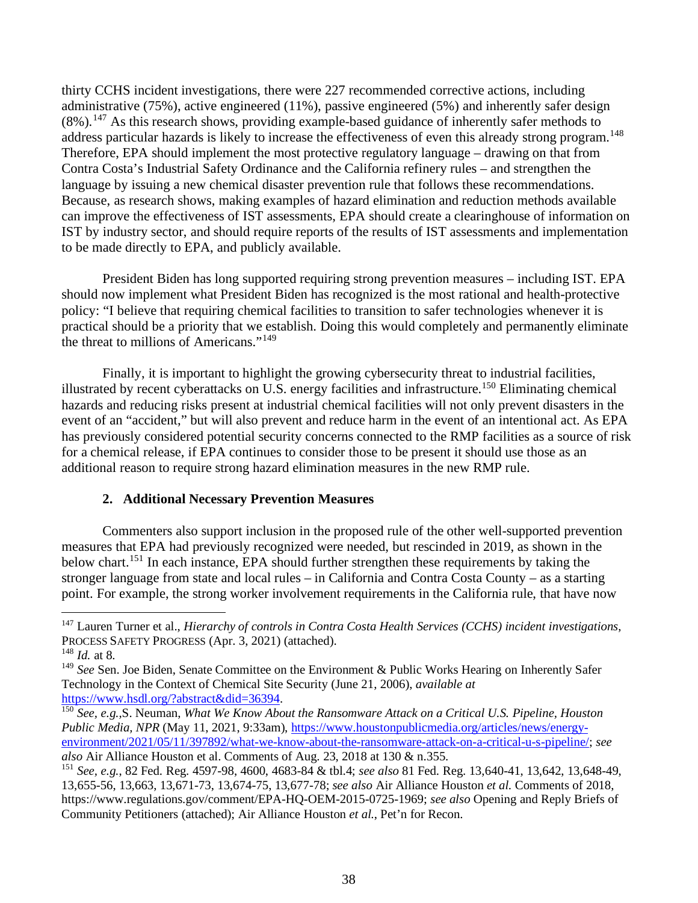thirty CCHS incident investigations, there were 227 recommended corrective actions, including administrative (75%), active engineered (11%), passive engineered (5%) and inherently safer design (8%).[147] As this research shows, providing example-based guidance of inherently safer methods to address particular hazards is likely to increase the effectiveness of even this already strong program.[148] Therefore, EPA should implement the most protective regulatory language – drawing on that from Contra Costa's Industrial Safety Ordinance and the California refinery rules – and strengthen the language by issuing a new chemical disaster prevention rule that follows these recommendations. Because, as research shows, making examples of hazard elimination and reduction methods available can improve the effectiveness of IST assessments, EPA should create a clearinghouse of information on IST by industry sector, and should require reports of the results of IST assessments and implementation to be made directly to EPA, and publicly available.

President Biden has long supported requiring strong prevention measures – including IST. EPA should now implement what President Biden has recognized is the most rational and health-protective policy: "I believe that requiring chemical facilities to transition to safer technologies whenever it is practical should be a priority that we establish. Doing this would completely and permanently eliminate the threat to millions of Americans."[149]

Finally, it is important to highlight the growing cybersecurity threat to industrial facilities, illustrated by recent cyberattacks on U.S. energy facilities and infrastructure.[150] Eliminating chemical hazards and reducing risks present at industrial chemical facilities will not only prevent disasters in the event of an "accident," but will also prevent and reduce harm in the event of an intentional act. As EPA has previously considered potential security concerns connected to the RMP facilities as a source of risk for a chemical release, if EPA continues to consider those to be present it should use those as an additional reason to require strong hazard elimination measures in the new RMP rule.

### 2. Additional Necessary Prevention Measures

Commenters also support inclusion in the proposed rule of the other well-supported prevention measures that EPA had previously recognized were needed, but rescinded in 2019, as shown in the below chart.[151] In each instance, EPA should further strengthen these requirements by taking the stronger language from state and local rules – in California and Contra Costa County – as a starting point. For example, the strong worker involvement requirements in the California rule, that have now

---

[147] Lauren Turner et al., *Hierarchy of controls in Contra Costa Health Services (CCHS) incident investigations*, PROCESS SAFETY PROGRESS (Apr. 3, 2021) (attached).

[148] *Id.* at 8.

[149] *See* Sen. Joe Biden, Senate Committee on the Environment & Public Works Hearing on Inherently Safer Technology in the Context of Chemical Site Security (June 21, 2006), *available at* https://www.hsdl.org/?abstract&did=36394.

[150] *See, e.g.,* S. Neuman, *What We Know About the Ransomware Attack on a Critical U.S. Pipeline, Houston Public Media, NPR* (May 11, 2021, 9:33am), https://www.houstonpublicmedia.org/articles/news/energy-environment/2021/05/11/397892/what-we-know-about-the-ransomware-attack-on-a-critical-u-s-pipeline/; *see also* Air Alliance Houston et al. Comments of Aug. 23, 2018 at 130 & n.355.

[151] *See, e.g.*, 82 Fed. Reg. 4597-98, 4600, 4683-84 & tbl.4; *see also* 81 Fed. Reg. 13,640-41, 13,642, 13,648-49, 13,655-56, 13,663, 13,671-73, 13,674-75, 13,677-78; *see also* Air Alliance Houston *et al.* Comments of 2018, https://www.regulations.gov/comment/EPA-HQ-OEM-2015-0725-1969; *see also* Opening and Reply Briefs of Community Petitioners (attached); Air Alliance Houston *et al.*, Pet'n for Recon.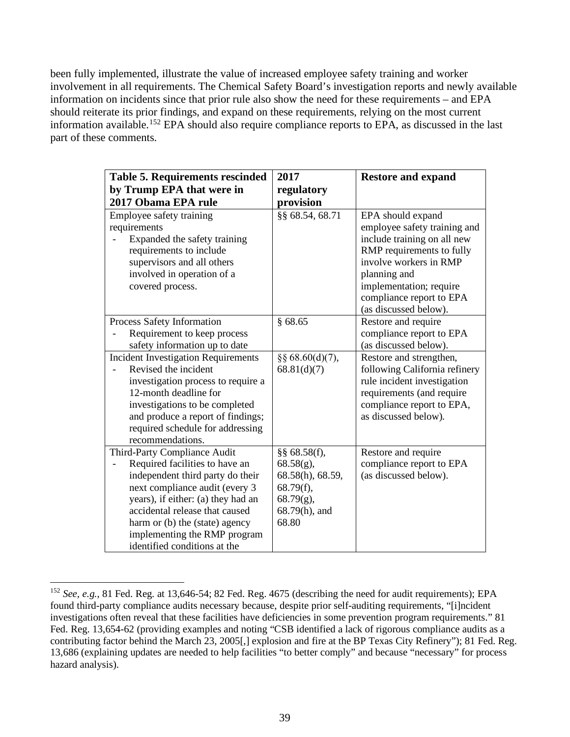been fully implemented, illustrate the value of increased employee safety training and worker involvement in all requirements. The Chemical Safety Board's investigation reports and newly available information on incidents since that prior rule also show the need for these requirements – and EPA should reiterate its prior findings, and expand on these requirements, relying on the most current information available.[152] EPA should also require compliance reports to EPA, as discussed in the last part of these comments.

| **Table 5. Requirements rescinded by Trump EPA that were in 2017 Obama EPA rule** | **2017 regulatory provision** | **Restore and expand** |
|---|---|---|
| Employee safety training requirements<br>- Expanded the safety training requirements to include supervisors and all others involved in operation of a covered process. | §§ 68.54, 68.71 | EPA should expand employee safety training and include training on all new RMP requirements to fully involve workers in RMP planning and implementation; require compliance report to EPA (as discussed below). |
| Process Safety Information<br>- Requirement to keep process safety information up to date | § 68.65 | Restore and require compliance report to EPA (as discussed below). |
| Incident Investigation Requirements<br>- Revised the incident investigation process to require a 12-month deadline for investigations to be completed and produce a report of findings; required schedule for addressing recommendations. | §§ 68.60(d)(7), 68.81(d)(7) | Restore and strengthen, following California refinery rule incident investigation requirements (and require compliance report to EPA, as discussed below). |
| Third-Party Compliance Audit<br>- Required facilities to have an independent third party do their next compliance audit (every 3 years), if either: (a) they had an accidental release that caused harm or (b) the (state) agency implementing the RMP program identified conditions at the | §§ 68.58(f), 68.58(g), 68.58(h), 68.59, 68.79(f), 68.79(g), 68.79(h), and 68.80 | Restore and require compliance report to EPA (as discussed below). |

[152] *See, e.g.*, 81 Fed. Reg. at 13,646-54; 82 Fed. Reg. 4675 (describing the need for audit requirements); EPA found third-party compliance audits necessary because, despite prior self-auditing requirements, "[i]ncident investigations often reveal that these facilities have deficiencies in some prevention program requirements." 81 Fed. Reg. 13,654-62 (providing examples and noting "CSB identified a lack of rigorous compliance audits as a contributing factor behind the March 23, 2005[,] explosion and fire at the BP Texas City Refinery"); 81 Fed. Reg. 13,686 (explaining updates are needed to help facilities "to better comply" and because "necessary" for process hazard analysis).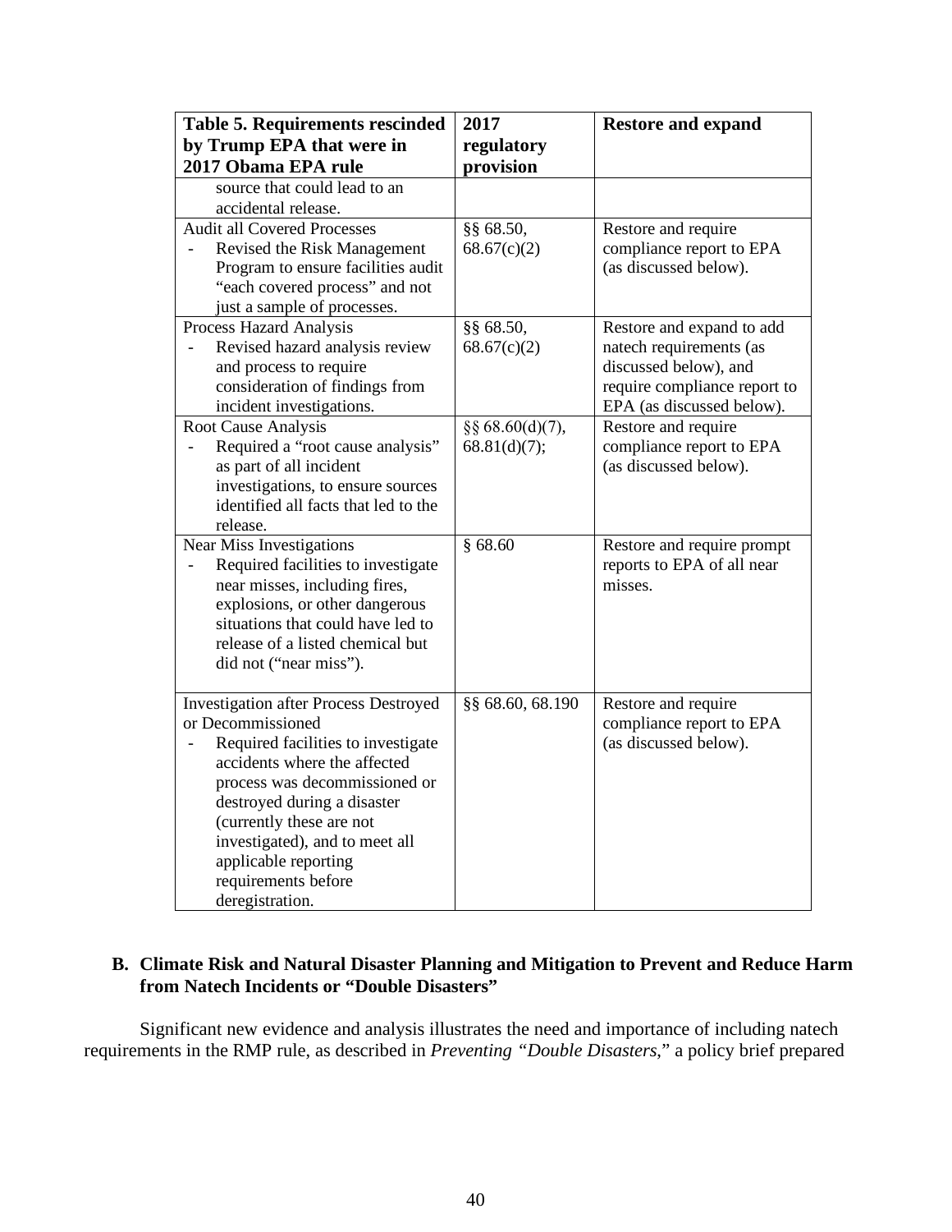| Table 5. Requirements rescinded by Trump EPA that were in 2017 Obama EPA rule | 2017 regulatory provision | Restore and expand |
|---|---|---|
| source that could lead to an accidental release. | | |
| Audit all Covered Processes<br>- Revised the Risk Management Program to ensure facilities audit "each covered process" and not just a sample of processes. | §§ 68.50, 68.67(c)(2) | Restore and require compliance report to EPA (as discussed below). |
| Process Hazard Analysis<br>- Revised hazard analysis review and process to require consideration of findings from incident investigations. | §§ 68.50, 68.67(c)(2) | Restore and expand to add natech requirements (as discussed below), and require compliance report to EPA (as discussed below). |
| Root Cause Analysis<br>- Required a "root cause analysis" as part of all incident investigations, to ensure sources identified all facts that led to the release. | §§ 68.60(d)(7), 68.81(d)(7); | Restore and require compliance report to EPA (as discussed below). |
| Near Miss Investigations<br>- Required facilities to investigate near misses, including fires, explosions, or other dangerous situations that could have led to release of a listed chemical but did not ("near miss"). | § 68.60 | Restore and require prompt reports to EPA of all near misses. |
| Investigation after Process Destroyed or Decommissioned<br>- Required facilities to investigate accidents where the affected process was decommissioned or destroyed during a disaster (currently these are not investigated), and to meet all applicable reporting requirements before deregistration. | §§ 68.60, 68.190 | Restore and require compliance report to EPA (as discussed below). |

## B. Climate Risk and Natural Disaster Planning and Mitigation to Prevent and Reduce Harm from Natech Incidents or "Double Disasters"

Significant new evidence and analysis illustrates the need and importance of including natech requirements in the RMP rule, as described in *Preventing "Double Disasters*," a policy brief prepared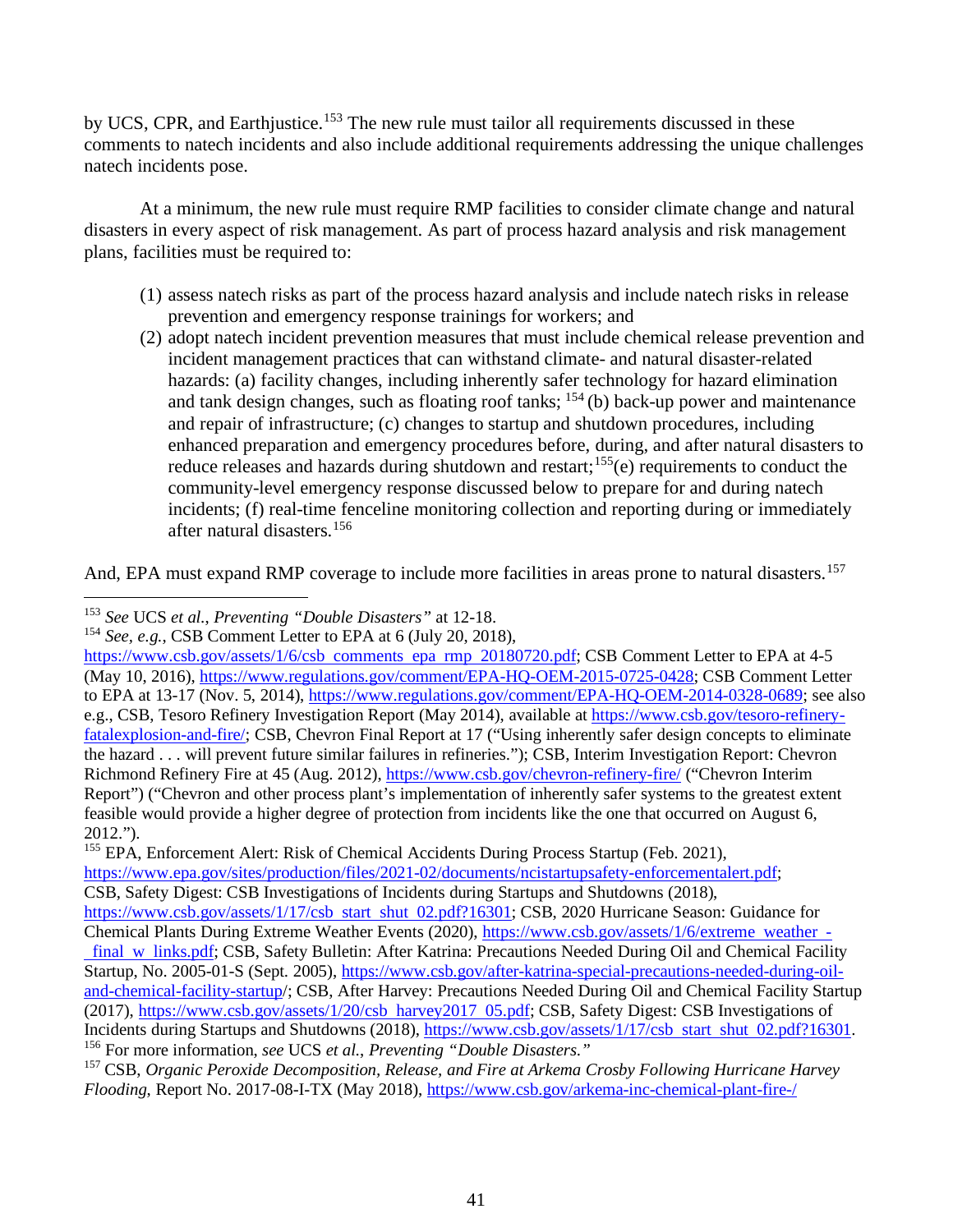by UCS, CPR, and Earthjustice.[153] The new rule must tailor all requirements discussed in these comments to natech incidents and also include additional requirements addressing the unique challenges natech incidents pose.

At a minimum, the new rule must require RMP facilities to consider climate change and natural disasters in every aspect of risk management. As part of process hazard analysis and risk management plans, facilities must be required to:

(1) assess natech risks as part of the process hazard analysis and include natech risks in release prevention and emergency response trainings for workers; and
(2) adopt natech incident prevention measures that must include chemical release prevention and incident management practices that can withstand climate- and natural disaster-related hazards: (a) facility changes, including inherently safer technology for hazard elimination and tank design changes, such as floating roof tanks; [154] (b) back-up power and maintenance and repair of infrastructure; (c) changes to startup and shutdown procedures, including enhanced preparation and emergency procedures before, during, and after natural disasters to reduce releases and hazards during shutdown and restart;[155](e) requirements to conduct the community-level emergency response discussed below to prepare for and during natech incidents; (f) real-time fenceline monitoring collection and reporting during or immediately after natural disasters.[156]

And, EPA must expand RMP coverage to include more facilities in areas prone to natural disasters.[157]

---

[153] *See* UCS *et al.*, *Preventing "Double Disasters"* at 12-18.

[154] *See, e.g.*, CSB Comment Letter to EPA at 6 (July 20, 2018), https://www.csb.gov/assets/1/6/csb_comments_epa_rmp_20180720.pdf; CSB Comment Letter to EPA at 4-5 (May 10, 2016), https://www.regulations.gov/comment/EPA-HQ-OEM-2015-0725-0428; CSB Comment Letter to EPA at 13-17 (Nov. 5, 2014), https://www.regulations.gov/comment/EPA-HQ-OEM-2014-0328-0689; see also e.g., CSB, Tesoro Refinery Investigation Report (May 2014), available at https://www.csb.gov/tesoro-refinery-fatalexplosion-and-fire/; CSB, Chevron Final Report at 17 ("Using inherently safer design concepts to eliminate the hazard . . . will prevent future similar failures in refineries."); CSB, Interim Investigation Report: Chevron Richmond Refinery Fire at 45 (Aug. 2012), https://www.csb.gov/chevron-refinery-fire/ ("Chevron Interim Report") ("Chevron and other process plant's implementation of inherently safer systems to the greatest extent feasible would provide a higher degree of protection from incidents like the one that occurred on August 6, 2012.").

[155] EPA, Enforcement Alert: Risk of Chemical Accidents During Process Startup (Feb. 2021), https://www.epa.gov/sites/production/files/2021-02/documents/ncistartupsafety-enforcementalert.pdf; CSB, Safety Digest: CSB Investigations of Incidents during Startups and Shutdowns (2018), https://www.csb.gov/assets/1/17/csb_start_shut_02.pdf?16301; CSB, 2020 Hurricane Season: Guidance for Chemical Plants During Extreme Weather Events (2020), https://www.csb.gov/assets/1/6/extreme_weather_-_final_w_links.pdf; CSB, Safety Bulletin: After Katrina: Precautions Needed During Oil and Chemical Facility Startup, No. 2005-01-S (Sept. 2005), https://www.csb.gov/after-katrina-special-precautions-needed-during-oil-and-chemical-facility-startup/; CSB, After Harvey: Precautions Needed During Oil and Chemical Facility Startup (2017), https://www.csb.gov/assets/1/20/csb_harvey2017_05.pdf; CSB, Safety Digest: CSB Investigations of Incidents during Startups and Shutdowns (2018), https://www.csb.gov/assets/1/17/csb_start_shut_02.pdf?16301.

[156] For more information, *see* UCS *et al.*, *Preventing "Double Disasters."*

[157] CSB, *Organic Peroxide Decomposition, Release, and Fire at Arkema Crosby Following Hurricane Harvey Flooding*, Report No. 2017-08-I-TX (May 2018), https://www.csb.gov/arkema-inc-chemical-plant-fire-/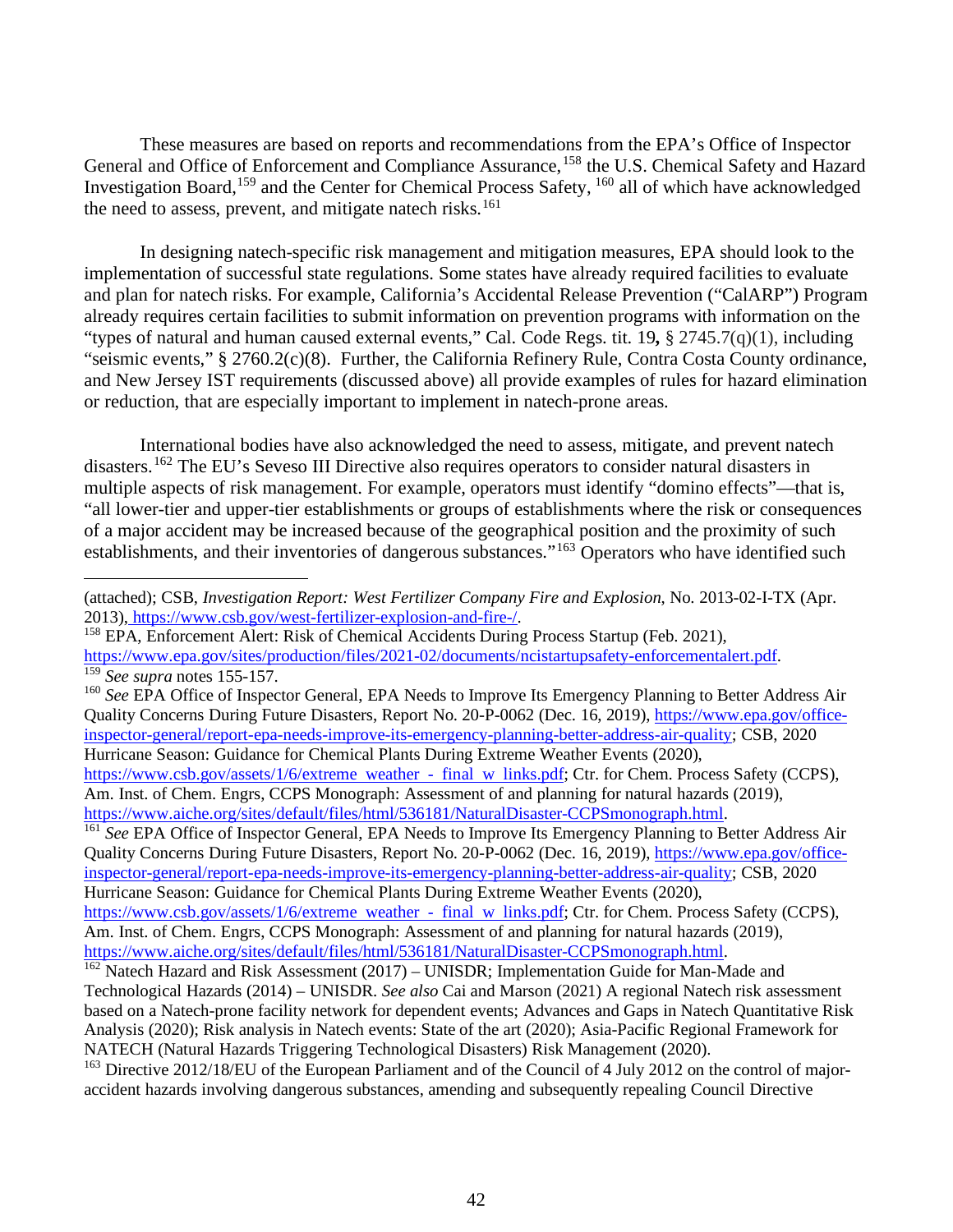These measures are based on reports and recommendations from the EPA's Office of Inspector General and Office of Enforcement and Compliance Assurance,[158] the U.S. Chemical Safety and Hazard Investigation Board,[159] and the Center for Chemical Process Safety,[160] all of which have acknowledged the need to assess, prevent, and mitigate natech risks.[161]

In designing natech-specific risk management and mitigation measures, EPA should look to the implementation of successful state regulations. Some states have already required facilities to evaluate and plan for natech risks. For example, California's Accidental Release Prevention ("CalARP") Program already requires certain facilities to submit information on prevention programs with information on the "types of natural and human caused external events," Cal. Code Regs. tit. 19**,** § 2745.7(q)(1), including "seismic events," § 2760.2(c)(8). Further, the California Refinery Rule, Contra Costa County ordinance, and New Jersey IST requirements (discussed above) all provide examples of rules for hazard elimination or reduction, that are especially important to implement in natech-prone areas.

International bodies have also acknowledged the need to assess, mitigate, and prevent natech disasters.[162] The EU's Seveso III Directive also requires operators to consider natural disasters in multiple aspects of risk management. For example, operators must identify "domino effects"—that is, "all lower-tier and upper-tier establishments or groups of establishments where the risk or consequences of a major accident may be increased because of the geographical position and the proximity of such establishments, and their inventories of dangerous substances."[163] Operators who have identified such

---

(attached); CSB, *Investigation Report: West Fertilizer Company Fire and Explosion*, No. 2013-02-I-TX (Apr. 2013), https://www.csb.gov/west-fertilizer-explosion-and-fire-/.

[158] EPA, Enforcement Alert: Risk of Chemical Accidents During Process Startup (Feb. 2021), https://www.epa.gov/sites/production/files/2021-02/documents/ncistartupsafety-enforcementalert.pdf.

[159] *See supra* notes 155-157.

[160] *See* EPA Office of Inspector General, EPA Needs to Improve Its Emergency Planning to Better Address Air Quality Concerns During Future Disasters, Report No. 20-P-0062 (Dec. 16, 2019), https://www.epa.gov/office-inspector-general/report-epa-needs-improve-its-emergency-planning-better-address-air-quality; CSB, 2020 Hurricane Season: Guidance for Chemical Plants During Extreme Weather Events (2020), https://www.csb.gov/assets/1/6/extreme_weather_-_final_w_links.pdf; Ctr. for Chem. Process Safety (CCPS), Am. Inst. of Chem. Engrs, CCPS Monograph: Assessment of and planning for natural hazards (2019), https://www.aiche.org/sites/default/files/html/536181/NaturalDisaster-CCPSmonograph.html.

[161] *See* EPA Office of Inspector General, EPA Needs to Improve Its Emergency Planning to Better Address Air Quality Concerns During Future Disasters, Report No. 20-P-0062 (Dec. 16, 2019), https://www.epa.gov/office-inspector-general/report-epa-needs-improve-its-emergency-planning-better-address-air-quality; CSB, 2020 Hurricane Season: Guidance for Chemical Plants During Extreme Weather Events (2020), https://www.csb.gov/assets/1/6/extreme_weather_-_final_w_links.pdf; Ctr. for Chem. Process Safety (CCPS), Am. Inst. of Chem. Engrs, CCPS Monograph: Assessment of and planning for natural hazards (2019), https://www.aiche.org/sites/default/files/html/536181/NaturalDisaster-CCPSmonograph.html.

[162] Natech Hazard and Risk Assessment (2017) – UNISDR; Implementation Guide for Man-Made and Technological Hazards (2014) – UNISDR. *See also* Cai and Marson (2021) A regional Natech risk assessment based on a Natech-prone facility network for dependent events; Advances and Gaps in Natech Quantitative Risk Analysis (2020); Risk analysis in Natech events: State of the art (2020); Asia-Pacific Regional Framework for NATECH (Natural Hazards Triggering Technological Disasters) Risk Management (2020).

[163] Directive 2012/18/EU of the European Parliament and of the Council of 4 July 2012 on the control of major-accident hazards involving dangerous substances, amending and subsequently repealing Council Directive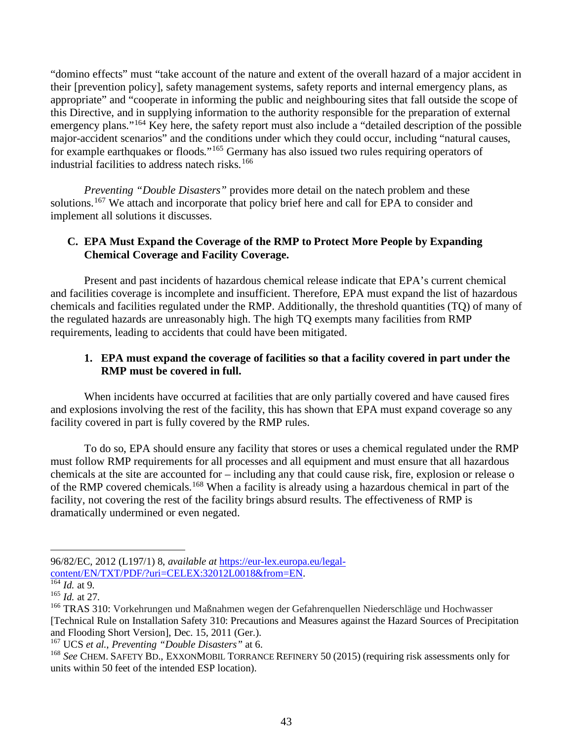"domino effects" must "take account of the nature and extent of the overall hazard of a major accident in their [prevention policy], safety management systems, safety reports and internal emergency plans, as appropriate" and "cooperate in informing the public and neighbouring sites that fall outside the scope of this Directive, and in supplying information to the authority responsible for the preparation of external emergency plans."[164] Key here, the safety report must also include a "detailed description of the possible major-accident scenarios" and the conditions under which they could occur, including "natural causes, for example earthquakes or floods."[165] Germany has also issued two rules requiring operators of industrial facilities to address natech risks.[166]

*Preventing "Double Disasters"* provides more detail on the natech problem and these solutions.[167] We attach and incorporate that policy brief here and call for EPA to consider and implement all solutions it discusses.

### C. EPA Must Expand the Coverage of the RMP to Protect More People by Expanding Chemical Coverage and Facility Coverage.

Present and past incidents of hazardous chemical release indicate that EPA's current chemical and facilities coverage is incomplete and insufficient. Therefore, EPA must expand the list of hazardous chemicals and facilities regulated under the RMP. Additionally, the threshold quantities (TQ) of many of the regulated hazards are unreasonably high. The high TQ exempts many facilities from RMP requirements, leading to accidents that could have been mitigated.

#### 1. EPA must expand the coverage of facilities so that a facility covered in part under the RMP must be covered in full.

When incidents have occurred at facilities that are only partially covered and have caused fires and explosions involving the rest of the facility, this has shown that EPA must expand coverage so any facility covered in part is fully covered by the RMP rules.

To do so, EPA should ensure any facility that stores or uses a chemical regulated under the RMP must follow RMP requirements for all processes and all equipment and must ensure that all hazardous chemicals at the site are accounted for – including any that could cause risk, fire, explosion or release o of the RMP covered chemicals.[168] When a facility is already using a hazardous chemical in part of the facility, not covering the rest of the facility brings absurd results. The effectiveness of RMP is dramatically undermined or even negated.

---

96/82/EC, 2012 (L197/1) 8, *available at* https://eur-lex.europa.eu/legal-content/EN/TXT/PDF/?uri=CELEX:32012L0018&from=EN.

[164] *Id.* at 9.

[165] *Id.* at 27.

[166] TRAS 310: Vorkehrungen und Maßnahmen wegen der Gefahrenquellen Niederschläge und Hochwasser [Technical Rule on Installation Safety 310: Precautions and Measures against the Hazard Sources of Precipitation and Flooding Short Version], Dec. 15, 2011 (Ger.).

[167] UCS *et al.*, *Preventing "Double Disasters"* at 6.

[168] *See* CHEM. SAFETY BD., EXXONMOBIL TORRANCE REFINERY 50 (2015) (requiring risk assessments only for units within 50 feet of the intended ESP location).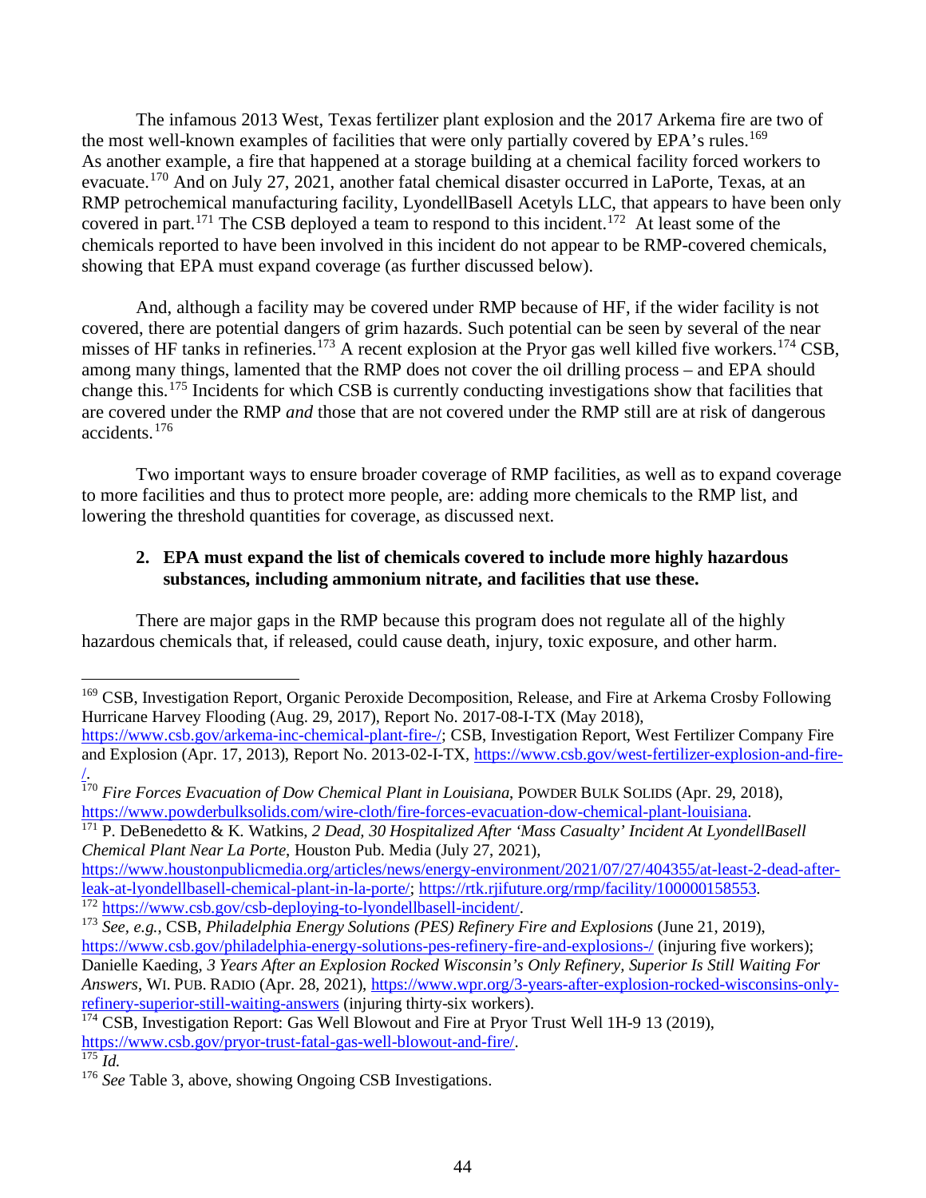The infamous 2013 West, Texas fertilizer plant explosion and the 2017 Arkema fire are two of the most well-known examples of facilities that were only partially covered by EPA's rules.[169] As another example, a fire that happened at a storage building at a chemical facility forced workers to evacuate.[170] And on July 27, 2021, another fatal chemical disaster occurred in LaPorte, Texas, at an RMP petrochemical manufacturing facility, LyondellBasell Acetyls LLC, that appears to have been only covered in part.[171] The CSB deployed a team to respond to this incident.[172] At least some of the chemicals reported to have been involved in this incident do not appear to be RMP-covered chemicals, showing that EPA must expand coverage (as further discussed below).

And, although a facility may be covered under RMP because of HF, if the wider facility is not covered, there are potential dangers of grim hazards. Such potential can be seen by several of the near misses of HF tanks in refineries.[173] A recent explosion at the Pryor gas well killed five workers.[174] CSB, among many things, lamented that the RMP does not cover the oil drilling process – and EPA should change this.[175] Incidents for which CSB is currently conducting investigations show that facilities that are covered under the RMP *and* those that are not covered under the RMP still are at risk of dangerous accidents.[176]

Two important ways to ensure broader coverage of RMP facilities, as well as to expand coverage to more facilities and thus to protect more people, are: adding more chemicals to the RMP list, and lowering the threshold quantities for coverage, as discussed next.

**2. EPA must expand the list of chemicals covered to include more highly hazardous substances, including ammonium nitrate, and facilities that use these.**

There are major gaps in the RMP because this program does not regulate all of the highly hazardous chemicals that, if released, could cause death, injury, toxic exposure, and other harm.

---

[169] CSB, Investigation Report, Organic Peroxide Decomposition, Release, and Fire at Arkema Crosby Following Hurricane Harvey Flooding (Aug. 29, 2017), Report No. 2017-08-I-TX (May 2018), https://www.csb.gov/arkema-inc-chemical-plant-fire-/; CSB, Investigation Report, West Fertilizer Company Fire and Explosion (Apr. 17, 2013), Report No. 2013-02-I-TX, https://www.csb.gov/west-fertilizer-explosion-and-fire-/.

[170] *Fire Forces Evacuation of Dow Chemical Plant in Louisiana*, POWDER BULK SOLIDS (Apr. 29, 2018), https://www.powderbulksolids.com/wire-cloth/fire-forces-evacuation-dow-chemical-plant-louisiana.

[171] P. DeBenedetto & K. Watkins, *2 Dead, 30 Hospitalized After 'Mass Casualty' Incident At LyondellBasell Chemical Plant Near La Porte*, Houston Pub. Media (July 27, 2021), https://www.houstonpublicmedia.org/articles/news/energy-environment/2021/07/27/404355/at-least-2-dead-after-leak-at-lyondellbasell-chemical-plant-in-la-porte/; https://rtk.rjifuture.org/rmp/facility/100000158553.

[172] https://www.csb.gov/csb-deploying-to-lyondellbasell-incident/.

[173] *See, e.g.*, CSB, *Philadelphia Energy Solutions (PES) Refinery Fire and Explosions* (June 21, 2019), https://www.csb.gov/philadelphia-energy-solutions-pes-refinery-fire-and-explosions-/ (injuring five workers); Danielle Kaeding, *3 Years After an Explosion Rocked Wisconsin's Only Refinery, Superior Is Still Waiting For Answers*, WI. PUB. RADIO (Apr. 28, 2021), https://www.wpr.org/3-years-after-explosion-rocked-wisconsins-only-refinery-superior-still-waiting-answers (injuring thirty-six workers).

[174] CSB, Investigation Report: Gas Well Blowout and Fire at Pryor Trust Well 1H-9 13 (2019), https://www.csb.gov/pryor-trust-fatal-gas-well-blowout-and-fire/.

[175] *Id.*

[176] *See* Table 3, above, showing Ongoing CSB Investigations.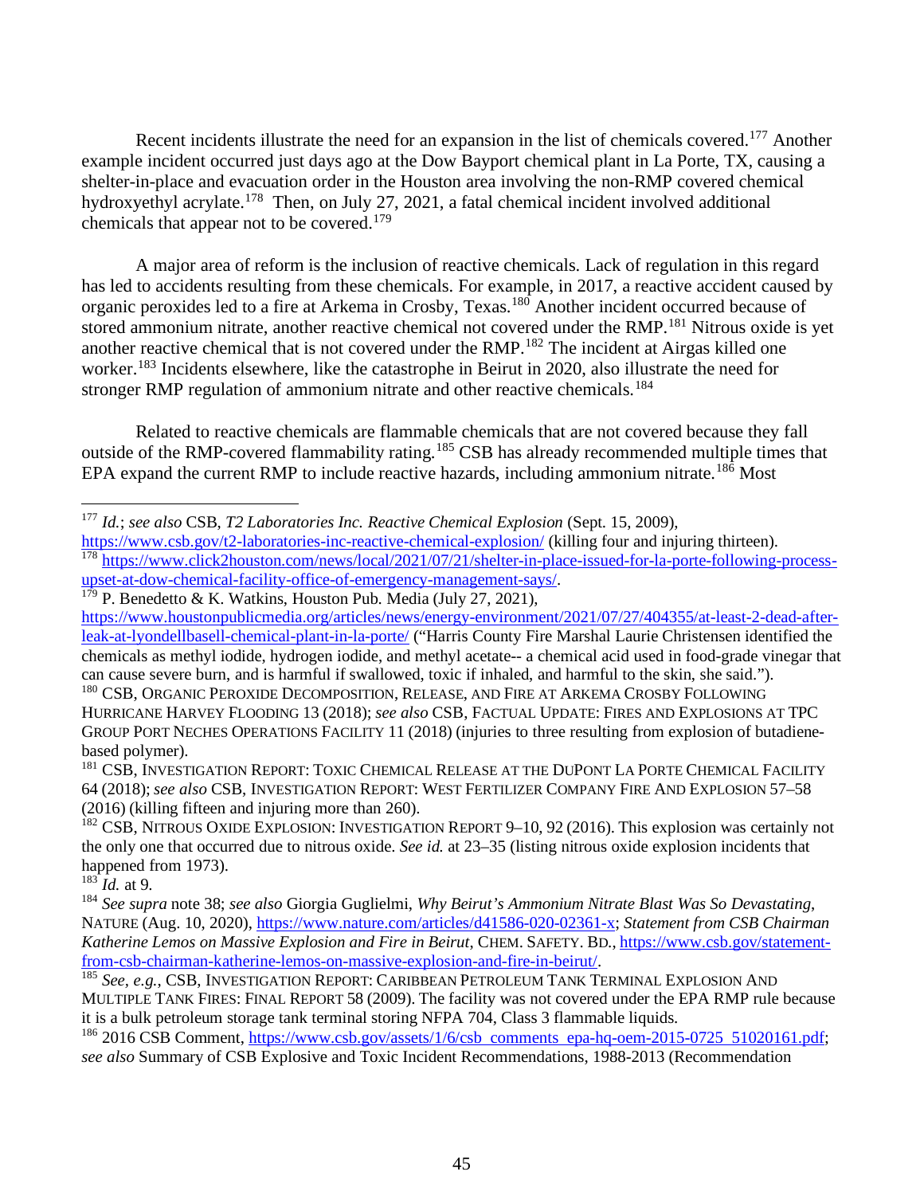Recent incidents illustrate the need for an expansion in the list of chemicals covered.[177] Another example incident occurred just days ago at the Dow Bayport chemical plant in La Porte, TX, causing a shelter-in-place and evacuation order in the Houston area involving the non-RMP covered chemical hydroxyethyl acrylate.[178] Then, on July 27, 2021, a fatal chemical incident involved additional chemicals that appear not to be covered.[179]

A major area of reform is the inclusion of reactive chemicals. Lack of regulation in this regard has led to accidents resulting from these chemicals. For example, in 2017, a reactive accident caused by organic peroxides led to a fire at Arkema in Crosby, Texas.[180] Another incident occurred because of stored ammonium nitrate, another reactive chemical not covered under the RMP.[181] Nitrous oxide is yet another reactive chemical that is not covered under the RMP.[182] The incident at Airgas killed one worker.[183] Incidents elsewhere, like the catastrophe in Beirut in 2020, also illustrate the need for stronger RMP regulation of ammonium nitrate and other reactive chemicals.[184]

Related to reactive chemicals are flammable chemicals that are not covered because they fall outside of the RMP-covered flammability rating.[185] CSB has already recommended multiple times that EPA expand the current RMP to include reactive hazards, including ammonium nitrate.[186] Most

---

[177] *Id.*; *see also* CSB, *T2 Laboratories Inc. Reactive Chemical Explosion* (Sept. 15, 2009), https://www.csb.gov/t2-laboratories-inc-reactive-chemical-explosion/ (killing four and injuring thirteen).

[178] https://www.click2houston.com/news/local/2021/07/21/shelter-in-place-issued-for-la-porte-following-process-upset-at-dow-chemical-facility-office-of-emergency-management-says/.

[179] P. Benedetto & K. Watkins, Houston Pub. Media (July 27, 2021), https://www.houstonpublicmedia.org/articles/news/energy-environment/2021/07/27/404355/at-least-2-dead-after-leak-at-lyondellbasell-chemical-plant-in-la-porte/ ("Harris County Fire Marshal Laurie Christensen identified the chemicals as methyl iodide, hydrogen iodide, and methyl acetate-- a chemical acid used in food-grade vinegar that can cause severe burn, and is harmful if swallowed, toxic if inhaled, and harmful to the skin, she said.").

[180] CSB, ORGANIC PEROXIDE DECOMPOSITION, RELEASE, AND FIRE AT ARKEMA CROSBY FOLLOWING HURRICANE HARVEY FLOODING 13 (2018); *see also* CSB, FACTUAL UPDATE: FIRES AND EXPLOSIONS AT TPC GROUP PORT NECHES OPERATIONS FACILITY 11 (2018) (injuries to three resulting from explosion of butadiene-based polymer).

[181] CSB, INVESTIGATION REPORT: TOXIC CHEMICAL RELEASE AT THE DUPONT LA PORTE CHEMICAL FACILITY 64 (2018); *see also* CSB, INVESTIGATION REPORT: WEST FERTILIZER COMPANY FIRE AND EXPLOSION 57–58 (2016) (killing fifteen and injuring more than 260).

[182] CSB, NITROUS OXIDE EXPLOSION: INVESTIGATION REPORT 9–10, 92 (2016). This explosion was certainly not the only one that occurred due to nitrous oxide. *See id.* at 23–35 (listing nitrous oxide explosion incidents that happened from 1973).

[183] *Id.* at 9.

[184] *See supra* note 38; *see also* Giorgia Guglielmi, *Why Beirut's Ammonium Nitrate Blast Was So Devastating*, NATURE (Aug. 10, 2020), https://www.nature.com/articles/d41586-020-02361-x; *Statement from CSB Chairman Katherine Lemos on Massive Explosion and Fire in Beirut*, CHEM. SAFETY. BD., https://www.csb.gov/statement-from-csb-chairman-katherine-lemos-on-massive-explosion-and-fire-in-beirut/.

[185] *See, e.g.*, CSB, INVESTIGATION REPORT: CARIBBEAN PETROLEUM TANK TERMINAL EXPLOSION AND MULTIPLE TANK FIRES: FINAL REPORT 58 (2009). The facility was not covered under the EPA RMP rule because it is a bulk petroleum storage tank terminal storing NFPA 704, Class 3 flammable liquids.

[186] 2016 CSB Comment, https://www.csb.gov/assets/1/6/csb_comments_epa-hq-oem-2015-0725_51020161.pdf; *see also* Summary of CSB Explosive and Toxic Incident Recommendations, 1988-2013 (Recommendation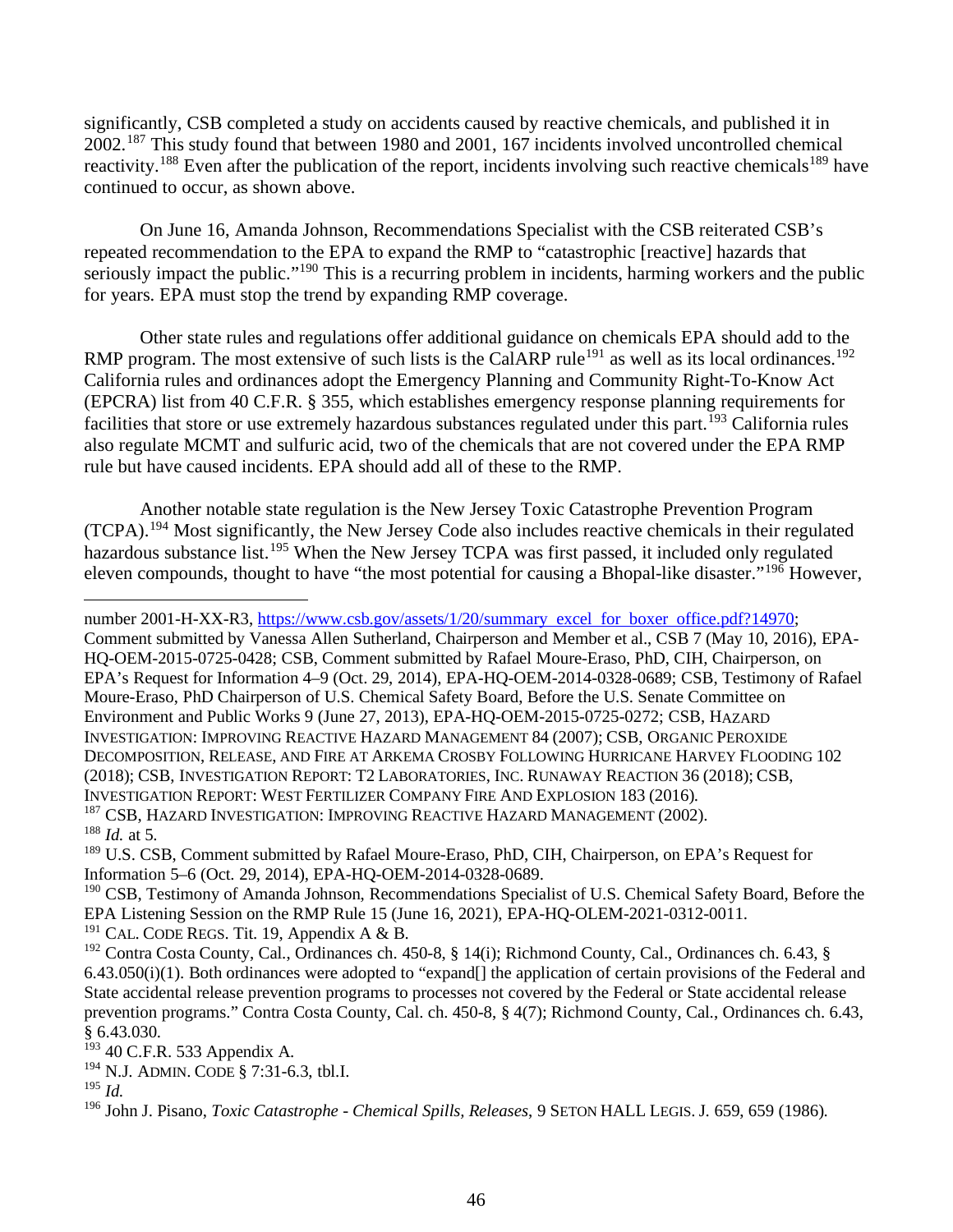significantly, CSB completed a study on accidents caused by reactive chemicals, and published it in 2002.[187] This study found that between 1980 and 2001, 167 incidents involved uncontrolled chemical reactivity.[188] Even after the publication of the report, incidents involving such reactive chemicals[189] have continued to occur, as shown above.

On June 16, Amanda Johnson, Recommendations Specialist with the CSB reiterated CSB's repeated recommendation to the EPA to expand the RMP to "catastrophic [reactive] hazards that seriously impact the public."[190] This is a recurring problem in incidents, harming workers and the public for years. EPA must stop the trend by expanding RMP coverage.

Other state rules and regulations offer additional guidance on chemicals EPA should add to the RMP program. The most extensive of such lists is the CalARP rule[191] as well as its local ordinances.[192] California rules and ordinances adopt the Emergency Planning and Community Right-To-Know Act (EPCRA) list from 40 C.F.R. § 355, which establishes emergency response planning requirements for facilities that store or use extremely hazardous substances regulated under this part.[193] California rules also regulate MCMT and sulfuric acid, two of the chemicals that are not covered under the EPA RMP rule but have caused incidents. EPA should add all of these to the RMP.

Another notable state regulation is the New Jersey Toxic Catastrophe Prevention Program (TCPA).[194] Most significantly, the New Jersey Code also includes reactive chemicals in their regulated hazardous substance list.[195] When the New Jersey TCPA was first passed, it included only regulated eleven compounds, thought to have "the most potential for causing a Bhopal-like disaster."[196] However,

---

number 2001-H-XX-R3, https://www.csb.gov/assets/1/20/summary_excel_for_boxer_office.pdf?14970; Comment submitted by Vanessa Allen Sutherland, Chairperson and Member et al., CSB 7 (May 10, 2016), EPA-HQ-OEM-2015-0725-0428; CSB, Comment submitted by Rafael Moure-Eraso, PhD, CIH, Chairperson, on EPA's Request for Information 4–9 (Oct. 29, 2014), EPA-HQ-OEM-2014-0328-0689; CSB, Testimony of Rafael Moure-Eraso, PhD Chairperson of U.S. Chemical Safety Board, Before the U.S. Senate Committee on Environment and Public Works 9 (June 27, 2013), EPA-HQ-OEM-2015-0725-0272; CSB, HAZARD INVESTIGATION: IMPROVING REACTIVE HAZARD MANAGEMENT 84 (2007); CSB, ORGANIC PEROXIDE DECOMPOSITION, RELEASE, AND FIRE AT ARKEMA CROSBY FOLLOWING HURRICANE HARVEY FLOODING 102 (2018); CSB, INVESTIGATION REPORT: T2 LABORATORIES, INC. RUNAWAY REACTION 36 (2018); CSB, INVESTIGATION REPORT: WEST FERTILIZER COMPANY FIRE AND EXPLOSION 183 (2016).

[187] CSB, HAZARD INVESTIGATION: IMPROVING REACTIVE HAZARD MANAGEMENT (2002).

[188] *Id.* at 5.

[189] U.S. CSB, Comment submitted by Rafael Moure-Eraso, PhD, CIH, Chairperson, on EPA's Request for Information 5–6 (Oct. 29, 2014), EPA-HQ-OEM-2014-0328-0689.

[190] CSB, Testimony of Amanda Johnson, Recommendations Specialist of U.S. Chemical Safety Board, Before the EPA Listening Session on the RMP Rule 15 (June 16, 2021), EPA-HQ-OLEM-2021-0312-0011.

[191] CAL. CODE REGS. Tit. 19, Appendix A & B.

[192] Contra Costa County, Cal., Ordinances ch. 450-8, § 14(i); Richmond County, Cal., Ordinances ch. 6.43, § 6.43.050(i)(1). Both ordinances were adopted to "expand[] the application of certain provisions of the Federal and State accidental release prevention programs to processes not covered by the Federal or State accidental release prevention programs." Contra Costa County, Cal. ch. 450-8, § 4(7); Richmond County, Cal., Ordinances ch. 6.43, § 6.43.030.

[193] 40 C.F.R. 533 Appendix A.

[194] N.J. ADMIN. CODE § 7:31-6.3, tbl.I.

[195] *Id.*

[196] John J. Pisano, *Toxic Catastrophe - Chemical Spills, Releases*, 9 SETON HALL LEGIS. J. 659, 659 (1986).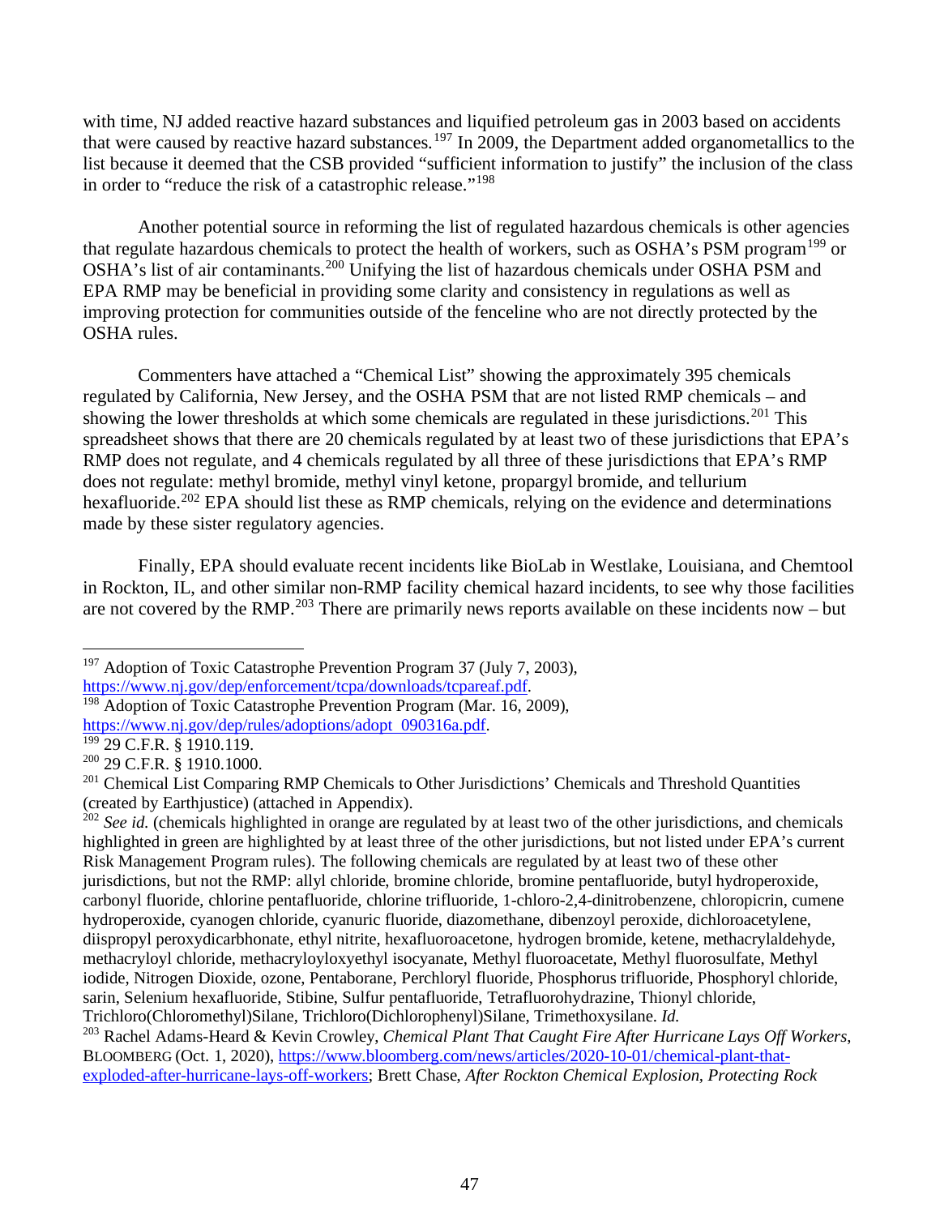with time, NJ added reactive hazard substances and liquified petroleum gas in 2003 based on accidents that were caused by reactive hazard substances.[197] In 2009, the Department added organometallics to the list because it deemed that the CSB provided "sufficient information to justify" the inclusion of the class in order to "reduce the risk of a catastrophic release."[198]

Another potential source in reforming the list of regulated hazardous chemicals is other agencies that regulate hazardous chemicals to protect the health of workers, such as OSHA's PSM program[199] or OSHA's list of air contaminants.[200] Unifying the list of hazardous chemicals under OSHA PSM and EPA RMP may be beneficial in providing some clarity and consistency in regulations as well as improving protection for communities outside of the fenceline who are not directly protected by the OSHA rules.

Commenters have attached a "Chemical List" showing the approximately 395 chemicals regulated by California, New Jersey, and the OSHA PSM that are not listed RMP chemicals – and showing the lower thresholds at which some chemicals are regulated in these jurisdictions.[201] This spreadsheet shows that there are 20 chemicals regulated by at least two of these jurisdictions that EPA's RMP does not regulate, and 4 chemicals regulated by all three of these jurisdictions that EPA's RMP does not regulate: methyl bromide, methyl vinyl ketone, propargyl bromide, and tellurium hexafluoride.[202] EPA should list these as RMP chemicals, relying on the evidence and determinations made by these sister regulatory agencies.

Finally, EPA should evaluate recent incidents like BioLab in Westlake, Louisiana, and Chemtool in Rockton, IL, and other similar non-RMP facility chemical hazard incidents, to see why those facilities are not covered by the RMP.[203] There are primarily news reports available on these incidents now – but

---

[197] Adoption of Toxic Catastrophe Prevention Program 37 (July 7, 2003), https://www.nj.gov/dep/enforcement/tcpa/downloads/tcpareaf.pdf.

[198] Adoption of Toxic Catastrophe Prevention Program (Mar. 16, 2009), https://www.nj.gov/dep/rules/adoptions/adopt_090316a.pdf.

[199] 29 C.F.R. § 1910.119.

[200] 29 C.F.R. § 1910.1000.

[201] Chemical List Comparing RMP Chemicals to Other Jurisdictions' Chemicals and Threshold Quantities (created by Earthjustice) (attached in Appendix).

[202] *See id.* (chemicals highlighted in orange are regulated by at least two of the other jurisdictions, and chemicals highlighted in green are highlighted by at least three of the other jurisdictions, but not listed under EPA's current Risk Management Program rules). The following chemicals are regulated by at least two of these other jurisdictions, but not the RMP: allyl chloride, bromine chloride, bromine pentafluoride, butyl hydroperoxide, carbonyl fluoride, chlorine pentafluoride, chlorine trifluoride, 1-chloro-2,4-dinitrobenzene, chloropicrin, cumene hydroperoxide, cyanogen chloride, cyanuric fluoride, diazomethane, dibenzoyl peroxide, dichloroacetylene, diispropyl peroxydicarbhonate, ethyl nitrite, hexafluoroacetone, hydrogen bromide, ketene, methacrylaldehyde, methacryloyl chloride, methacryloyloxyethyl isocyanate, Methyl fluoroacetate, Methyl fluorosulfate, Methyl iodide, Nitrogen Dioxide, ozone, Pentaborane, Perchloryl fluoride, Phosphorus trifluoride, Phosphoryl chloride, sarin, Selenium hexafluoride, Stibine, Sulfur pentafluoride, Tetrafluorohydrazine, Thionyl chloride, Trichloro(Chloromethyl)Silane, Trichloro(Dichlorophenyl)Silane, Trimethoxysilane. *Id.*

[203] Rachel Adams-Heard & Kevin Crowley, *Chemical Plant That Caught Fire After Hurricane Lays Off Workers*, BLOOMBERG (Oct. 1, 2020), https://www.bloomberg.com/news/articles/2020-10-01/chemical-plant-that-exploded-after-hurricane-lays-off-workers; Brett Chase, *After Rockton Chemical Explosion, Protecting Rock*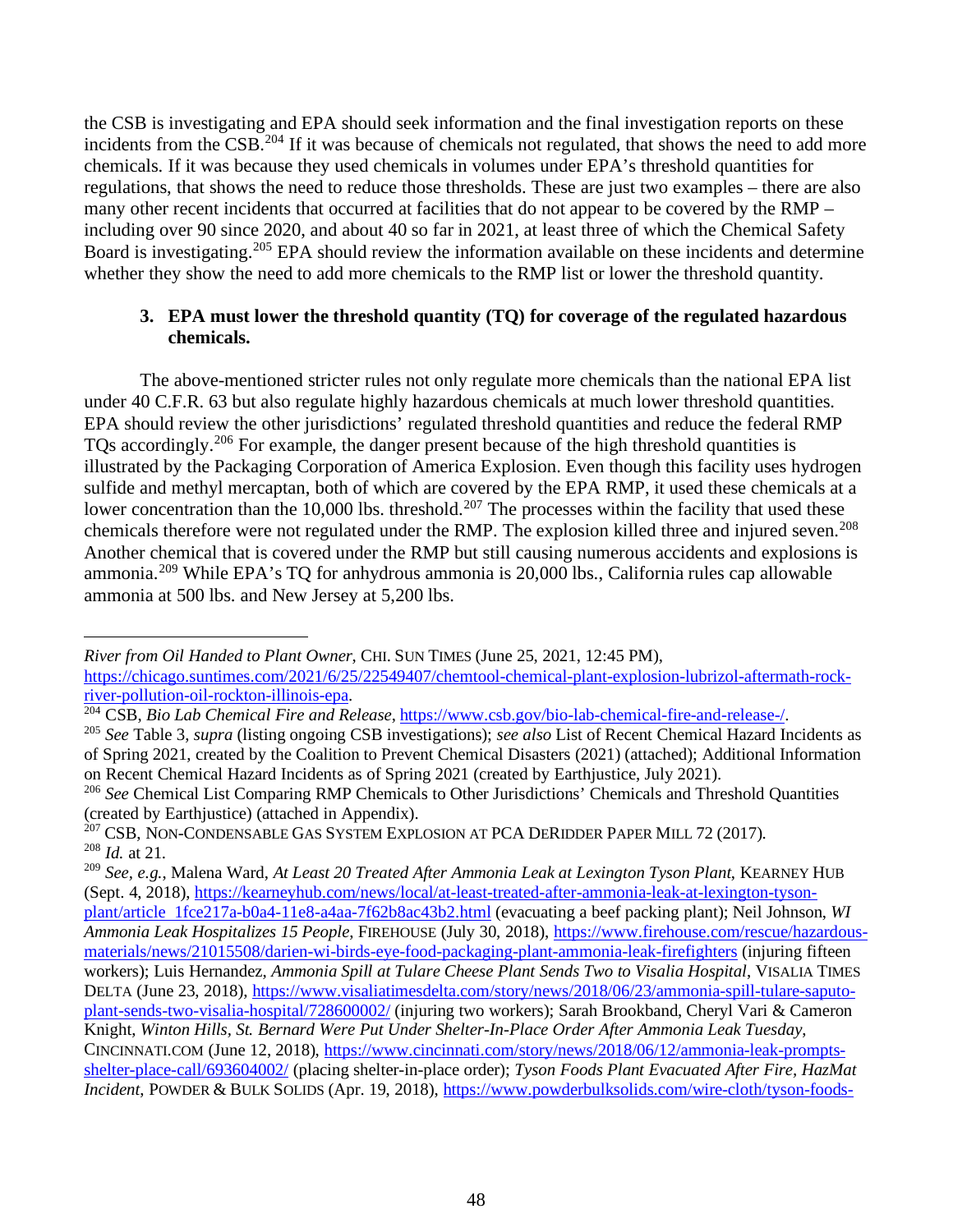the CSB is investigating and EPA should seek information and the final investigation reports on these incidents from the CSB.[204] If it was because of chemicals not regulated, that shows the need to add more chemicals. If it was because they used chemicals in volumes under EPA's threshold quantities for regulations, that shows the need to reduce those thresholds. These are just two examples – there are also many other recent incidents that occurred at facilities that do not appear to be covered by the RMP – including over 90 since 2020, and about 40 so far in 2021, at least three of which the Chemical Safety Board is investigating.[205] EPA should review the information available on these incidents and determine whether they show the need to add more chemicals to the RMP list or lower the threshold quantity.

**3. EPA must lower the threshold quantity (TQ) for coverage of the regulated hazardous chemicals.**

The above-mentioned stricter rules not only regulate more chemicals than the national EPA list under 40 C.F.R. 63 but also regulate highly hazardous chemicals at much lower threshold quantities. EPA should review the other jurisdictions' regulated threshold quantities and reduce the federal RMP TQs accordingly.[206] For example, the danger present because of the high threshold quantities is illustrated by the Packaging Corporation of America Explosion. Even though this facility uses hydrogen sulfide and methyl mercaptan, both of which are covered by the EPA RMP, it used these chemicals at a lower concentration than the 10,000 lbs. threshold.[207] The processes within the facility that used these chemicals therefore were not regulated under the RMP. The explosion killed three and injured seven.[208] Another chemical that is covered under the RMP but still causing numerous accidents and explosions is ammonia.[209] While EPA's TQ for anhydrous ammonia is 20,000 lbs., California rules cap allowable ammonia at 500 lbs. and New Jersey at 5,200 lbs.

---

*River from Oil Handed to Plant Owner*, CHI. SUN TIMES (June 25, 2021, 12:45 PM), https://chicago.suntimes.com/2021/6/25/22549407/chemtool-chemical-plant-explosion-lubrizol-aftermath-rock-river-pollution-oil-rockton-illinois-epa.

[204] CSB, *Bio Lab Chemical Fire and Release*, https://www.csb.gov/bio-lab-chemical-fire-and-release-/.

[205] *See* Table 3, *supra* (listing ongoing CSB investigations); *see also* List of Recent Chemical Hazard Incidents as of Spring 2021, created by the Coalition to Prevent Chemical Disasters (2021) (attached); Additional Information on Recent Chemical Hazard Incidents as of Spring 2021 (created by Earthjustice, July 2021).

[206] *See* Chemical List Comparing RMP Chemicals to Other Jurisdictions' Chemicals and Threshold Quantities (created by Earthjustice) (attached in Appendix).

[207] CSB, NON-CONDENSABLE GAS SYSTEM EXPLOSION AT PCA DERIDDER PAPER MILL 72 (2017).

[208] *Id.* at 21.

[209] *See, e.g.*, Malena Ward, *At Least 20 Treated After Ammonia Leak at Lexington Tyson Plant*, KEARNEY HUB (Sept. 4, 2018), https://kearneyhub.com/news/local/at-least-treated-after-ammonia-leak-at-lexington-tyson-plant/article_1fce217a-b0a4-11e8-a4aa-7f62b8ac43b2.html (evacuating a beef packing plant); Neil Johnson, *WI Ammonia Leak Hospitalizes 15 People*, FIREHOUSE (July 30, 2018), https://www.firehouse.com/rescue/hazardous-materials/news/21015508/darien-wi-birds-eye-food-packaging-plant-ammonia-leak-firefighters (injuring fifteen workers); Luis Hernandez, *Ammonia Spill at Tulare Cheese Plant Sends Two to Visalia Hospital*, VISALIA TIMES DELTA (June 23, 2018), https://www.visaliatimesdelta.com/story/news/2018/06/23/ammonia-spill-tulare-saputo-plant-sends-two-visalia-hospital/728600002/ (injuring two workers); Sarah Brookband, Cheryl Vari & Cameron Knight, *Winton Hills, St. Bernard Were Put Under Shelter-In-Place Order After Ammonia Leak Tuesday*, CINCINNATI.COM (June 12, 2018), https://www.cincinnati.com/story/news/2018/06/12/ammonia-leak-prompts-shelter-place-call/693604002/ (placing shelter-in-place order); *Tyson Foods Plant Evacuated After Fire, HazMat Incident*, POWDER & BULK SOLIDS (Apr. 19, 2018), https://www.powderbulksolids.com/wire-cloth/tyson-foods-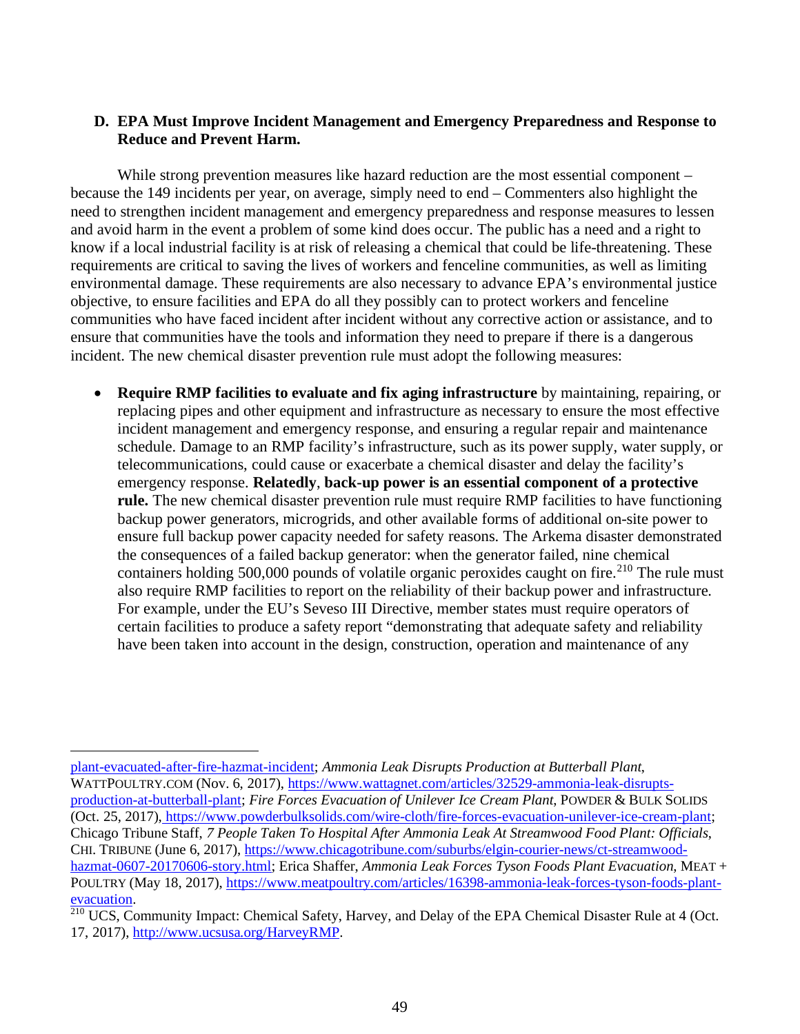### D. EPA Must Improve Incident Management and Emergency Preparedness and Response to Reduce and Prevent Harm.

While strong prevention measures like hazard reduction are the most essential component – because the 149 incidents per year, on average, simply need to end – Commenters also highlight the need to strengthen incident management and emergency preparedness and response measures to lessen and avoid harm in the event a problem of some kind does occur. The public has a need and a right to know if a local industrial facility is at risk of releasing a chemical that could be life-threatening. These requirements are critical to saving the lives of workers and fenceline communities, as well as limiting environmental damage. These requirements are also necessary to advance EPA's environmental justice objective, to ensure facilities and EPA do all they possibly can to protect workers and fenceline communities who have faced incident after incident without any corrective action or assistance, and to ensure that communities have the tools and information they need to prepare if there is a dangerous incident. The new chemical disaster prevention rule must adopt the following measures:

- **Require RMP facilities to evaluate and fix aging infrastructure** by maintaining, repairing, or replacing pipes and other equipment and infrastructure as necessary to ensure the most effective incident management and emergency response, and ensuring a regular repair and maintenance schedule. Damage to an RMP facility's infrastructure, such as its power supply, water supply, or telecommunications, could cause or exacerbate a chemical disaster and delay the facility's emergency response. **Relatedly**, **back-up power is an essential component of a protective rule.** The new chemical disaster prevention rule must require RMP facilities to have functioning backup power generators, microgrids, and other available forms of additional on-site power to ensure full backup power capacity needed for safety reasons. The Arkema disaster demonstrated the consequences of a failed backup generator: when the generator failed, nine chemical containers holding 500,000 pounds of volatile organic peroxides caught on fire.[210] The rule must also require RMP facilities to report on the reliability of their backup power and infrastructure. For example, under the EU's Seveso III Directive, member states must require operators of certain facilities to produce a safety report "demonstrating that adequate safety and reliability have been taken into account in the design, construction, operation and maintenance of any

---

plant-evacuated-after-fire-hazmat-incident; *Ammonia Leak Disrupts Production at Butterball Plant*, WATTPOULTRY.COM (Nov. 6, 2017), https://www.wattagnet.com/articles/32529-ammonia-leak-disrupts-production-at-butterball-plant; *Fire Forces Evacuation of Unilever Ice Cream Plant*, POWDER & BULK SOLIDS (Oct. 25, 2017), https://www.powderbulksolids.com/wire-cloth/fire-forces-evacuation-unilever-ice-cream-plant; Chicago Tribune Staff, *7 People Taken To Hospital After Ammonia Leak At Streamwood Food Plant: Officials*, CHI. TRIBUNE (June 6, 2017), https://www.chicagotribune.com/suburbs/elgin-courier-news/ct-streamwood-hazmat-0607-20170606-story.html; Erica Shaffer, *Ammonia Leak Forces Tyson Foods Plant Evacuation*, MEAT + POULTRY (May 18, 2017), https://www.meatpoultry.com/articles/16398-ammonia-leak-forces-tyson-foods-plant-evacuation.

[210] UCS, Community Impact: Chemical Safety, Harvey, and Delay of the EPA Chemical Disaster Rule at 4 (Oct. 17, 2017), http://www.ucsusa.org/HarveyRMP.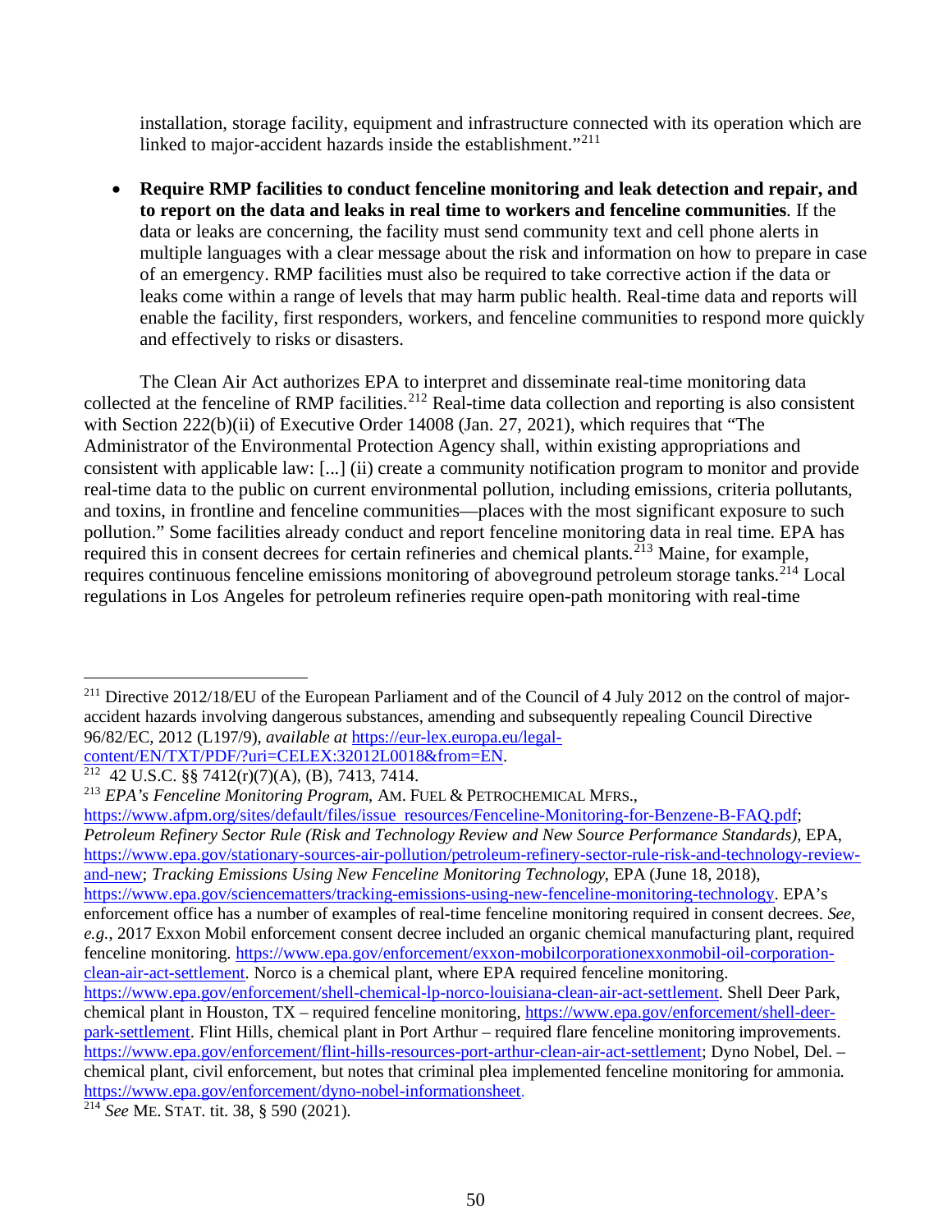installation, storage facility, equipment and infrastructure connected with its operation which are linked to major-accident hazards inside the establishment."[211]

- **Require RMP facilities to conduct fenceline monitoring and leak detection and repair, and to report on the data and leaks in real time to workers and fenceline communities**. If the data or leaks are concerning, the facility must send community text and cell phone alerts in multiple languages with a clear message about the risk and information on how to prepare in case of an emergency. RMP facilities must also be required to take corrective action if the data or leaks come within a range of levels that may harm public health. Real-time data and reports will enable the facility, first responders, workers, and fenceline communities to respond more quickly and effectively to risks or disasters.

The Clean Air Act authorizes EPA to interpret and disseminate real-time monitoring data collected at the fenceline of RMP facilities.[212] Real-time data collection and reporting is also consistent with Section 222(b)(ii) of Executive Order 14008 (Jan. 27, 2021), which requires that "The Administrator of the Environmental Protection Agency shall, within existing appropriations and consistent with applicable law: [...] (ii) create a community notification program to monitor and provide real-time data to the public on current environmental pollution, including emissions, criteria pollutants, and toxins, in frontline and fenceline communities—places with the most significant exposure to such pollution." Some facilities already conduct and report fenceline monitoring data in real time. EPA has required this in consent decrees for certain refineries and chemical plants.[213] Maine, for example, requires continuous fenceline emissions monitoring of aboveground petroleum storage tanks.[214] Local regulations in Los Angeles for petroleum refineries require open-path monitoring with real-time

---

[211] Directive 2012/18/EU of the European Parliament and of the Council of 4 July 2012 on the control of major-accident hazards involving dangerous substances, amending and subsequently repealing Council Directive 96/82/EC, 2012 (L197/9), *available at* https://eur-lex.europa.eu/legal-content/EN/TXT/PDF/?uri=CELEX:32012L0018&from=EN.

[212] 42 U.S.C. §§ 7412(r)(7)(A), (B), 7413, 7414.

[213] *EPA's Fenceline Monitoring Program*, AM. FUEL & PETROCHEMICAL MFRS., https://www.afpm.org/sites/default/files/issue_resources/Fenceline-Monitoring-for-Benzene-B-FAQ.pdf; *Petroleum Refinery Sector Rule (Risk and Technology Review and New Source Performance Standards)*, EPA, https://www.epa.gov/stationary-sources-air-pollution/petroleum-refinery-sector-rule-risk-and-technology-review-and-new; *Tracking Emissions Using New Fenceline Monitoring Technology*, EPA (June 18, 2018), https://www.epa.gov/sciencematters/tracking-emissions-using-new-fenceline-monitoring-technology. EPA's enforcement office has a number of examples of real-time fenceline monitoring required in consent decrees. *See, e.g.*, 2017 Exxon Mobil enforcement consent decree included an organic chemical manufacturing plant, required fenceline monitoring. https://www.epa.gov/enforcement/exxon-mobilcorporationexxonmobil-oil-corporation-clean-air-act-settlement. Norco is a chemical plant, where EPA required fenceline monitoring. https://www.epa.gov/enforcement/shell-chemical-lp-norco-louisiana-clean-air-act-settlement. Shell Deer Park, chemical plant in Houston, TX – required fenceline monitoring, https://www.epa.gov/enforcement/shell-deer-park-settlement. Flint Hills, chemical plant in Port Arthur – required flare fenceline monitoring improvements. https://www.epa.gov/enforcement/flint-hills-resources-port-arthur-clean-air-act-settlement; Dyno Nobel, Del. – chemical plant, civil enforcement, but notes that criminal plea implemented fenceline monitoring for ammonia. https://www.epa.gov/enforcement/dyno-nobel-informationsheet.

[214] *See* ME. STAT. tit. 38, § 590 (2021).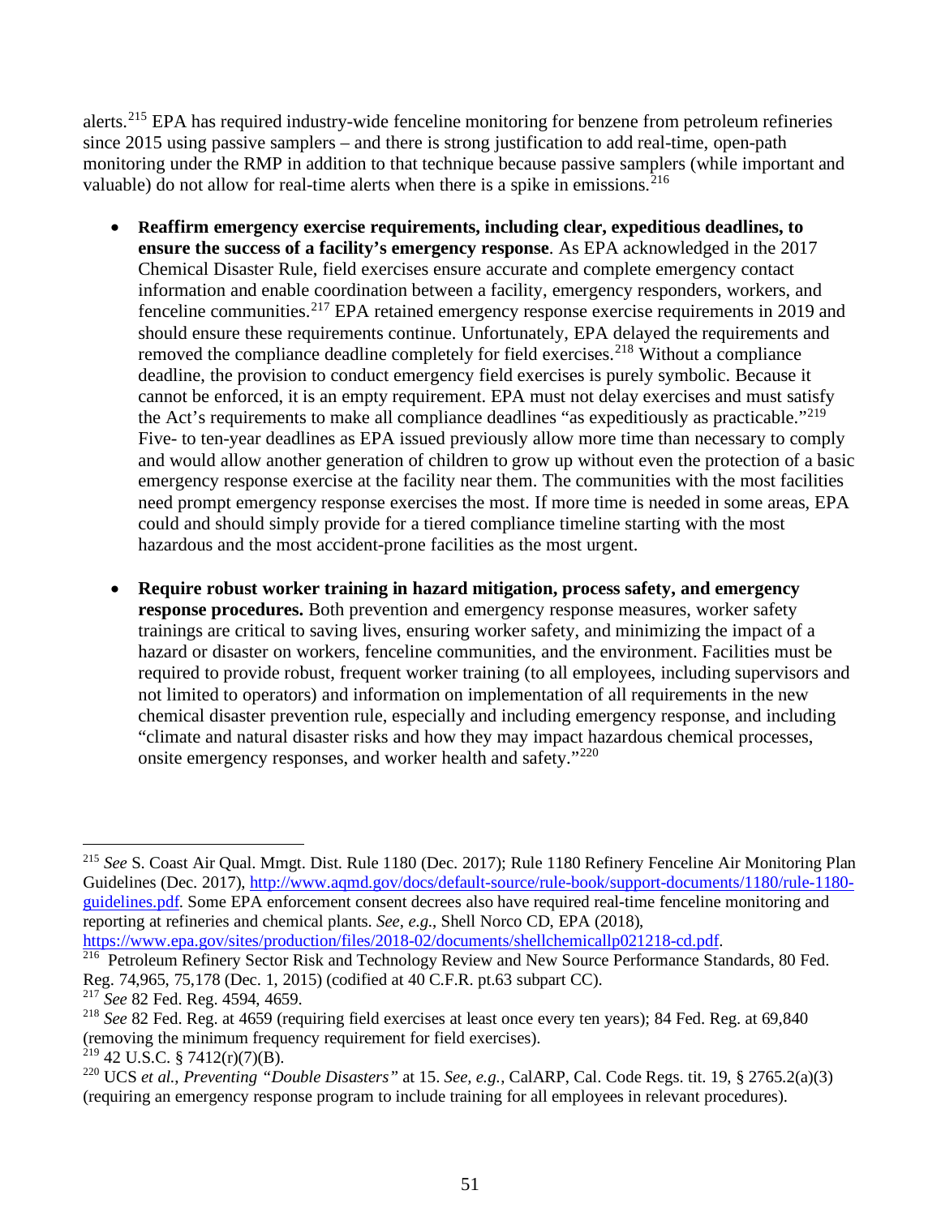alerts.[215] EPA has required industry-wide fenceline monitoring for benzene from petroleum refineries since 2015 using passive samplers – and there is strong justification to add real-time, open-path monitoring under the RMP in addition to that technique because passive samplers (while important and valuable) do not allow for real-time alerts when there is a spike in emissions.[216]

- **Reaffirm emergency exercise requirements, including clear, expeditious deadlines, to ensure the success of a facility's emergency response**. As EPA acknowledged in the 2017 Chemical Disaster Rule, field exercises ensure accurate and complete emergency contact information and enable coordination between a facility, emergency responders, workers, and fenceline communities.[217] EPA retained emergency response exercise requirements in 2019 and should ensure these requirements continue. Unfortunately, EPA delayed the requirements and removed the compliance deadline completely for field exercises.[218] Without a compliance deadline, the provision to conduct emergency field exercises is purely symbolic. Because it cannot be enforced, it is an empty requirement. EPA must not delay exercises and must satisfy the Act's requirements to make all compliance deadlines "as expeditiously as practicable."[219] Five- to ten-year deadlines as EPA issued previously allow more time than necessary to comply and would allow another generation of children to grow up without even the protection of a basic emergency response exercise at the facility near them. The communities with the most facilities need prompt emergency response exercises the most. If more time is needed in some areas, EPA could and should simply provide for a tiered compliance timeline starting with the most hazardous and the most accident-prone facilities as the most urgent.

- **Require robust worker training in hazard mitigation, process safety, and emergency response procedures.** Both prevention and emergency response measures, worker safety trainings are critical to saving lives, ensuring worker safety, and minimizing the impact of a hazard or disaster on workers, fenceline communities, and the environment. Facilities must be required to provide robust, frequent worker training (to all employees, including supervisors and not limited to operators) and information on implementation of all requirements in the new chemical disaster prevention rule, especially and including emergency response, and including "climate and natural disaster risks and how they may impact hazardous chemical processes, onsite emergency responses, and worker health and safety."[220]

---

[215] *See* S. Coast Air Qual. Mmgt. Dist. Rule 1180 (Dec. 2017); Rule 1180 Refinery Fenceline Air Monitoring Plan Guidelines (Dec. 2017), http://www.aqmd.gov/docs/default-source/rule-book/support-documents/1180/rule-1180-guidelines.pdf. Some EPA enforcement consent decrees also have required real-time fenceline monitoring and reporting at refineries and chemical plants. *See, e.g.*, Shell Norco CD, EPA (2018), https://www.epa.gov/sites/production/files/2018-02/documents/shellchemicallp021218-cd.pdf.

[216] Petroleum Refinery Sector Risk and Technology Review and New Source Performance Standards, 80 Fed. Reg. 74,965, 75,178 (Dec. 1, 2015) (codified at 40 C.F.R. pt.63 subpart CC).

[217] *See* 82 Fed. Reg. 4594, 4659.

[218] *See* 82 Fed. Reg. at 4659 (requiring field exercises at least once every ten years); 84 Fed. Reg. at 69,840 (removing the minimum frequency requirement for field exercises).

[219] 42 U.S.C. § 7412(r)(7)(B).

[220] UCS *et al.*, *Preventing "Double Disasters"* at 15. *See, e.g.*, CalARP, Cal. Code Regs. tit. 19, § 2765.2(a)(3) (requiring an emergency response program to include training for all employees in relevant procedures).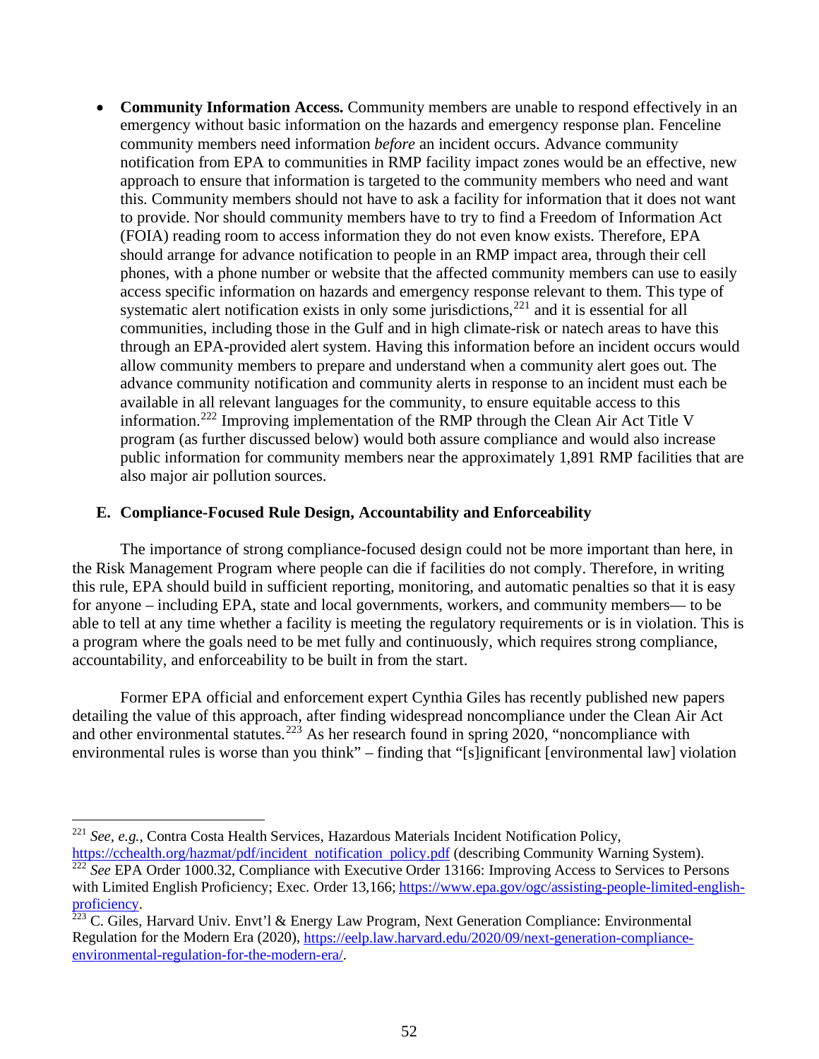- **Community Information Access.** Community members are unable to respond effectively in an emergency without basic information on the hazards and emergency response plan. Fenceline community members need information *before* an incident occurs. Advance community notification from EPA to communities in RMP facility impact zones would be an effective, new approach to ensure that information is targeted to the community members who need and want this. Community members should not have to ask a facility for information that it does not want to provide. Nor should community members have to try to find a Freedom of Information Act (FOIA) reading room to access information they do not even know exists. Therefore, EPA should arrange for advance notification to people in an RMP impact area, through their cell phones, with a phone number or website that the affected community members can use to easily access specific information on hazards and emergency response relevant to them. This type of systematic alert notification exists in only some jurisdictions,[221] and it is essential for all communities, including those in the Gulf and in high climate-risk or natech areas to have this through an EPA-provided alert system. Having this information before an incident occurs would allow community members to prepare and understand when a community alert goes out. The advance community notification and community alerts in response to an incident must each be available in all relevant languages for the community, to ensure equitable access to this information.[222] Improving implementation of the RMP through the Clean Air Act Title V program (as further discussed below) would both assure compliance and would also increase public information for community members near the approximately 1,891 RMP facilities that are also major air pollution sources.

## E. Compliance-Focused Rule Design, Accountability and Enforceability

The importance of strong compliance-focused design could not be more important than here, in the Risk Management Program where people can die if facilities do not comply. Therefore, in writing this rule, EPA should build in sufficient reporting, monitoring, and automatic penalties so that it is easy for anyone – including EPA, state and local governments, workers, and community members— to be able to tell at any time whether a facility is meeting the regulatory requirements or is in violation. This is a program where the goals need to be met fully and continuously, which requires strong compliance, accountability, and enforceability to be built in from the start.

Former EPA official and enforcement expert Cynthia Giles has recently published new papers detailing the value of this approach, after finding widespread noncompliance under the Clean Air Act and other environmental statutes.[223] As her research found in spring 2020, "noncompliance with environmental rules is worse than you think" – finding that "[s]ignificant [environmental law] violation

---

[221] *See, e.g.*, Contra Costa Health Services, Hazardous Materials Incident Notification Policy, https://cchealth.org/hazmat/pdf/incident_notification_policy.pdf (describing Community Warning System).

[222] *See* EPA Order 1000.32, Compliance with Executive Order 13166: Improving Access to Services to Persons with Limited English Proficiency; Exec. Order 13,166; https://www.epa.gov/ogc/assisting-people-limited-english-proficiency.

[223] C. Giles, Harvard Univ. Envt'l & Energy Law Program, Next Generation Compliance: Environmental Regulation for the Modern Era (2020), https://eelp.law.harvard.edu/2020/09/next-generation-compliance-environmental-regulation-for-the-modern-era/.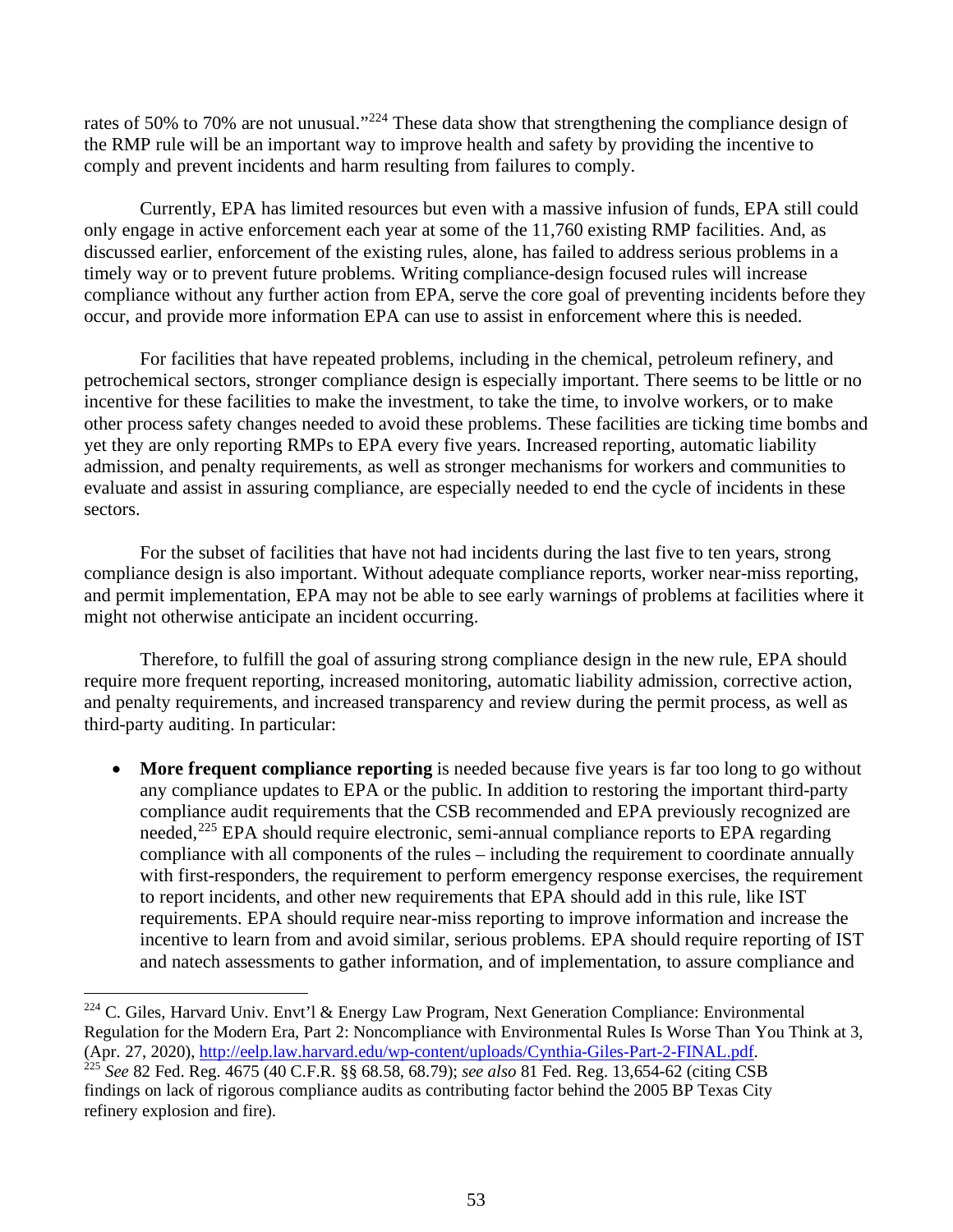rates of 50% to 70% are not unusual."[224] These data show that strengthening the compliance design of the RMP rule will be an important way to improve health and safety by providing the incentive to comply and prevent incidents and harm resulting from failures to comply.

Currently, EPA has limited resources but even with a massive infusion of funds, EPA still could only engage in active enforcement each year at some of the 11,760 existing RMP facilities. And, as discussed earlier, enforcement of the existing rules, alone, has failed to address serious problems in a timely way or to prevent future problems. Writing compliance-design focused rules will increase compliance without any further action from EPA, serve the core goal of preventing incidents before they occur, and provide more information EPA can use to assist in enforcement where this is needed.

For facilities that have repeated problems, including in the chemical, petroleum refinery, and petrochemical sectors, stronger compliance design is especially important. There seems to be little or no incentive for these facilities to make the investment, to take the time, to involve workers, or to make other process safety changes needed to avoid these problems. These facilities are ticking time bombs and yet they are only reporting RMPs to EPA every five years. Increased reporting, automatic liability admission, and penalty requirements, as well as stronger mechanisms for workers and communities to evaluate and assist in assuring compliance, are especially needed to end the cycle of incidents in these sectors.

For the subset of facilities that have not had incidents during the last five to ten years, strong compliance design is also important. Without adequate compliance reports, worker near-miss reporting, and permit implementation, EPA may not be able to see early warnings of problems at facilities where it might not otherwise anticipate an incident occurring.

Therefore, to fulfill the goal of assuring strong compliance design in the new rule, EPA should require more frequent reporting, increased monitoring, automatic liability admission, corrective action, and penalty requirements, and increased transparency and review during the permit process, as well as third-party auditing. In particular:

- **More frequent compliance reporting** is needed because five years is far too long to go without any compliance updates to EPA or the public. In addition to restoring the important third-party compliance audit requirements that the CSB recommended and EPA previously recognized are needed,[225] EPA should require electronic, semi-annual compliance reports to EPA regarding compliance with all components of the rules – including the requirement to coordinate annually with first-responders, the requirement to perform emergency response exercises, the requirement to report incidents, and other new requirements that EPA should add in this rule, like IST requirements. EPA should require near-miss reporting to improve information and increase the incentive to learn from and avoid similar, serious problems. EPA should require reporting of IST and natech assessments to gather information, and of implementation, to assure compliance and

---

[224] C. Giles, Harvard Univ. Envt'l & Energy Law Program, Next Generation Compliance: Environmental Regulation for the Modern Era, Part 2: Noncompliance with Environmental Rules Is Worse Than You Think at 3, (Apr. 27, 2020), http://eelp.law.harvard.edu/wp-content/uploads/Cynthia-Giles-Part-2-FINAL.pdf.

[225] *See* 82 Fed. Reg. 4675 (40 C.F.R. §§ 68.58, 68.79); *see also* 81 Fed. Reg. 13,654-62 (citing CSB findings on lack of rigorous compliance audits as contributing factor behind the 2005 BP Texas City refinery explosion and fire).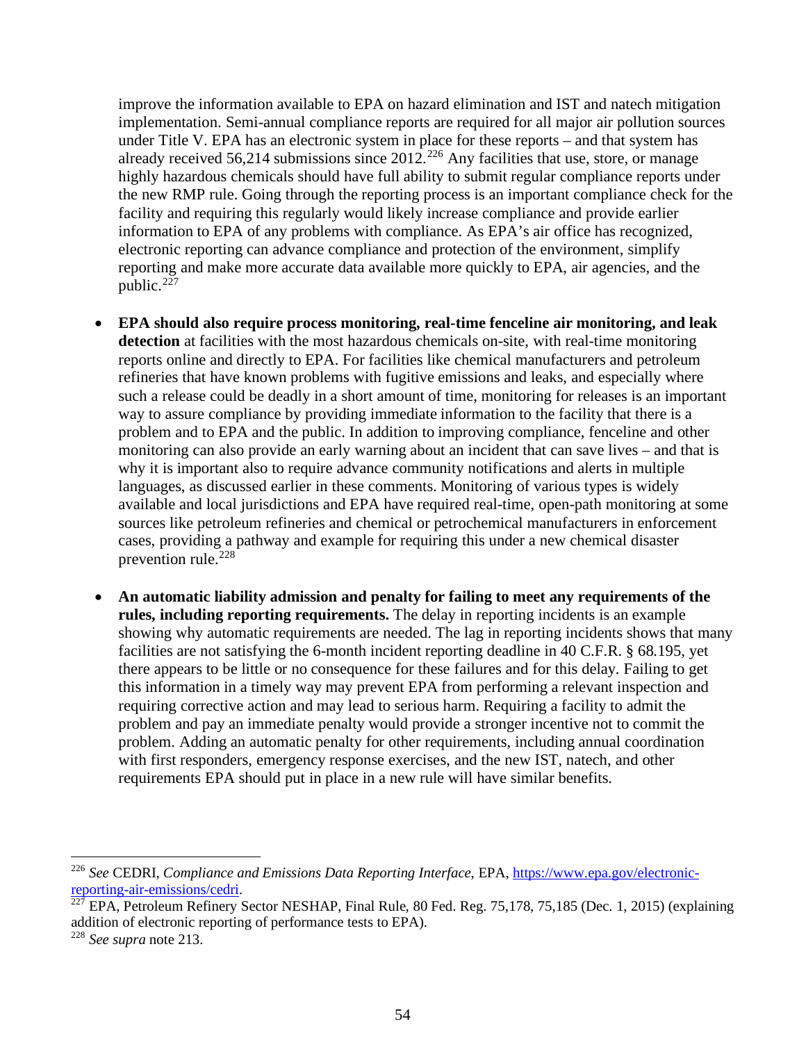improve the information available to EPA on hazard elimination and IST and natech mitigation implementation. Semi-annual compliance reports are required for all major air pollution sources under Title V. EPA has an electronic system in place for these reports – and that system has already received 56,214 submissions since 2012.[226] Any facilities that use, store, or manage highly hazardous chemicals should have full ability to submit regular compliance reports under the new RMP rule. Going through the reporting process is an important compliance check for the facility and requiring this regularly would likely increase compliance and provide earlier information to EPA of any problems with compliance. As EPA's air office has recognized, electronic reporting can advance compliance and protection of the environment, simplify reporting and make more accurate data available more quickly to EPA, air agencies, and the public.[227]

- **EPA should also require process monitoring, real-time fenceline air monitoring, and leak detection** at facilities with the most hazardous chemicals on-site, with real-time monitoring reports online and directly to EPA. For facilities like chemical manufacturers and petroleum refineries that have known problems with fugitive emissions and leaks, and especially where such a release could be deadly in a short amount of time, monitoring for releases is an important way to assure compliance by providing immediate information to the facility that there is a problem and to EPA and the public. In addition to improving compliance, fenceline and other monitoring can also provide an early warning about an incident that can save lives – and that is why it is important also to require advance community notifications and alerts in multiple languages, as discussed earlier in these comments. Monitoring of various types is widely available and local jurisdictions and EPA have required real-time, open-path monitoring at some sources like petroleum refineries and chemical or petrochemical manufacturers in enforcement cases, providing a pathway and example for requiring this under a new chemical disaster prevention rule.[228]

- **An automatic liability admission and penalty for failing to meet any requirements of the rules, including reporting requirements.** The delay in reporting incidents is an example showing why automatic requirements are needed. The lag in reporting incidents shows that many facilities are not satisfying the 6-month incident reporting deadline in 40 C.F.R. § 68.195, yet there appears to be little or no consequence for these failures and for this delay. Failing to get this information in a timely way may prevent EPA from performing a relevant inspection and requiring corrective action and may lead to serious harm. Requiring a facility to admit the problem and pay an immediate penalty would provide a stronger incentive not to commit the problem. Adding an automatic penalty for other requirements, including annual coordination with first responders, emergency response exercises, and the new IST, natech, and other requirements EPA should put in place in a new rule will have similar benefits.

---

[226] *See* CEDRI, *Compliance and Emissions Data Reporting Interface*, EPA, https://www.epa.gov/electronic-reporting-air-emissions/cedri.

[227] EPA, Petroleum Refinery Sector NESHAP, Final Rule, 80 Fed. Reg. 75,178, 75,185 (Dec. 1, 2015) (explaining addition of electronic reporting of performance tests to EPA).

[228] *See supra* note 213.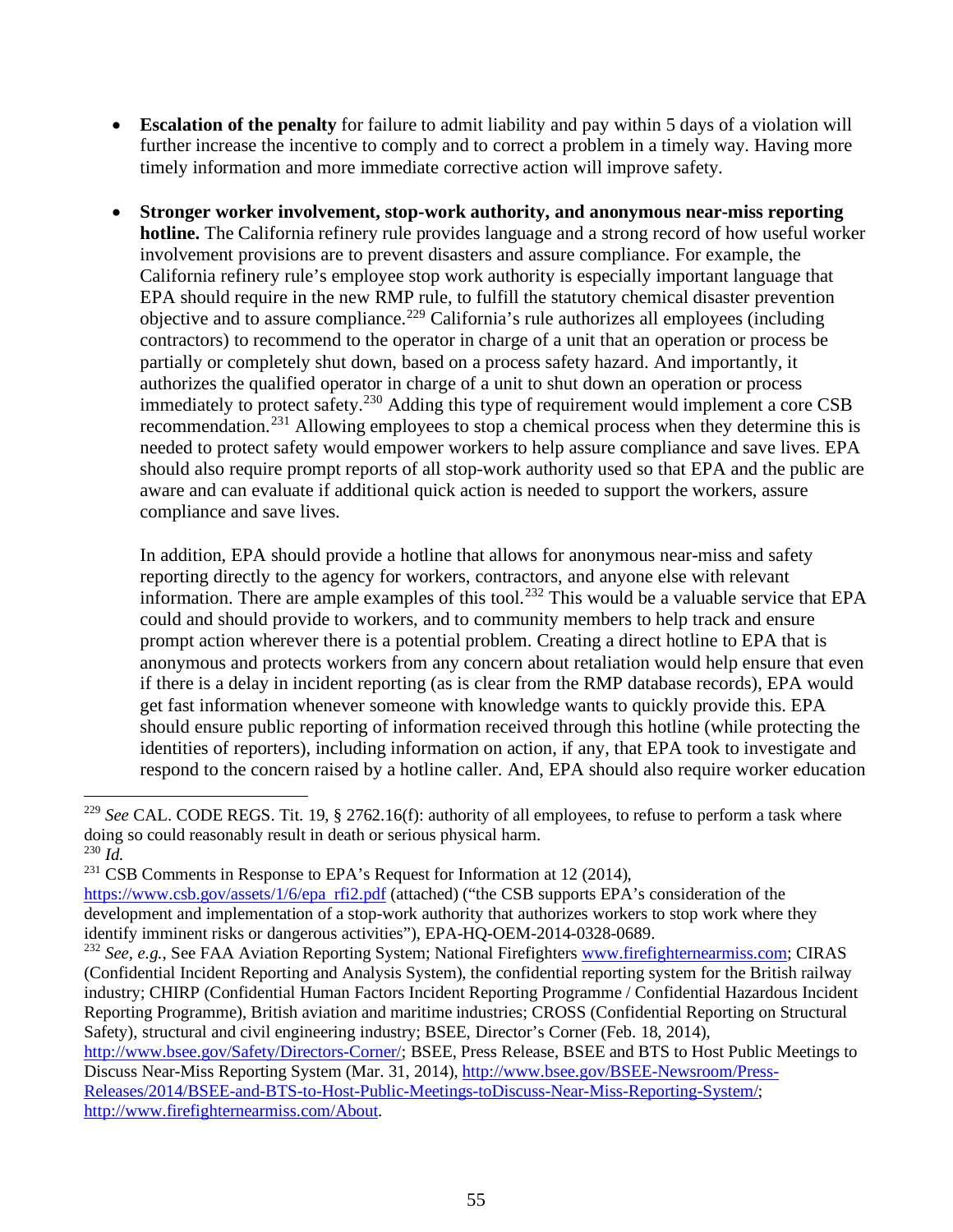- **Escalation of the penalty** for failure to admit liability and pay within 5 days of a violation will further increase the incentive to comply and to correct a problem in a timely way. Having more timely information and more immediate corrective action will improve safety.

- **Stronger worker involvement, stop-work authority, and anonymous near-miss reporting hotline.** The California refinery rule provides language and a strong record of how useful worker involvement provisions are to prevent disasters and assure compliance. For example, the California refinery rule's employee stop work authority is especially important language that EPA should require in the new RMP rule, to fulfill the statutory chemical disaster prevention objective and to assure compliance.[229] California's rule authorizes all employees (including contractors) to recommend to the operator in charge of a unit that an operation or process be partially or completely shut down, based on a process safety hazard. And importantly, it authorizes the qualified operator in charge of a unit to shut down an operation or process immediately to protect safety.[230] Adding this type of requirement would implement a core CSB recommendation.[231] Allowing employees to stop a chemical process when they determine this is needed to protect safety would empower workers to help assure compliance and save lives. EPA should also require prompt reports of all stop-work authority used so that EPA and the public are aware and can evaluate if additional quick action is needed to support the workers, assure compliance and save lives.

  In addition, EPA should provide a hotline that allows for anonymous near-miss and safety reporting directly to the agency for workers, contractors, and anyone else with relevant information. There are ample examples of this tool.[232] This would be a valuable service that EPA could and should provide to workers, and to community members to help track and ensure prompt action wherever there is a potential problem. Creating a direct hotline to EPA that is anonymous and protects workers from any concern about retaliation would help ensure that even if there is a delay in incident reporting (as is clear from the RMP database records), EPA would get fast information whenever someone with knowledge wants to quickly provide this. EPA should ensure public reporting of information received through this hotline (while protecting the identities of reporters), including information on action, if any, that EPA took to investigate and respond to the concern raised by a hotline caller. And, EPA should also require worker education

---

[229] *See* CAL. CODE REGS. Tit. 19, § 2762.16(f): authority of all employees, to refuse to perform a task where doing so could reasonably result in death or serious physical harm.

[230] *Id.*

[231] CSB Comments in Response to EPA's Request for Information at 12 (2014), https://www.csb.gov/assets/1/6/epa_rfi2.pdf (attached) ("the CSB supports EPA's consideration of the development and implementation of a stop-work authority that authorizes workers to stop work where they identify imminent risks or dangerous activities"), EPA-HQ-OEM-2014-0328-0689.

[232] *See, e.g.*, See FAA Aviation Reporting System; National Firefighters www.firefighternearmiss.com; CIRAS (Confidential Incident Reporting and Analysis System), the confidential reporting system for the British railway industry; CHIRP (Confidential Human Factors Incident Reporting Programme / Confidential Hazardous Incident Reporting Programme), British aviation and maritime industries; CROSS (Confidential Reporting on Structural Safety), structural and civil engineering industry; BSEE, Director's Corner (Feb. 18, 2014), http://www.bsee.gov/Safety/Directors-Corner/; BSEE, Press Release, BSEE and BTS to Host Public Meetings to Discuss Near-Miss Reporting System (Mar. 31, 2014), http://www.bsee.gov/BSEE-Newsroom/Press-Releases/2014/BSEE-and-BTS-to-Host-Public-Meetings-toDiscuss-Near-Miss-Reporting-System/; http://www.firefighternearmiss.com/About.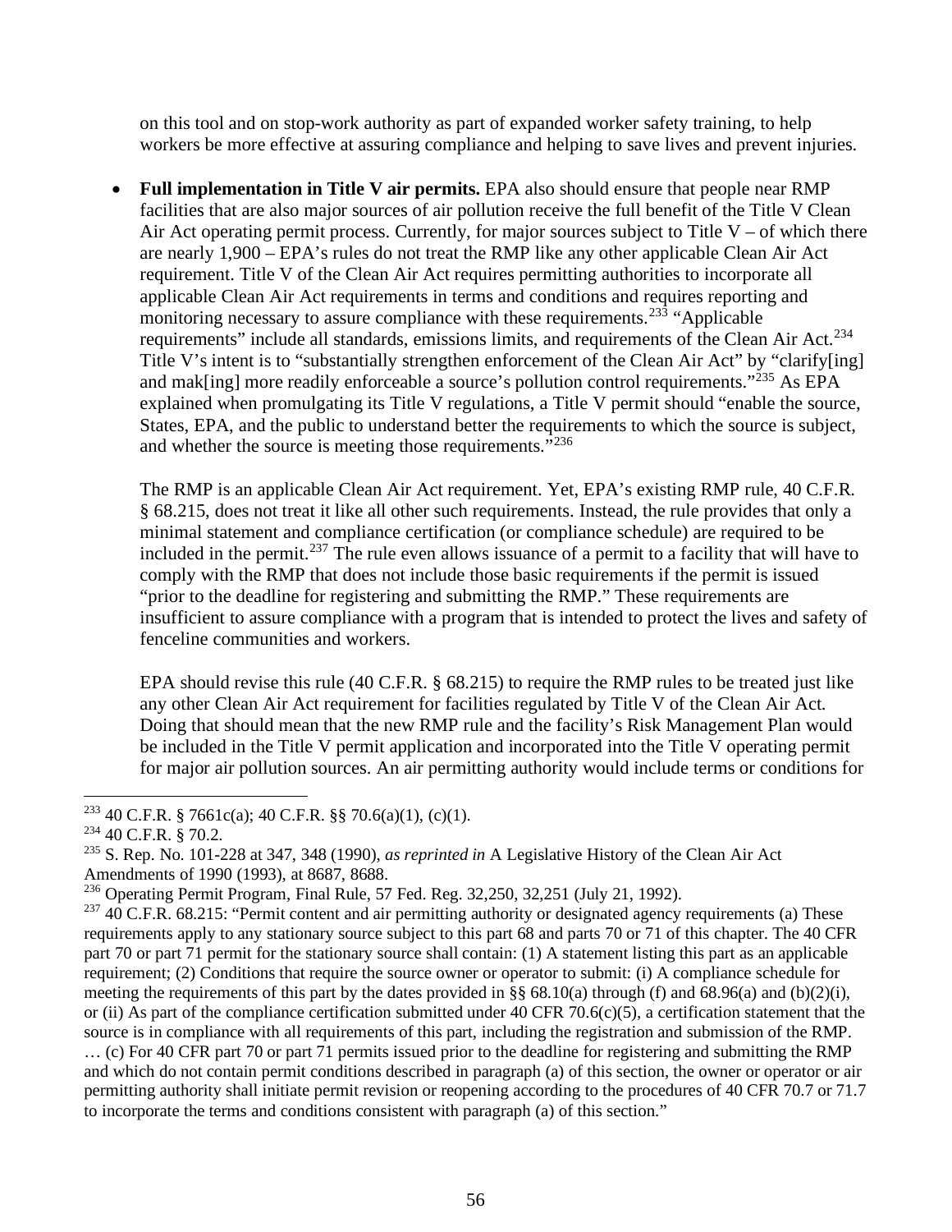on this tool and on stop-work authority as part of expanded worker safety training, to help workers be more effective at assuring compliance and helping to save lives and prevent injuries.

- **Full implementation in Title V air permits.** EPA also should ensure that people near RMP facilities that are also major sources of air pollution receive the full benefit of the Title V Clean Air Act operating permit process. Currently, for major sources subject to Title V – of which there are nearly 1,900 – EPA's rules do not treat the RMP like any other applicable Clean Air Act requirement. Title V of the Clean Air Act requires permitting authorities to incorporate all applicable Clean Air Act requirements in terms and conditions and requires reporting and monitoring necessary to assure compliance with these requirements.[233] "Applicable requirements" include all standards, emissions limits, and requirements of the Clean Air Act.[234] Title V's intent is to "substantially strengthen enforcement of the Clean Air Act" by "clarify[ing] and mak[ing] more readily enforceable a source's pollution control requirements."[235] As EPA explained when promulgating its Title V regulations, a Title V permit should "enable the source, States, EPA, and the public to understand better the requirements to which the source is subject, and whether the source is meeting those requirements."[236]

  The RMP is an applicable Clean Air Act requirement. Yet, EPA's existing RMP rule, 40 C.F.R. § 68.215, does not treat it like all other such requirements. Instead, the rule provides that only a minimal statement and compliance certification (or compliance schedule) are required to be included in the permit.[237] The rule even allows issuance of a permit to a facility that will have to comply with the RMP that does not include those basic requirements if the permit is issued "prior to the deadline for registering and submitting the RMP." These requirements are insufficient to assure compliance with a program that is intended to protect the lives and safety of fenceline communities and workers.

  EPA should revise this rule (40 C.F.R. § 68.215) to require the RMP rules to be treated just like any other Clean Air Act requirement for facilities regulated by Title V of the Clean Air Act. Doing that should mean that the new RMP rule and the facility's Risk Management Plan would be included in the Title V permit application and incorporated into the Title V operating permit for major air pollution sources. An air permitting authority would include terms or conditions for

---

[233] 40 C.F.R. § 7661c(a); 40 C.F.R. §§ 70.6(a)(1), (c)(1).

[234] 40 C.F.R. § 70.2.

[235] S. Rep. No. 101-228 at 347, 348 (1990), *as reprinted in* A Legislative History of the Clean Air Act Amendments of 1990 (1993), at 8687, 8688.

[236] Operating Permit Program, Final Rule, 57 Fed. Reg. 32,250, 32,251 (July 21, 1992).

[237] 40 C.F.R. 68.215: "Permit content and air permitting authority or designated agency requirements (a) These requirements apply to any stationary source subject to this part 68 and parts 70 or 71 of this chapter. The 40 CFR part 70 or part 71 permit for the stationary source shall contain: (1) A statement listing this part as an applicable requirement; (2) Conditions that require the source owner or operator to submit: (i) A compliance schedule for meeting the requirements of this part by the dates provided in §§ 68.10(a) through (f) and 68.96(a) and (b)(2)(i), or (ii) As part of the compliance certification submitted under 40 CFR 70.6(c)(5), a certification statement that the source is in compliance with all requirements of this part, including the registration and submission of the RMP. … (c) For 40 CFR part 70 or part 71 permits issued prior to the deadline for registering and submitting the RMP and which do not contain permit conditions described in paragraph (a) of this section, the owner or operator or air permitting authority shall initiate permit revision or reopening according to the procedures of 40 CFR 70.7 or 71.7 to incorporate the terms and conditions consistent with paragraph (a) of this section."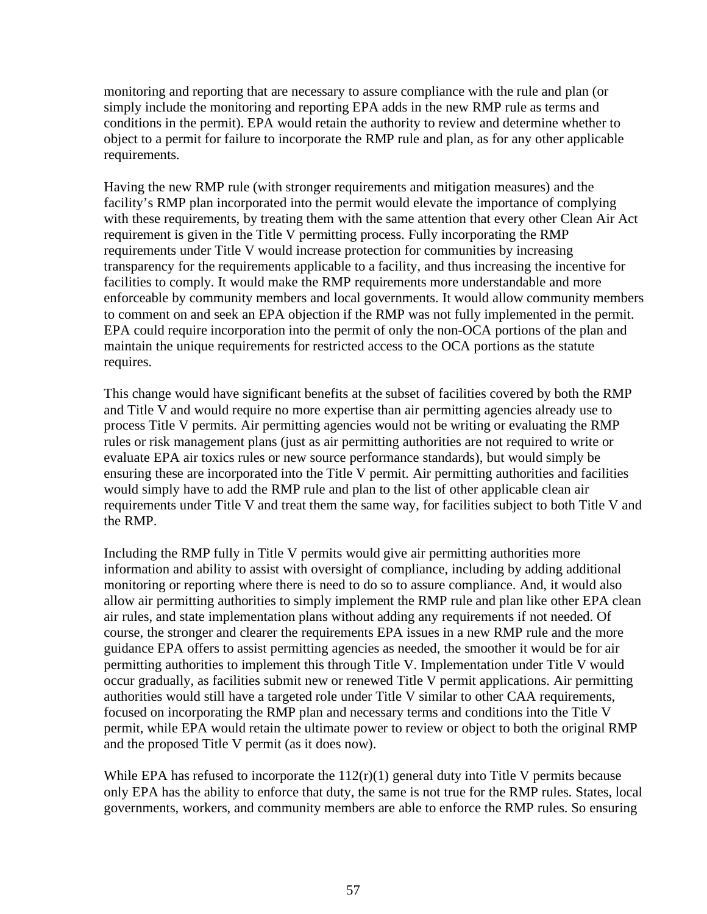monitoring and reporting that are necessary to assure compliance with the rule and plan (or simply include the monitoring and reporting EPA adds in the new RMP rule as terms and conditions in the permit). EPA would retain the authority to review and determine whether to object to a permit for failure to incorporate the RMP rule and plan, as for any other applicable requirements.

Having the new RMP rule (with stronger requirements and mitigation measures) and the facility's RMP plan incorporated into the permit would elevate the importance of complying with these requirements, by treating them with the same attention that every other Clean Air Act requirement is given in the Title V permitting process. Fully incorporating the RMP requirements under Title V would increase protection for communities by increasing transparency for the requirements applicable to a facility, and thus increasing the incentive for facilities to comply. It would make the RMP requirements more understandable and more enforceable by community members and local governments. It would allow community members to comment on and seek an EPA objection if the RMP was not fully implemented in the permit. EPA could require incorporation into the permit of only the non-OCA portions of the plan and maintain the unique requirements for restricted access to the OCA portions as the statute requires.

This change would have significant benefits at the subset of facilities covered by both the RMP and Title V and would require no more expertise than air permitting agencies already use to process Title V permits. Air permitting agencies would not be writing or evaluating the RMP rules or risk management plans (just as air permitting authorities are not required to write or evaluate EPA air toxics rules or new source performance standards), but would simply be ensuring these are incorporated into the Title V permit. Air permitting authorities and facilities would simply have to add the RMP rule and plan to the list of other applicable clean air requirements under Title V and treat them the same way, for facilities subject to both Title V and the RMP.

Including the RMP fully in Title V permits would give air permitting authorities more information and ability to assist with oversight of compliance, including by adding additional monitoring or reporting where there is need to do so to assure compliance. And, it would also allow air permitting authorities to simply implement the RMP rule and plan like other EPA clean air rules, and state implementation plans without adding any requirements if not needed. Of course, the stronger and clearer the requirements EPA issues in a new RMP rule and the more guidance EPA offers to assist permitting agencies as needed, the smoother it would be for air permitting authorities to implement this through Title V. Implementation under Title V would occur gradually, as facilities submit new or renewed Title V permit applications. Air permitting authorities would still have a targeted role under Title V similar to other CAA requirements, focused on incorporating the RMP plan and necessary terms and conditions into the Title V permit, while EPA would retain the ultimate power to review or object to both the original RMP and the proposed Title V permit (as it does now).

While EPA has refused to incorporate the 112(r)(1) general duty into Title V permits because only EPA has the ability to enforce that duty, the same is not true for the RMP rules. States, local governments, workers, and community members are able to enforce the RMP rules. So ensuring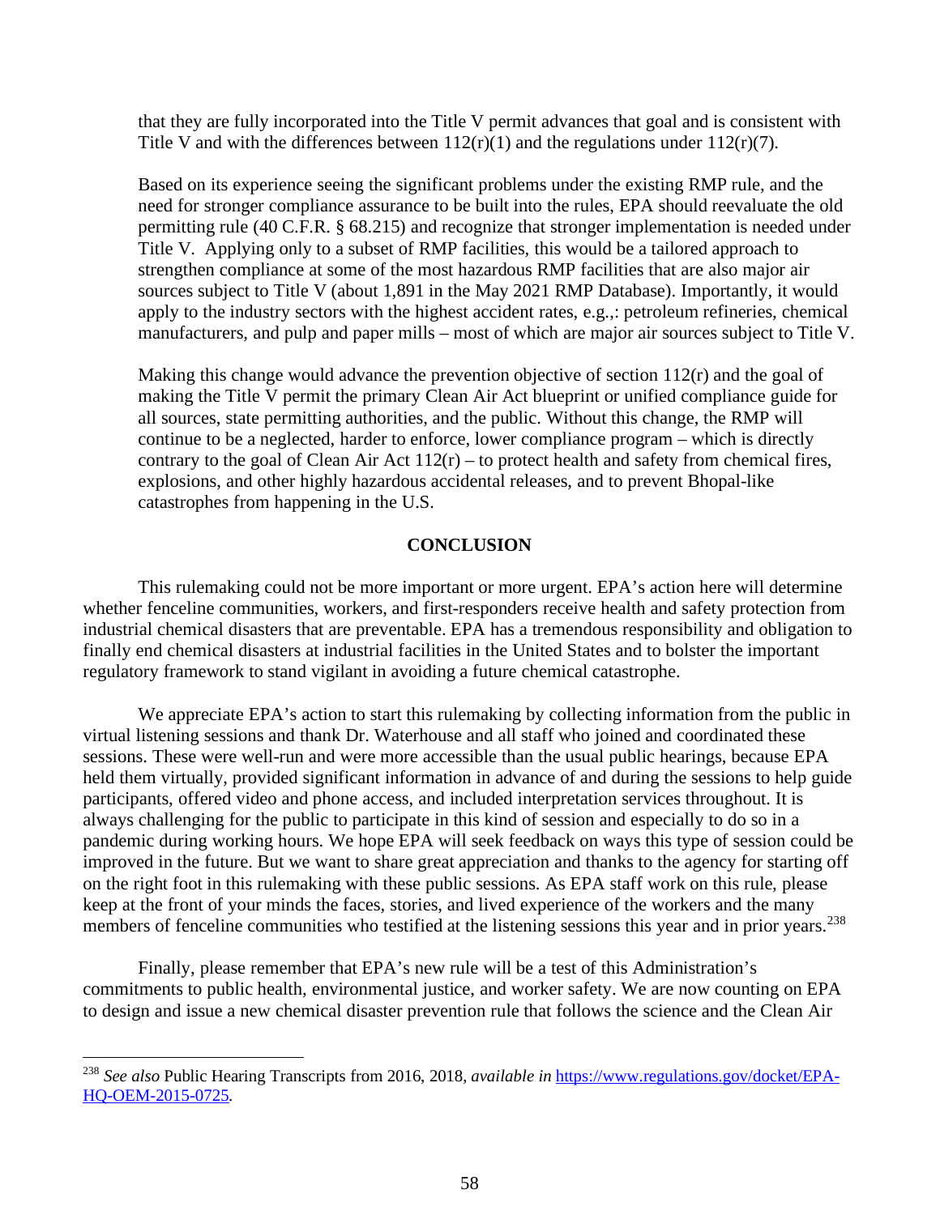that they are fully incorporated into the Title V permit advances that goal and is consistent with Title V and with the differences between 112(r)(1) and the regulations under 112(r)(7).

Based on its experience seeing the significant problems under the existing RMP rule, and the need for stronger compliance assurance to be built into the rules, EPA should reevaluate the old permitting rule (40 C.F.R. § 68.215) and recognize that stronger implementation is needed under Title V. Applying only to a subset of RMP facilities, this would be a tailored approach to strengthen compliance at some of the most hazardous RMP facilities that are also major air sources subject to Title V (about 1,891 in the May 2021 RMP Database). Importantly, it would apply to the industry sectors with the highest accident rates, e.g.,: petroleum refineries, chemical manufacturers, and pulp and paper mills – most of which are major air sources subject to Title V.

Making this change would advance the prevention objective of section 112(r) and the goal of making the Title V permit the primary Clean Air Act blueprint or unified compliance guide for all sources, state permitting authorities, and the public. Without this change, the RMP will continue to be a neglected, harder to enforce, lower compliance program – which is directly contrary to the goal of Clean Air Act 112(r) – to protect health and safety from chemical fires, explosions, and other highly hazardous accidental releases, and to prevent Bhopal-like catastrophes from happening in the U.S.

## CONCLUSION

This rulemaking could not be more important or more urgent. EPA's action here will determine whether fenceline communities, workers, and first-responders receive health and safety protection from industrial chemical disasters that are preventable. EPA has a tremendous responsibility and obligation to finally end chemical disasters at industrial facilities in the United States and to bolster the important regulatory framework to stand vigilant in avoiding a future chemical catastrophe.

We appreciate EPA's action to start this rulemaking by collecting information from the public in virtual listening sessions and thank Dr. Waterhouse and all staff who joined and coordinated these sessions. These were well-run and were more accessible than the usual public hearings, because EPA held them virtually, provided significant information in advance of and during the sessions to help guide participants, offered video and phone access, and included interpretation services throughout. It is always challenging for the public to participate in this kind of session and especially to do so in a pandemic during working hours. We hope EPA will seek feedback on ways this type of session could be improved in the future. But we want to share great appreciation and thanks to the agency for starting off on the right foot in this rulemaking with these public sessions. As EPA staff work on this rule, please keep at the front of your minds the faces, stories, and lived experience of the workers and the many members of fenceline communities who testified at the listening sessions this year and in prior years.[238]

Finally, please remember that EPA's new rule will be a test of this Administration's commitments to public health, environmental justice, and worker safety. We are now counting on EPA to design and issue a new chemical disaster prevention rule that follows the science and the Clean Air

---

[238] *See also* Public Hearing Transcripts from 2016, 2018, *available in* https://www.regulations.gov/docket/EPA-HQ-OEM-2015-0725.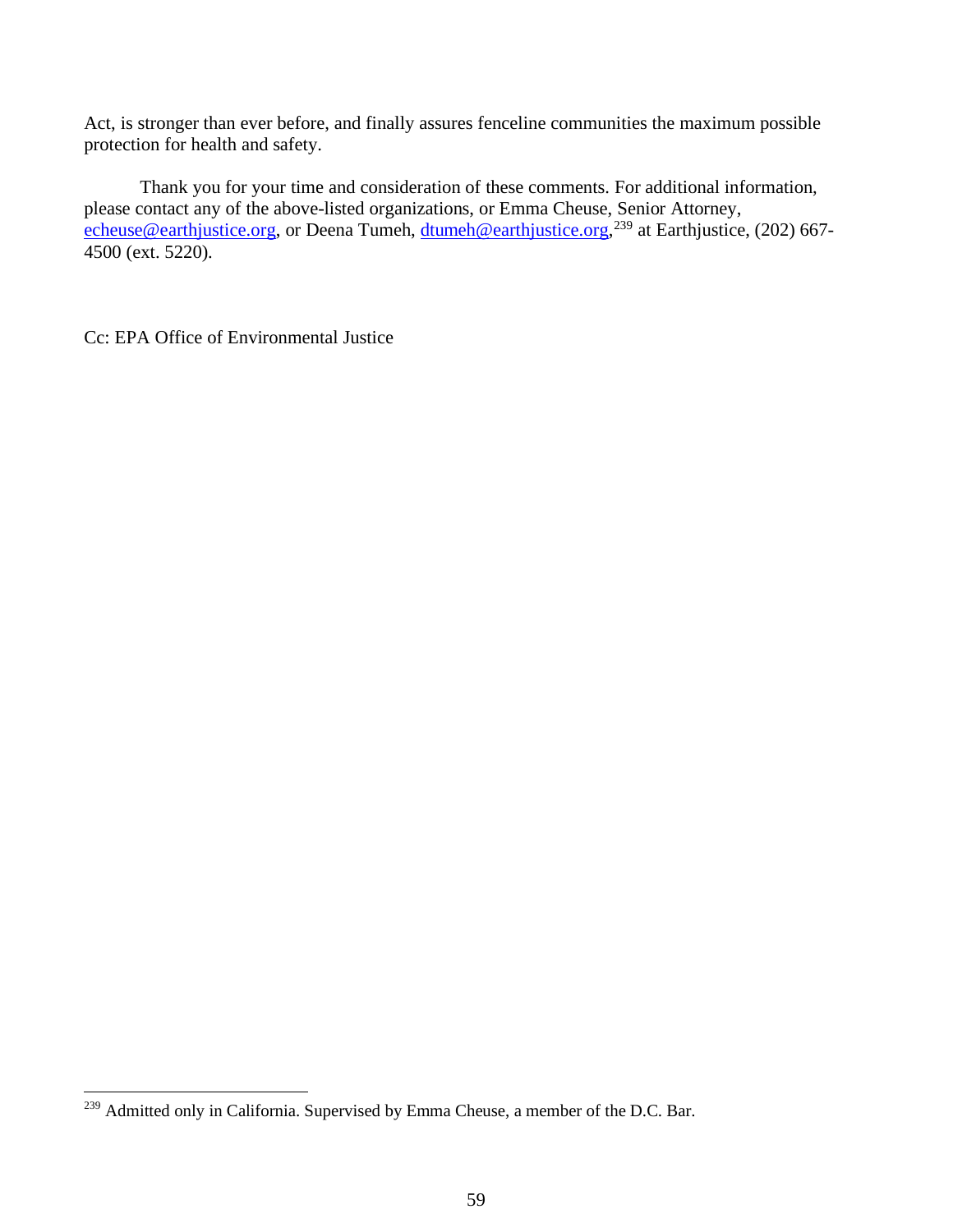Act, is stronger than ever before, and finally assures fenceline communities the maximum possible protection for health and safety.

Thank you for your time and consideration of these comments. For additional information, please contact any of the above-listed organizations, or Emma Cheuse, Senior Attorney, echeuse@earthjustice.org, or Deena Tumeh, dtumeh@earthjustice.org,[239] at Earthjustice, (202) 667-4500 (ext. 5220).

Cc: EPA Office of Environmental Justice

---

[239] Admitted only in California. Supervised by Emma Cheuse, a member of the D.C. Bar.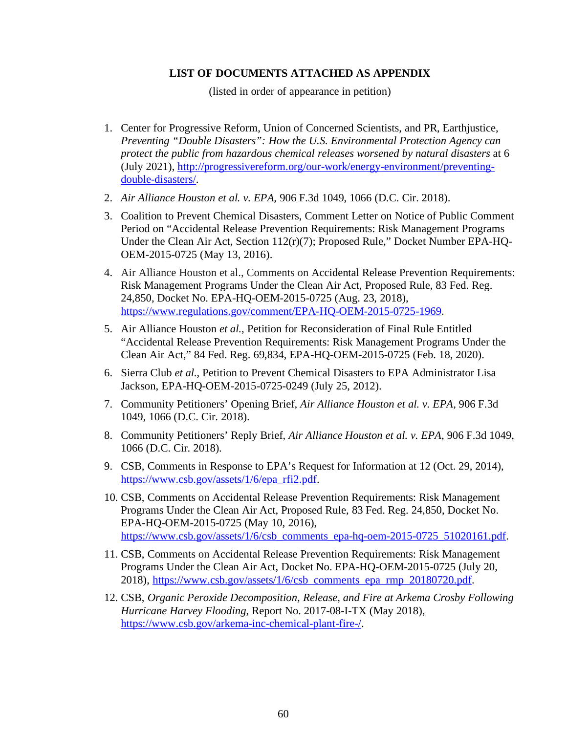**LIST OF DOCUMENTS ATTACHED AS APPENDIX**

(listed in order of appearance in petition)

1. Center for Progressive Reform, Union of Concerned Scientists, and PR, Earthjustice, *Preventing "Double Disasters": How the U.S. Environmental Protection Agency can protect the public from hazardous chemical releases worsened by natural disasters* at 6 (July 2021), [http://progressivereform.org/our-work/energy-environment/preventing-double-disasters/](http://progressivereform.org/our-work/energy-environment/preventing-double-disasters/).
2. *Air Alliance Houston et al. v. EPA*, 906 F.3d 1049, 1066 (D.C. Cir. 2018).
3. Coalition to Prevent Chemical Disasters, Comment Letter on Notice of Public Comment Period on "Accidental Release Prevention Requirements: Risk Management Programs Under the Clean Air Act, Section 112(r)(7); Proposed Rule," Docket Number EPA-HQ-OEM-2015-0725 (May 13, 2016).
4. Air Alliance Houston et al., Comments on Accidental Release Prevention Requirements: Risk Management Programs Under the Clean Air Act, Proposed Rule, 83 Fed. Reg. 24,850, Docket No. EPA-HQ-OEM-2015-0725 (Aug. 23, 2018), [https://www.regulations.gov/comment/EPA-HQ-OEM-2015-0725-1969](https://www.regulations.gov/comment/EPA-HQ-OEM-2015-0725-1969).
5. Air Alliance Houston *et al.*, Petition for Reconsideration of Final Rule Entitled "Accidental Release Prevention Requirements: Risk Management Programs Under the Clean Air Act," 84 Fed. Reg. 69,834, EPA-HQ-OEM-2015-0725 (Feb. 18, 2020).
6. Sierra Club *et al.*, Petition to Prevent Chemical Disasters to EPA Administrator Lisa Jackson, EPA-HQ-OEM-2015-0725-0249 (July 25, 2012).
7. Community Petitioners' Opening Brief, *Air Alliance Houston et al. v. EPA*, 906 F.3d 1049, 1066 (D.C. Cir. 2018).
8. Community Petitioners' Reply Brief, *Air Alliance Houston et al. v. EPA*, 906 F.3d 1049, 1066 (D.C. Cir. 2018).
9. CSB, Comments in Response to EPA's Request for Information at 12 (Oct. 29, 2014), [https://www.csb.gov/assets/1/6/epa_rfi2.pdf](https://www.csb.gov/assets/1/6/epa_rfi2.pdf).
10. CSB, Comments on Accidental Release Prevention Requirements: Risk Management Programs Under the Clean Air Act, Proposed Rule, 83 Fed. Reg. 24,850, Docket No. EPA-HQ-OEM-2015-0725 (May 10, 2016), [https://www.csb.gov/assets/1/6/csb_comments_epa-hq-oem-2015-0725_51020161.pdf](https://www.csb.gov/assets/1/6/csb_comments_epa-hq-oem-2015-0725_51020161.pdf).
11. CSB, Comments on Accidental Release Prevention Requirements: Risk Management Programs Under the Clean Air Act, Docket No. EPA-HQ-OEM-2015-0725 (July 20, 2018), [https://www.csb.gov/assets/1/6/csb_comments_epa_rmp_20180720.pdf](https://www.csb.gov/assets/1/6/csb_comments_epa_rmp_20180720.pdf).
12. CSB, *Organic Peroxide Decomposition, Release, and Fire at Arkema Crosby Following Hurricane Harvey Flooding*, Report No. 2017-08-I-TX (May 2018), [https://www.csb.gov/arkema-inc-chemical-plant-fire-/](https://www.csb.gov/arkema-inc-chemical-plant-fire-/).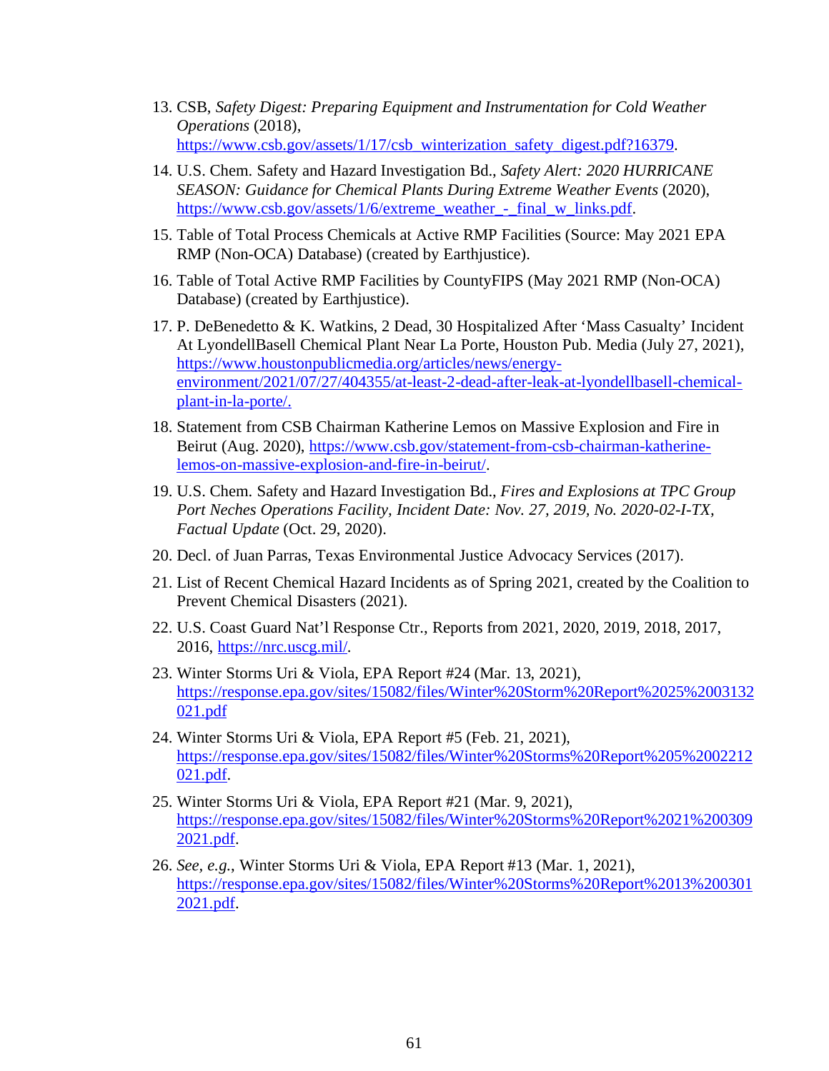13. CSB, *Safety Digest: Preparing Equipment and Instrumentation for Cold Weather Operations* (2018), https://www.csb.gov/assets/1/17/csb_winterization_safety_digest.pdf?16379.

14. U.S. Chem. Safety and Hazard Investigation Bd., *Safety Alert: 2020 HURRICANE SEASON: Guidance for Chemical Plants During Extreme Weather Events* (2020), https://www.csb.gov/assets/1/6/extreme_weather_-_final_w_links.pdf.

15. Table of Total Process Chemicals at Active RMP Facilities (Source: May 2021 EPA RMP (Non-OCA) Database) (created by Earthjustice).

16. Table of Total Active RMP Facilities by CountyFIPS (May 2021 RMP (Non-OCA) Database) (created by Earthjustice).

17. P. DeBenedetto & K. Watkins, 2 Dead, 30 Hospitalized After 'Mass Casualty' Incident At LyondellBasell Chemical Plant Near La Porte, Houston Pub. Media (July 27, 2021), https://www.houstonpublicmedia.org/articles/news/energy-environment/2021/07/27/404355/at-least-2-dead-after-leak-at-lyondellbasell-chemical-plant-in-la-porte/.

18. Statement from CSB Chairman Katherine Lemos on Massive Explosion and Fire in Beirut (Aug. 2020), https://www.csb.gov/statement-from-csb-chairman-katherine-lemos-on-massive-explosion-and-fire-in-beirut/.

19. U.S. Chem. Safety and Hazard Investigation Bd., *Fires and Explosions at TPC Group Port Neches Operations Facility, Incident Date: Nov. 27, 2019, No. 2020-02-I-TX, Factual Update* (Oct. 29, 2020).

20. Decl. of Juan Parras, Texas Environmental Justice Advocacy Services (2017).

21. List of Recent Chemical Hazard Incidents as of Spring 2021, created by the Coalition to Prevent Chemical Disasters (2021).

22. U.S. Coast Guard Nat'l Response Ctr., Reports from 2021, 2020, 2019, 2018, 2017, 2016, https://nrc.uscg.mil/.

23. Winter Storms Uri & Viola, EPA Report #24 (Mar. 13, 2021), https://response.epa.gov/sites/15082/files/Winter%20Storm%20Report%2025%2003132021.pdf

24. Winter Storms Uri & Viola, EPA Report #5 (Feb. 21, 2021), https://response.epa.gov/sites/15082/files/Winter%20Storms%20Report%205%2002212021.pdf.

25. Winter Storms Uri & Viola, EPA Report #21 (Mar. 9, 2021), https://response.epa.gov/sites/15082/files/Winter%20Storms%20Report%2021%2003092021.pdf.

26. *See, e.g.*, Winter Storms Uri & Viola, EPA Report #13 (Mar. 1, 2021), https://response.epa.gov/sites/15082/files/Winter%20Storms%20Report%2013%2003012021.pdf.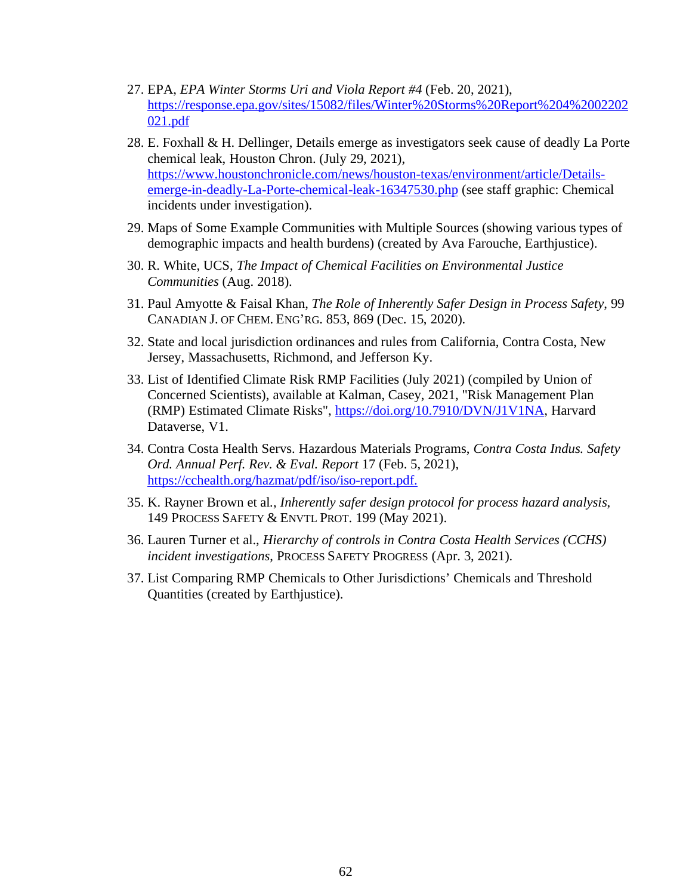27. EPA, *EPA Winter Storms Uri and Viola Report #4* (Feb. 20, 2021), [https://response.epa.gov/sites/15082/files/Winter%20Storms%20Report%204%2002202021.pdf](https://response.epa.gov/sites/15082/files/Winter%20Storms%20Report%204%2002202021.pdf)

28. E. Foxhall & H. Dellinger, Details emerge as investigators seek cause of deadly La Porte chemical leak, Houston Chron. (July 29, 2021), [https://www.houstonchronicle.com/news/houston-texas/environment/article/Details-emerge-in-deadly-La-Porte-chemical-leak-16347530.php](https://www.houstonchronicle.com/news/houston-texas/environment/article/Details-emerge-in-deadly-La-Porte-chemical-leak-16347530.php) (see staff graphic: Chemical incidents under investigation).

29. Maps of Some Example Communities with Multiple Sources (showing various types of demographic impacts and health burdens) (created by Ava Farouche, Earthjustice).

30. R. White, UCS, *The Impact of Chemical Facilities on Environmental Justice Communities* (Aug. 2018).

31. Paul Amyotte & Faisal Khan, *The Role of Inherently Safer Design in Process Safety*, 99 CANADIAN J. OF CHEM. ENG'RG. 853, 869 (Dec. 15, 2020).

32. State and local jurisdiction ordinances and rules from California, Contra Costa, New Jersey, Massachusetts, Richmond, and Jefferson Ky.

33. List of Identified Climate Risk RMP Facilities (July 2021) (compiled by Union of Concerned Scientists), available at Kalman, Casey, 2021, "Risk Management Plan (RMP) Estimated Climate Risks", [https://doi.org/10.7910/DVN/J1V1NA](https://doi.org/10.7910/DVN/J1V1NA), Harvard Dataverse, V1.

34. Contra Costa Health Servs. Hazardous Materials Programs, *Contra Costa Indus. Safety Ord. Annual Perf. Rev. & Eval. Report* 17 (Feb. 5, 2021), [https://cchealth.org/hazmat/pdf/iso/iso-report.pdf.](https://cchealth.org/hazmat/pdf/iso/iso-report.pdf)

35. K. Rayner Brown et al., *Inherently safer design protocol for process hazard analysis*, 149 PROCESS SAFETY & ENVTL PROT. 199 (May 2021).

36. Lauren Turner et al., *Hierarchy of controls in Contra Costa Health Services (CCHS) incident investigations*, PROCESS SAFETY PROGRESS (Apr. 3, 2021).

37. List Comparing RMP Chemicals to Other Jurisdictions' Chemicals and Threshold Quantities (created by Earthjustice).